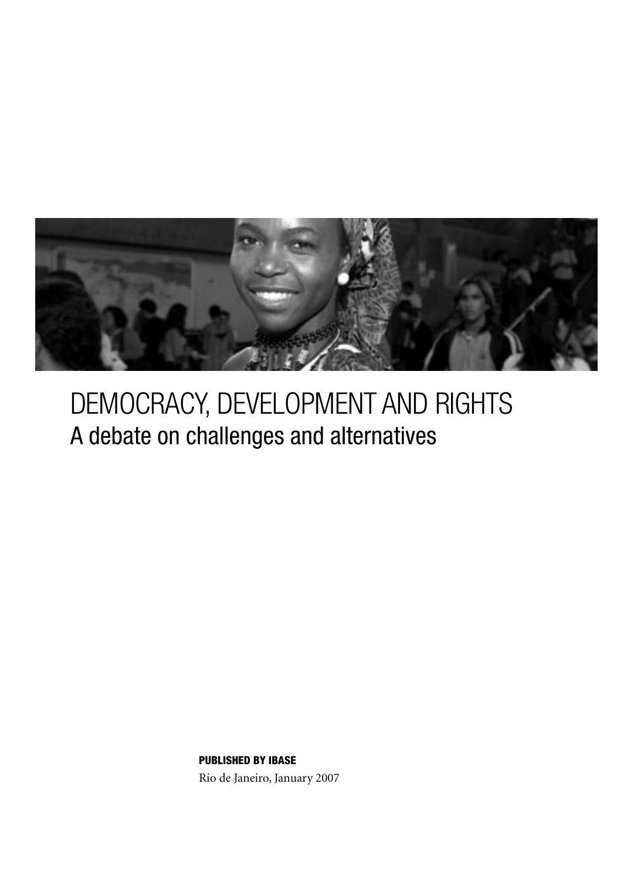# DEMOCRACY, DEVELOPMENT AND RIGHTS

## A debate on challenges and alternatives

**PUBLISHED BY IBASE**

Rio de Janeiro, January 2007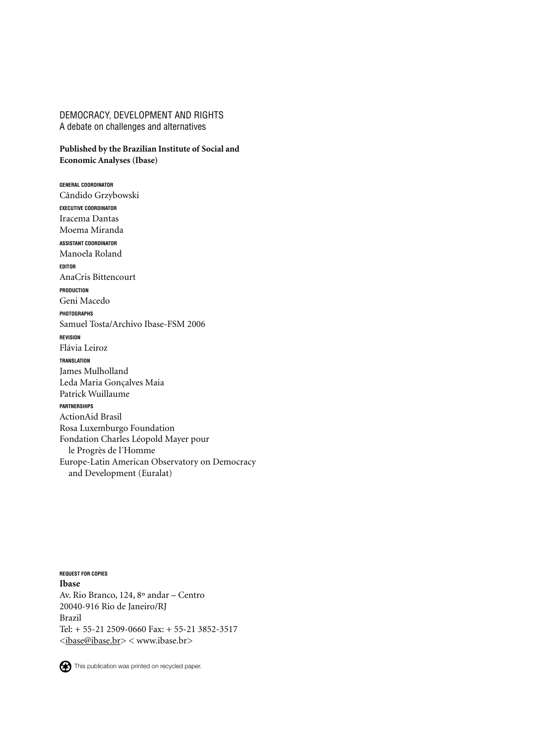DEMOCRACY, DEVELOPMENT AND RIGHTS
A debate on challenges and alternatives

**Published by the Brazilian Institute of Social and Economic Analyses (Ibase)**

**GENERAL COORDINATOR**
Cândido Grzybowski

**EXECUTIVE COORDINATOR**
Iracema Dantas
Moema Miranda

**ASSISTANT COORDINATOR**
Manoela Roland

**EDITOR**
AnaCris Bittencourt

**PRODUCTION**
Geni Macedo

**PHOTOGRAPHS**
Samuel Tosta/Archivo Ibase-FSM 2006

**REVISION**
Flávia Leiroz

**TRANSLATION**
James Mulholland
Leda Maria Gonçalves Maia
Patrick Wuillaume

**PARTNERSHIPS**
ActionAid Brasil
Rosa Luxemburgo Foundation
Fondation Charles Léopold Mayer pour le Progrès de l´Homme
Europe-Latin American Observatory on Democracy and Development (Euralat)

**REQUEST FOR COPIES**
**Ibase**
Av. Rio Branco, 124, 8º andar – Centro
20040-916 Rio de Janeiro/RJ
Brazil
Tel: + 55-21 2509-0660 Fax: + 55-21 3852-3517
<ibase@ibase.br> < www.ibase.br>

This publication was printed on recycled paper.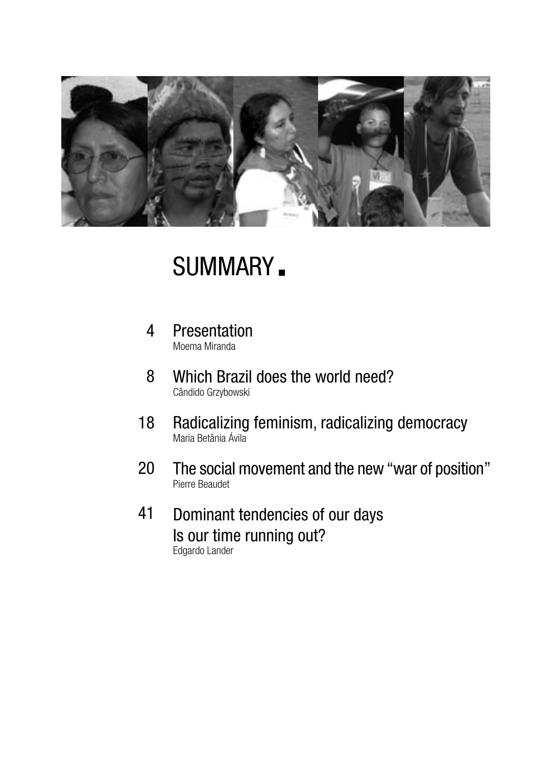# SUMMARY

4 Presentation
Moema Miranda

8 Which Brazil does the world need?
Cândido Grzybowski

18 Radicalizing feminism, radicalizing democracy
Maria Betânia Ávila

20 The social movement and the new "war of position"
Pierre Beaudet

41 Dominant tendencies of our days
Is our time running out?
Edgardo Lander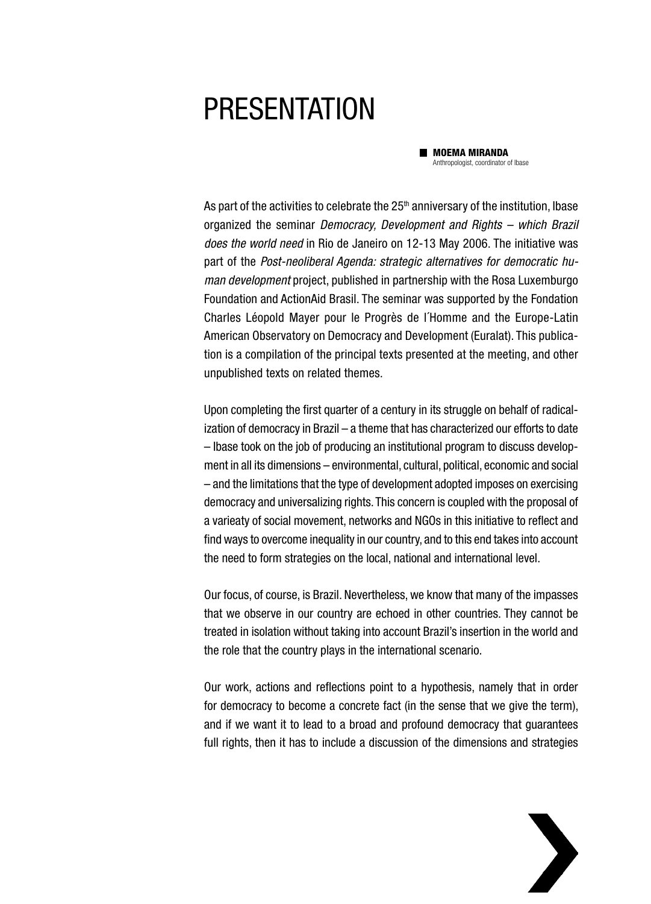# PRESENTATION

**MOEMA MIRANDA**
Anthropologist, coordinator of Ibase

As part of the activities to celebrate the 25th anniversary of the institution, Ibase organized the seminar *Democracy, Development and Rights – which Brazil does the world need* in Rio de Janeiro on 12-13 May 2006. The initiative was part of the *Post-neoliberal Agenda: strategic alternatives for democratic human development* project, published in partnership with the Rosa Luxemburgo Foundation and ActionAid Brasil. The seminar was supported by the Fondation Charles Léopold Mayer pour le Progrès de l´Homme and the Europe-Latin American Observatory on Democracy and Development (Euralat). This publication is a compilation of the principal texts presented at the meeting, and other unpublished texts on related themes.

Upon completing the first quarter of a century in its struggle on behalf of radicalization of democracy in Brazil – a theme that has characterized our efforts to date – Ibase took on the job of producing an institutional program to discuss development in all its dimensions – environmental, cultural, political, economic and social – and the limitations that the type of development adopted imposes on exercising democracy and universalizing rights. This concern is coupled with the proposal of a varieaty of social movement, networks and NGOs in this initiative to reflect and find ways to overcome inequality in our country, and to this end takes into account the need to form strategies on the local, national and international level.

Our focus, of course, is Brazil. Nevertheless, we know that many of the impasses that we observe in our country are echoed in other countries. They cannot be treated in isolation without taking into account Brazil's insertion in the world and the role that the country plays in the international scenario.

Our work, actions and reflections point to a hypothesis, namely that in order for democracy to become a concrete fact (in the sense that we give the term), and if we want it to lead to a broad and profound democracy that guarantees full rights, then it has to include a discussion of the dimensions and strategies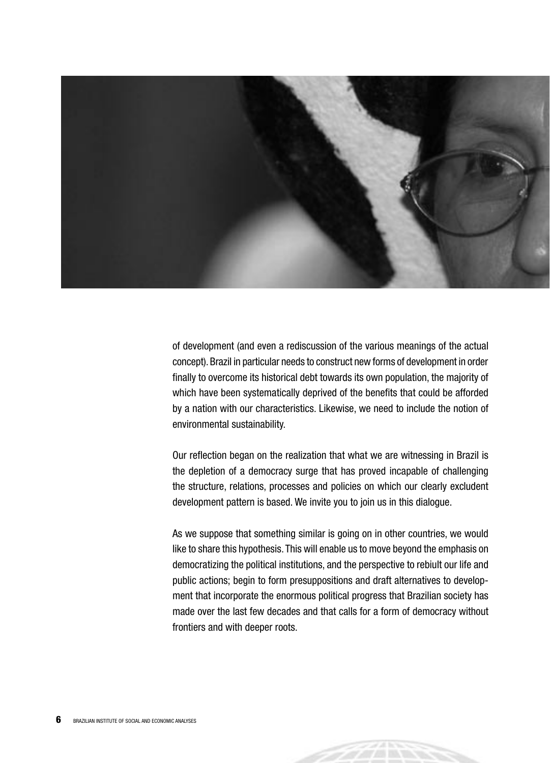of development (and even a rediscussion of the various meanings of the actual concept). Brazil in particular needs to construct new forms of development in order finally to overcome its historical debt towards its own population, the majority of which have been systematically deprived of the benefits that could be afforded by a nation with our characteristics. Likewise, we need to include the notion of environmental sustainability.

Our reflection began on the realization that what we are witnessing in Brazil is the depletion of a democracy surge that has proved incapable of challenging the structure, relations, processes and policies on which our clearly excludent development pattern is based. We invite you to join us in this dialogue.

As we suppose that something similar is going on in other countries, we would like to share this hypothesis. This will enable us to move beyond the emphasis on democratizing the political institutions, and the perspective to rebiult our life and public actions; begin to form presuppositions and draft alternatives to development that incorporate the enormous political progress that Brazilian society has made over the last few decades and that calls for a form of democracy without frontiers and with deeper roots.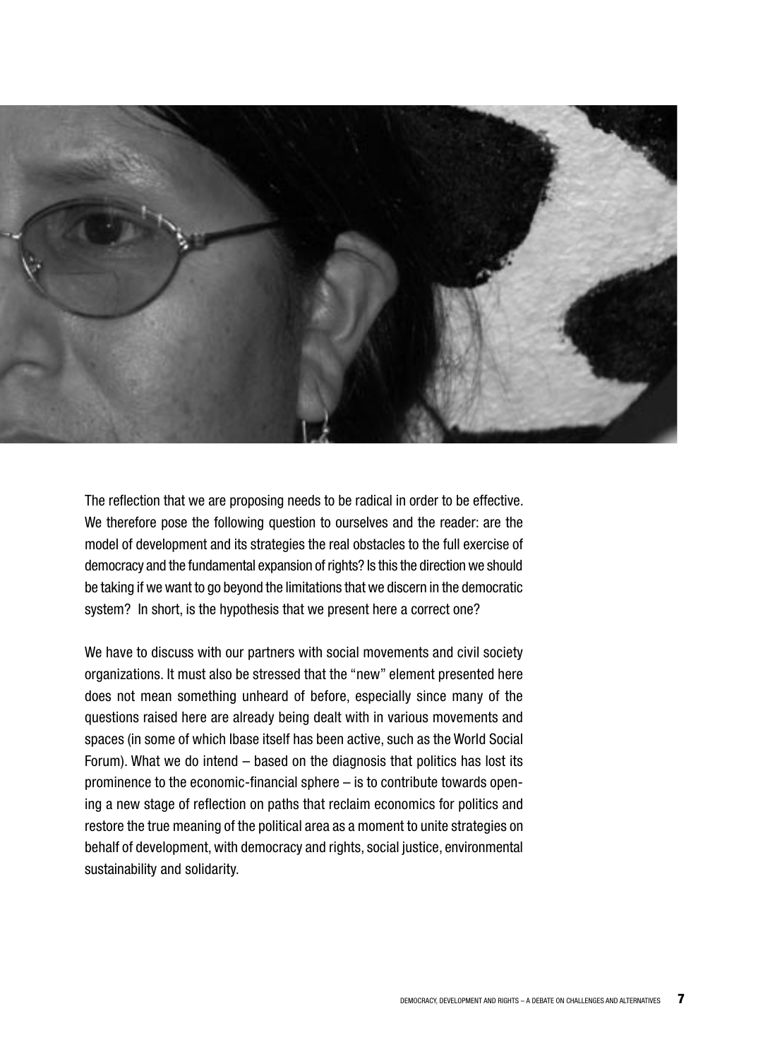The reflection that we are proposing needs to be radical in order to be effective. We therefore pose the following question to ourselves and the reader: are the model of development and its strategies the real obstacles to the full exercise of democracy and the fundamental expansion of rights? Is this the direction we should be taking if we want to go beyond the limitations that we discern in the democratic system? In short, is the hypothesis that we present here a correct one?

We have to discuss with our partners with social movements and civil society organizations. It must also be stressed that the "new" element presented here does not mean something unheard of before, especially since many of the questions raised here are already being dealt with in various movements and spaces (in some of which Ibase itself has been active, such as the World Social Forum). What we do intend – based on the diagnosis that politics has lost its prominence to the economic-financial sphere – is to contribute towards opening a new stage of reflection on paths that reclaim economics for politics and restore the true meaning of the political area as a moment to unite strategies on behalf of development, with democracy and rights, social justice, environmental sustainability and solidarity.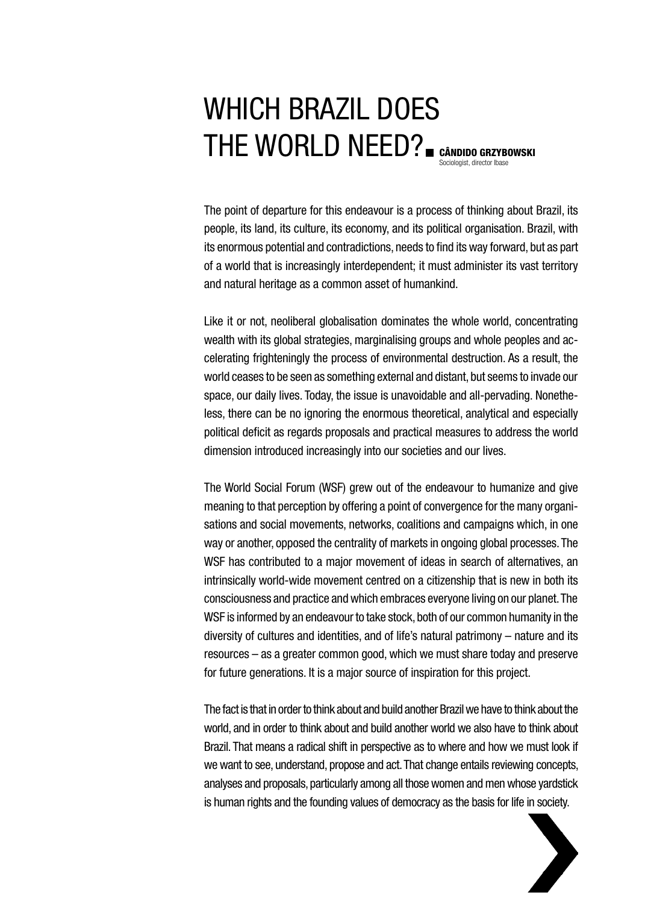# WHICH BRAZIL DOES THE WORLD NEED?

**CÂNDIDO GRZYBOWSKI**
Sociologist, director Ibase

The point of departure for this endeavour is a process of thinking about Brazil, its people, its land, its culture, its economy, and its political organisation. Brazil, with its enormous potential and contradictions, needs to find its way forward, but as part of a world that is increasingly interdependent; it must administer its vast territory and natural heritage as a common asset of humankind.

Like it or not, neoliberal globalisation dominates the whole world, concentrating wealth with its global strategies, marginalising groups and whole peoples and accelerating frighteningly the process of environmental destruction. As a result, the world ceases to be seen as something external and distant, but seems to invade our space, our daily lives. Today, the issue is unavoidable and all-pervading. Nonetheless, there can be no ignoring the enormous theoretical, analytical and especially political deficit as regards proposals and practical measures to address the world dimension introduced increasingly into our societies and our lives.

The World Social Forum (WSF) grew out of the endeavour to humanize and give meaning to that perception by offering a point of convergence for the many organisations and social movements, networks, coalitions and campaigns which, in one way or another, opposed the centrality of markets in ongoing global processes. The WSF has contributed to a major movement of ideas in search of alternatives, an intrinsically world-wide movement centred on a citizenship that is new in both its consciousness and practice and which embraces everyone living on our planet. The WSF is informed by an endeavour to take stock, both of our common humanity in the diversity of cultures and identities, and of life's natural patrimony – nature and its resources – as a greater common good, which we must share today and preserve for future generations. It is a major source of inspiration for this project.

The fact is that in order to think about and build another Brazil we have to think about the world, and in order to think about and build another world we also have to think about Brazil. That means a radical shift in perspective as to where and how we must look if we want to see, understand, propose and act. That change entails reviewing concepts, analyses and proposals, particularly among all those women and men whose yardstick is human rights and the founding values of democracy as the basis for life in society.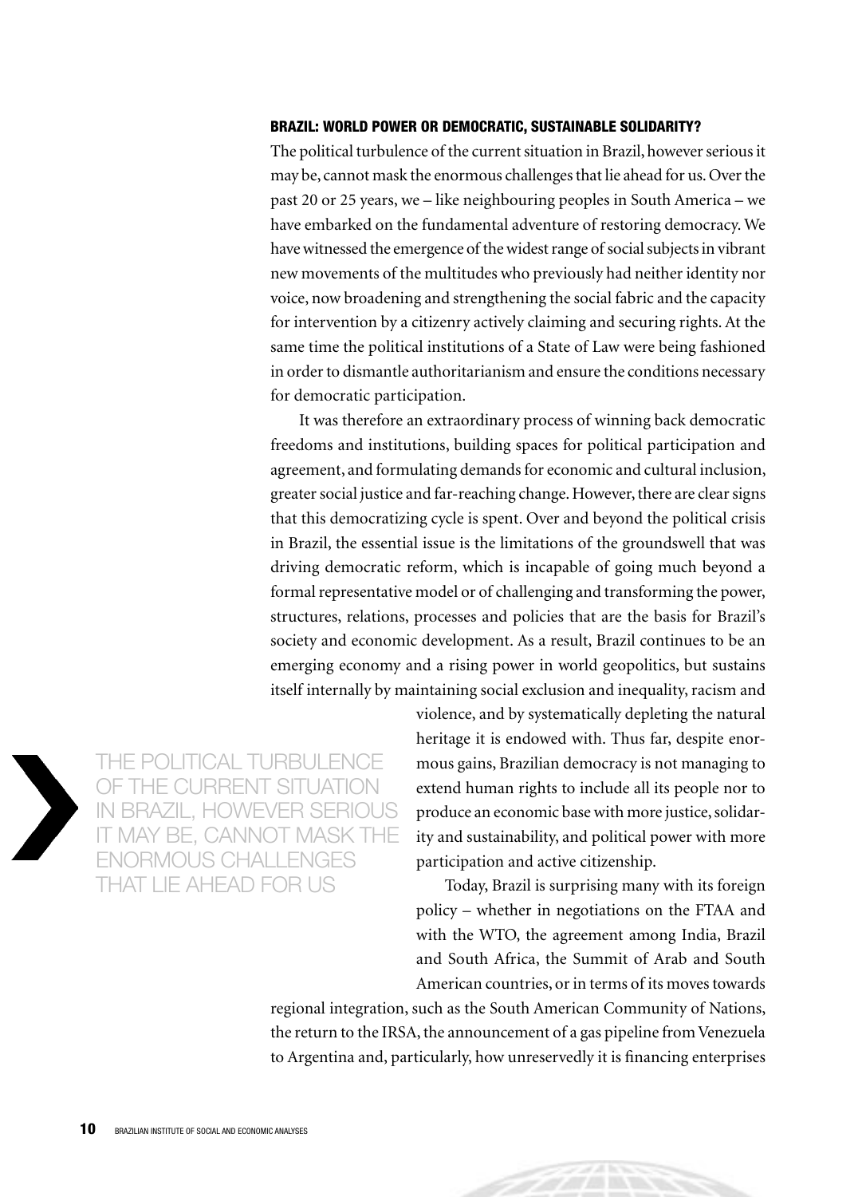## BRAZIL: WORLD POWER OR DEMOCRATIC, SUSTAINABLE SOLIDARITY?

The political turbulence of the current situation in Brazil, however serious it may be, cannot mask the enormous challenges that lie ahead for us. Over the past 20 or 25 years, we – like neighbouring peoples in South America – we have embarked on the fundamental adventure of restoring democracy. We have witnessed the emergence of the widest range of social subjects in vibrant new movements of the multitudes who previously had neither identity nor voice, now broadening and strengthening the social fabric and the capacity for intervention by a citizenry actively claiming and securing rights. At the same time the political institutions of a State of Law were being fashioned in order to dismantle authoritarianism and ensure the conditions necessary for democratic participation.

It was therefore an extraordinary process of winning back democratic freedoms and institutions, building spaces for political participation and agreement, and formulating demands for economic and cultural inclusion, greater social justice and far-reaching change. However, there are clear signs that this democratizing cycle is spent. Over and beyond the political crisis in Brazil, the essential issue is the limitations of the groundswell that was driving democratic reform, which is incapable of going much beyond a formal representative model or of challenging and transforming the power, structures, relations, processes and policies that are the basis for Brazil's society and economic development. As a result, Brazil continues to be an emerging economy and a rising power in world geopolitics, but sustains itself internally by maintaining social exclusion and inequality, racism and violence, and by systematically depleting the natural heritage it is endowed with. Thus far, despite enormous gains, Brazilian democracy is not managing to extend human rights to include all its people nor to produce an economic base with more justice, solidarity and sustainability, and political power with more participation and active citizenship.

> THE POLITICAL TURBULENCE OF THE CURRENT SITUATION IN BRAZIL, HOWEVER SERIOUS IT MAY BE, CANNOT MASK THE ENORMOUS CHALLENGES THAT LIE AHEAD FOR US

Today, Brazil is surprising many with its foreign policy – whether in negotiations on the FTAA and with the WTO, the agreement among India, Brazil and South Africa, the Summit of Arab and South American countries, or in terms of its moves towards regional integration, such as the South American Community of Nations, the return to the IRSA, the announcement of a gas pipeline from Venezuela to Argentina and, particularly, how unreservedly it is financing enterprises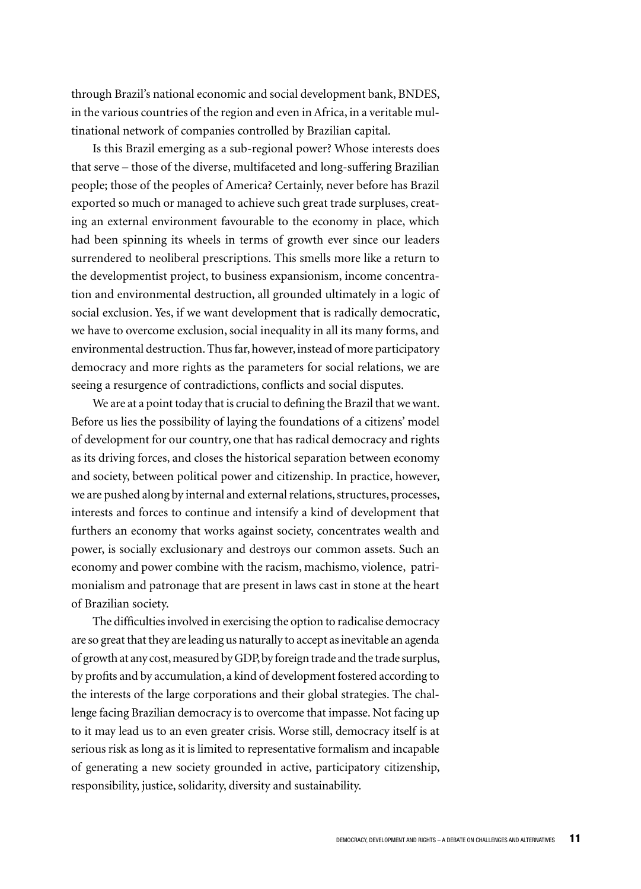through Brazil's national economic and social development bank, BNDES, in the various countries of the region and even in Africa, in a veritable multinational network of companies controlled by Brazilian capital.

Is this Brazil emerging as a sub-regional power? Whose interests does that serve – those of the diverse, multifaceted and long-suffering Brazilian people; those of the peoples of America? Certainly, never before has Brazil exported so much or managed to achieve such great trade surpluses, creating an external environment favourable to the economy in place, which had been spinning its wheels in terms of growth ever since our leaders surrendered to neoliberal prescriptions. This smells more like a return to the developmentist project, to business expansionism, income concentration and environmental destruction, all grounded ultimately in a logic of social exclusion. Yes, if we want development that is radically democratic, we have to overcome exclusion, social inequality in all its many forms, and environmental destruction. Thus far, however, instead of more participatory democracy and more rights as the parameters for social relations, we are seeing a resurgence of contradictions, conflicts and social disputes.

We are at a point today that is crucial to defining the Brazil that we want. Before us lies the possibility of laying the foundations of a citizens' model of development for our country, one that has radical democracy and rights as its driving forces, and closes the historical separation between economy and society, between political power and citizenship. In practice, however, we are pushed along by internal and external relations, structures, processes, interests and forces to continue and intensify a kind of development that furthers an economy that works against society, concentrates wealth and power, is socially exclusionary and destroys our common assets. Such an economy and power combine with the racism, machismo, violence, patrimonialism and patronage that are present in laws cast in stone at the heart of Brazilian society.

The difficulties involved in exercising the option to radicalise democracy are so great that they are leading us naturally to accept as inevitable an agenda of growth at any cost, measured by GDP, by foreign trade and the trade surplus, by profits and by accumulation, a kind of development fostered according to the interests of the large corporations and their global strategies. The challenge facing Brazilian democracy is to overcome that impasse. Not facing up to it may lead us to an even greater crisis. Worse still, democracy itself is at serious risk as long as it is limited to representative formalism and incapable of generating a new society grounded in active, participatory citizenship, responsibility, justice, solidarity, diversity and sustainability.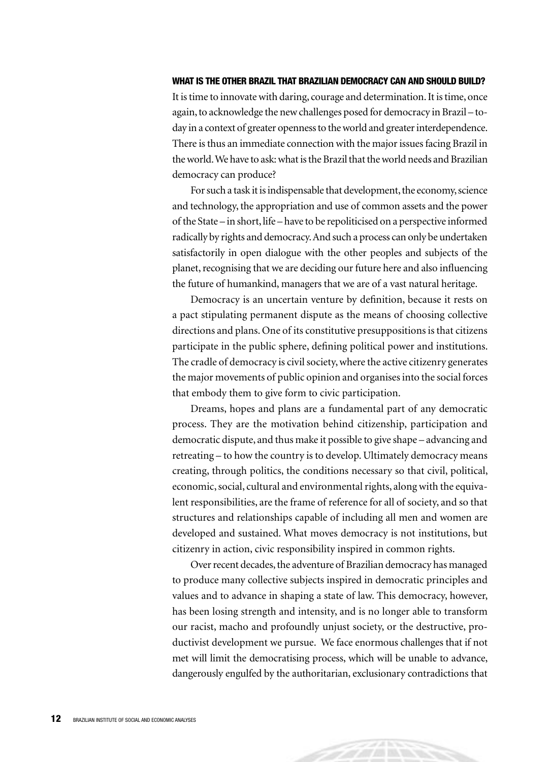## WHAT IS THE OTHER BRAZIL THAT BRAZILIAN DEMOCRACY CAN AND SHOULD BUILD?

It is time to innovate with daring, courage and determination. It is time, once again, to acknowledge the new challenges posed for democracy in Brazil – today in a context of greater openness to the world and greater interdependence. There is thus an immediate connection with the major issues facing Brazil in the world. We have to ask: what is the Brazil that the world needs and Brazilian democracy can produce?

For such a task it is indispensable that development, the economy, science and technology, the appropriation and use of common assets and the power of the State – in short, life – have to be repoliticised on a perspective informed radically by rights and democracy. And such a process can only be undertaken satisfactorily in open dialogue with the other peoples and subjects of the planet, recognising that we are deciding our future here and also influencing the future of humankind, managers that we are of a vast natural heritage.

Democracy is an uncertain venture by definition, because it rests on a pact stipulating permanent dispute as the means of choosing collective directions and plans. One of its constitutive presuppositions is that citizens participate in the public sphere, defining political power and institutions. The cradle of democracy is civil society, where the active citizenry generates the major movements of public opinion and organises into the social forces that embody them to give form to civic participation.

Dreams, hopes and plans are a fundamental part of any democratic process. They are the motivation behind citizenship, participation and democratic dispute, and thus make it possible to give shape – advancing and retreating – to how the country is to develop. Ultimately democracy means creating, through politics, the conditions necessary so that civil, political, economic, social, cultural and environmental rights, along with the equivalent responsibilities, are the frame of reference for all of society, and so that structures and relationships capable of including all men and women are developed and sustained. What moves democracy is not institutions, but citizenry in action, civic responsibility inspired in common rights.

Over recent decades, the adventure of Brazilian democracy has managed to produce many collective subjects inspired in democratic principles and values and to advance in shaping a state of law. This democracy, however, has been losing strength and intensity, and is no longer able to transform our racist, macho and profoundly unjust society, or the destructive, productivist development we pursue. We face enormous challenges that if not met will limit the democratising process, which will be unable to advance, dangerously engulfed by the authoritarian, exclusionary contradictions that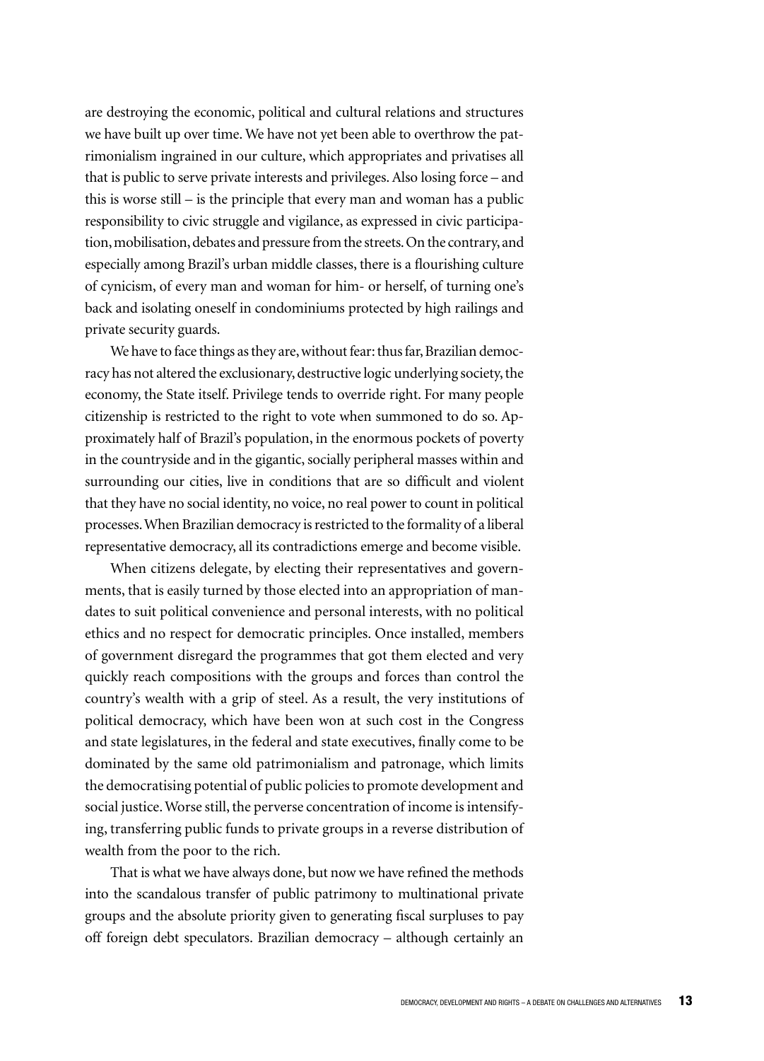are destroying the economic, political and cultural relations and structures we have built up over time. We have not yet been able to overthrow the patrimonialism ingrained in our culture, which appropriates and privatises all that is public to serve private interests and privileges. Also losing force – and this is worse still – is the principle that every man and woman has a public responsibility to civic struggle and vigilance, as expressed in civic participation, mobilisation, debates and pressure from the streets. On the contrary, and especially among Brazil's urban middle classes, there is a flourishing culture of cynicism, of every man and woman for him- or herself, of turning one's back and isolating oneself in condominiums protected by high railings and private security guards.

We have to face things as they are, without fear: thus far, Brazilian democracy has not altered the exclusionary, destructive logic underlying society, the economy, the State itself. Privilege tends to override right. For many people citizenship is restricted to the right to vote when summoned to do so. Approximately half of Brazil's population, in the enormous pockets of poverty in the countryside and in the gigantic, socially peripheral masses within and surrounding our cities, live in conditions that are so difficult and violent that they have no social identity, no voice, no real power to count in political processes. When Brazilian democracy is restricted to the formality of a liberal representative democracy, all its contradictions emerge and become visible.

When citizens delegate, by electing their representatives and governments, that is easily turned by those elected into an appropriation of mandates to suit political convenience and personal interests, with no political ethics and no respect for democratic principles. Once installed, members of government disregard the programmes that got them elected and very quickly reach compositions with the groups and forces than control the country's wealth with a grip of steel. As a result, the very institutions of political democracy, which have been won at such cost in the Congress and state legislatures, in the federal and state executives, finally come to be dominated by the same old patrimonialism and patronage, which limits the democratising potential of public policies to promote development and social justice. Worse still, the perverse concentration of income is intensifying, transferring public funds to private groups in a reverse distribution of wealth from the poor to the rich.

That is what we have always done, but now we have refined the methods into the scandalous transfer of public patrimony to multinational private groups and the absolute priority given to generating fiscal surpluses to pay off foreign debt speculators. Brazilian democracy – although certainly an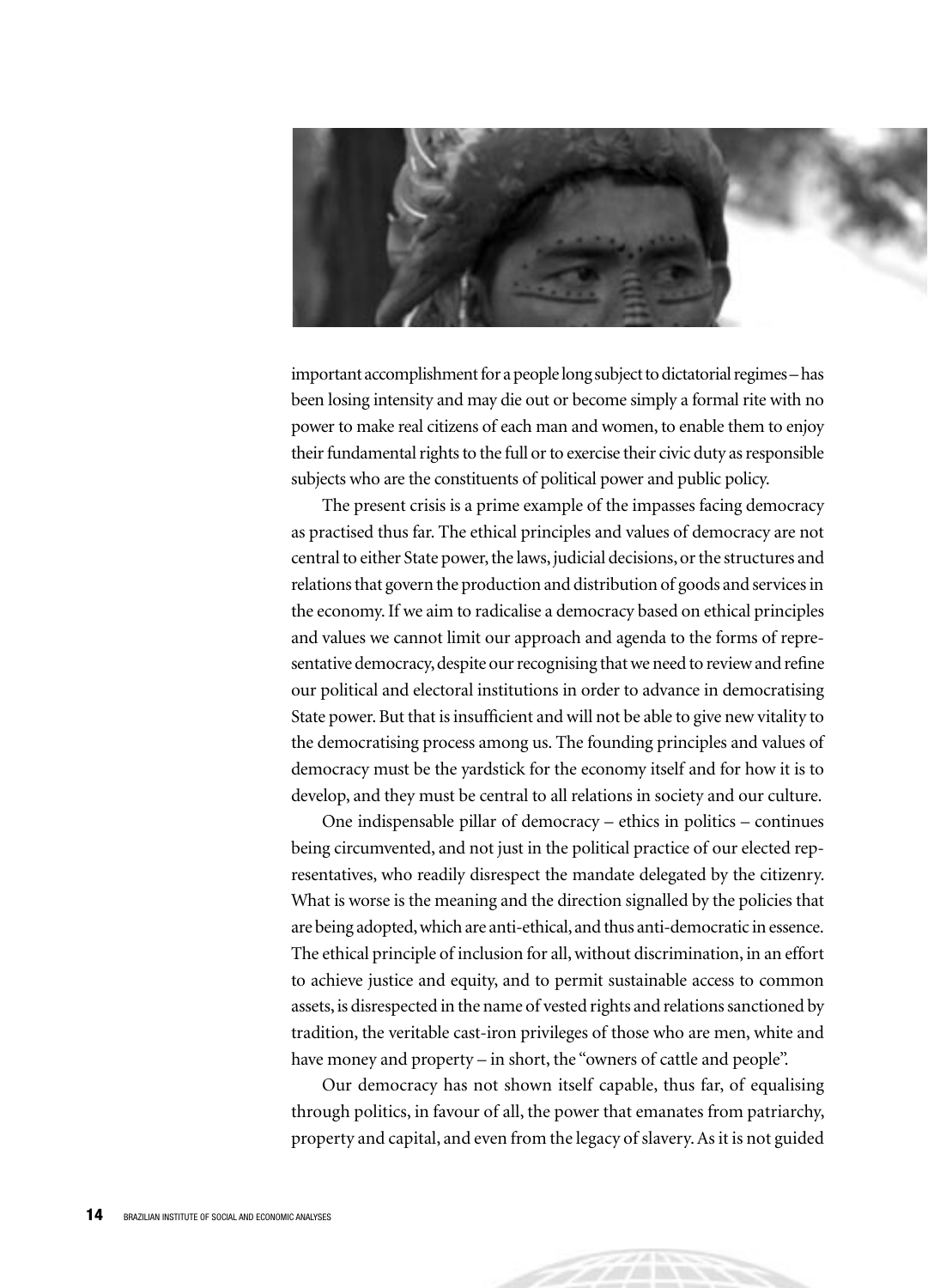important accomplishment for a people long subject to dictatorial regimes – has been losing intensity and may die out or become simply a formal rite with no power to make real citizens of each man and women, to enable them to enjoy their fundamental rights to the full or to exercise their civic duty as responsible subjects who are the constituents of political power and public policy.

The present crisis is a prime example of the impasses facing democracy as practised thus far. The ethical principles and values of democracy are not central to either State power, the laws, judicial decisions, or the structures and relations that govern the production and distribution of goods and services in the economy. If we aim to radicalise a democracy based on ethical principles and values we cannot limit our approach and agenda to the forms of representative democracy, despite our recognising that we need to review and refine our political and electoral institutions in order to advance in democratising State power. But that is insufficient and will not be able to give new vitality to the democratising process among us. The founding principles and values of democracy must be the yardstick for the economy itself and for how it is to develop, and they must be central to all relations in society and our culture.

One indispensable pillar of democracy – ethics in politics – continues being circumvented, and not just in the political practice of our elected representatives, who readily disrespect the mandate delegated by the citizenry. What is worse is the meaning and the direction signalled by the policies that are being adopted, which are anti-ethical, and thus anti-democratic in essence. The ethical principle of inclusion for all, without discrimination, in an effort to achieve justice and equity, and to permit sustainable access to common assets, is disrespected in the name of vested rights and relations sanctioned by tradition, the veritable cast-iron privileges of those who are men, white and have money and property – in short, the "owners of cattle and people".

Our democracy has not shown itself capable, thus far, of equalising through politics, in favour of all, the power that emanates from patriarchy, property and capital, and even from the legacy of slavery. As it is not guided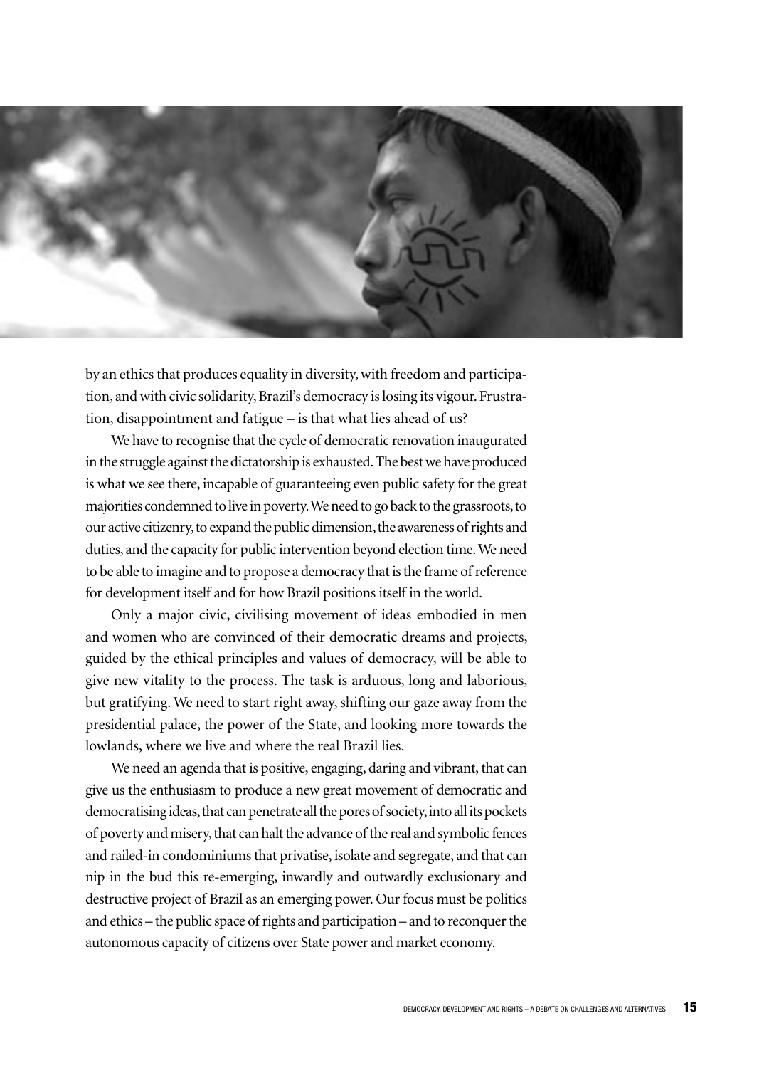by an ethics that produces equality in diversity, with freedom and participation, and with civic solidarity, Brazil's democracy is losing its vigour. Frustration, disappointment and fatigue – is that what lies ahead of us?

We have to recognise that the cycle of democratic renovation inaugurated in the struggle against the dictatorship is exhausted. The best we have produced is what we see there, incapable of guaranteeing even public safety for the great majorities condemned to live in poverty. We need to go back to the grassroots, to our active citizenry, to expand the public dimension, the awareness of rights and duties, and the capacity for public intervention beyond election time. We need to be able to imagine and to propose a democracy that is the frame of reference for development itself and for how Brazil positions itself in the world.

Only a major civic, civilising movement of ideas embodied in men and women who are convinced of their democratic dreams and projects, guided by the ethical principles and values of democracy, will be able to give new vitality to the process. The task is arduous, long and laborious, but gratifying. We need to start right away, shifting our gaze away from the presidential palace, the power of the State, and looking more towards the lowlands, where we live and where the real Brazil lies.

We need an agenda that is positive, engaging, daring and vibrant, that can give us the enthusiasm to produce a new great movement of democratic and democratising ideas, that can penetrate all the pores of society, into all its pockets of poverty and misery, that can halt the advance of the real and symbolic fences and railed-in condominiums that privatise, isolate and segregate, and that can nip in the bud this re-emerging, inwardly and outwardly exclusionary and destructive project of Brazil as an emerging power. Our focus must be politics and ethics – the public space of rights and participation – and to reconquer the autonomous capacity of citizens over State power and market economy.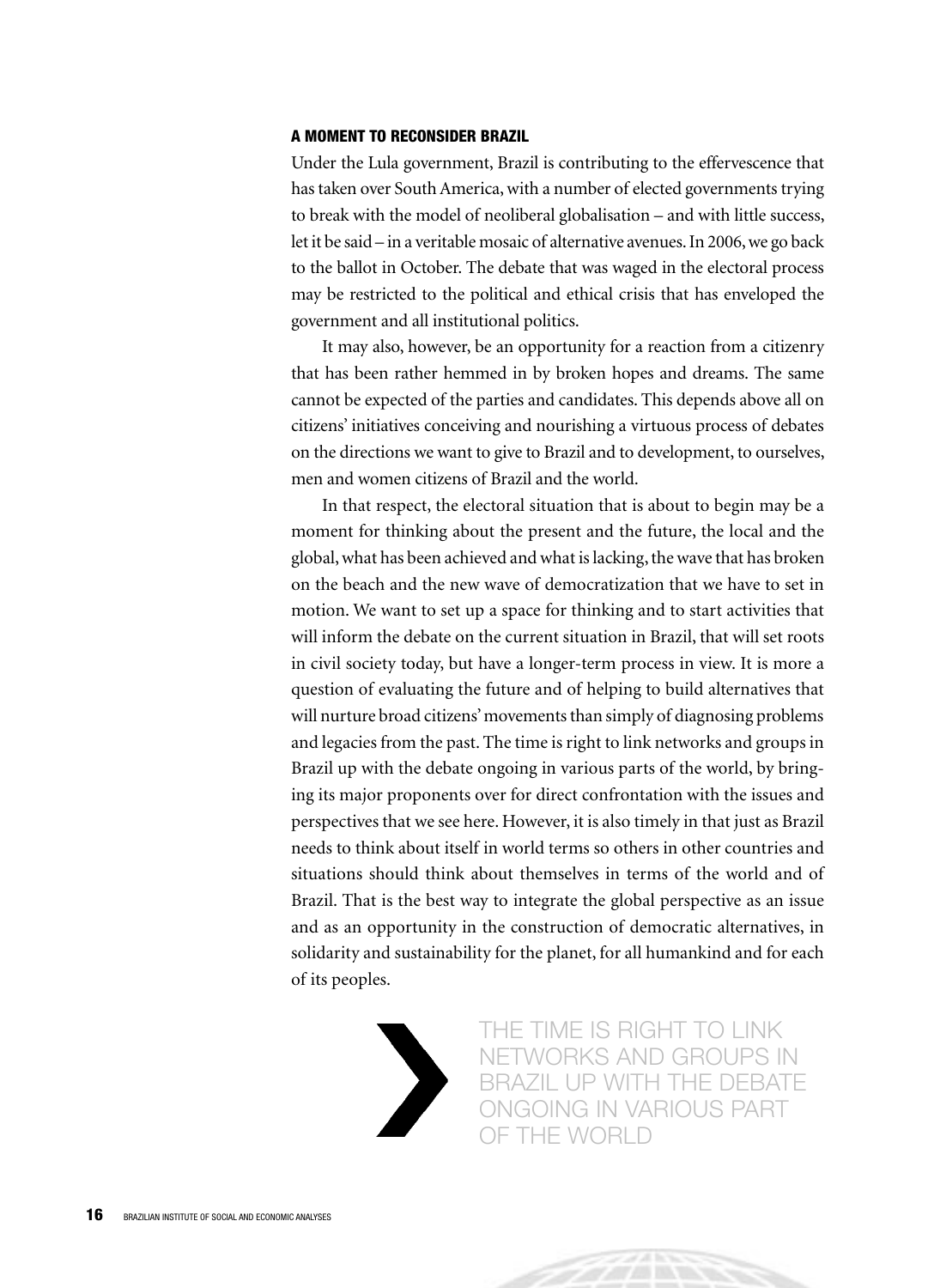### A MOMENT TO RECONSIDER BRAZIL

Under the Lula government, Brazil is contributing to the effervescence that has taken over South America, with a number of elected governments trying to break with the model of neoliberal globalisation – and with little success, let it be said – in a veritable mosaic of alternative avenues. In 2006, we go back to the ballot in October. The debate that was waged in the electoral process may be restricted to the political and ethical crisis that has enveloped the government and all institutional politics.

It may also, however, be an opportunity for a reaction from a citizenry that has been rather hemmed in by broken hopes and dreams. The same cannot be expected of the parties and candidates. This depends above all on citizens' initiatives conceiving and nourishing a virtuous process of debates on the directions we want to give to Brazil and to development, to ourselves, men and women citizens of Brazil and the world.

In that respect, the electoral situation that is about to begin may be a moment for thinking about the present and the future, the local and the global, what has been achieved and what is lacking, the wave that has broken on the beach and the new wave of democratization that we have to set in motion. We want to set up a space for thinking and to start activities that will inform the debate on the current situation in Brazil, that will set roots in civil society today, but have a longer-term process in view. It is more a question of evaluating the future and of helping to build alternatives that will nurture broad citizens' movements than simply of diagnosing problems and legacies from the past. The time is right to link networks and groups in Brazil up with the debate ongoing in various parts of the world, by bringing its major proponents over for direct confrontation with the issues and perspectives that we see here. However, it is also timely in that just as Brazil needs to think about itself in world terms so others in other countries and situations should think about themselves in terms of the world and of Brazil. That is the best way to integrate the global perspective as an issue and as an opportunity in the construction of democratic alternatives, in solidarity and sustainability for the planet, for all humankind and for each of its peoples.

> THE TIME IS RIGHT TO LINK NETWORKS AND GROUPS IN BRAZIL UP WITH THE DEBATE ONGOING IN VARIOUS PART OF THE WORLD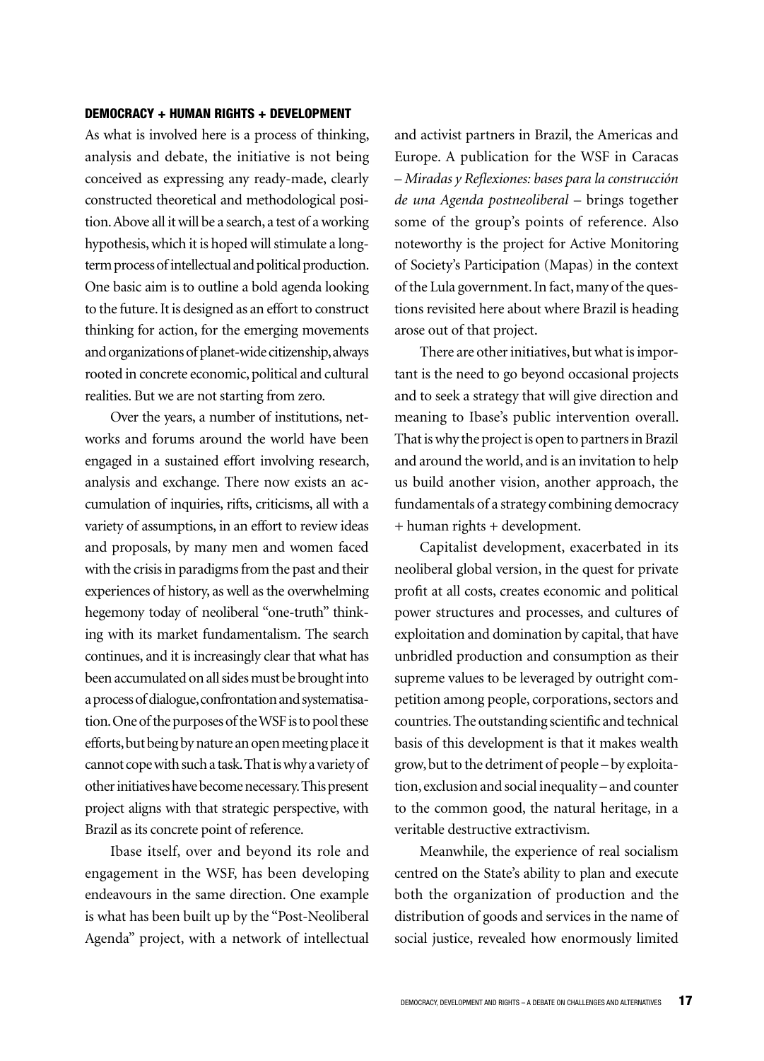### DEMOCRACY + HUMAN RIGHTS + DEVELOPMENT

As what is involved here is a process of thinking, analysis and debate, the initiative is not being conceived as expressing any ready-made, clearly constructed theoretical and methodological position. Above all it will be a search, a test of a working hypothesis, which it is hoped will stimulate a long-term process of intellectual and political production. One basic aim is to outline a bold agenda looking to the future. It is designed as an effort to construct thinking for action, for the emerging movements and organizations of planet-wide citizenship, always rooted in concrete economic, political and cultural realities. But we are not starting from zero.

Over the years, a number of institutions, networks and forums around the world have been engaged in a sustained effort involving research, analysis and exchange. There now exists an accumulation of inquiries, rifts, criticisms, all with a variety of assumptions, in an effort to review ideas and proposals, by many men and women faced with the crisis in paradigms from the past and their experiences of history, as well as the overwhelming hegemony today of neoliberal "one-truth" thinking with its market fundamentalism. The search continues, and it is increasingly clear that what has been accumulated on all sides must be brought into a process of dialogue, confrontation and systematisation. One of the purposes of the WSF is to pool these efforts, but being by nature an open meeting place it cannot cope with such a task. That is why a variety of other initiatives have become necessary. This present project aligns with that strategic perspective, with Brazil as its concrete point of reference.

Ibase itself, over and beyond its role and engagement in the WSF, has been developing endeavours in the same direction. One example is what has been built up by the "Post-Neoliberal Agenda" project, with a network of intellectual and activist partners in Brazil, the Americas and Europe. A publication for the WSF in Caracas – *Miradas y Reflexiones: bases para la construcción de una Agenda postneoliberal* – brings together some of the group's points of reference. Also noteworthy is the project for Active Monitoring of Society's Participation (Mapas) in the context of the Lula government. In fact, many of the questions revisited here about where Brazil is heading arose out of that project.

There are other initiatives, but what is important is the need to go beyond occasional projects and to seek a strategy that will give direction and meaning to Ibase's public intervention overall. That is why the project is open to partners in Brazil and around the world, and is an invitation to help us build another vision, another approach, the fundamentals of a strategy combining democracy + human rights + development.

Capitalist development, exacerbated in its neoliberal global version, in the quest for private profit at all costs, creates economic and political power structures and processes, and cultures of exploitation and domination by capital, that have unbridled production and consumption as their supreme values to be leveraged by outright competition among people, corporations, sectors and countries. The outstanding scientific and technical basis of this development is that it makes wealth grow, but to the detriment of people – by exploitation, exclusion and social inequality – and counter to the common good, the natural heritage, in a veritable destructive extractivism.

Meanwhile, the experience of real socialism centred on the State's ability to plan and execute both the organization of production and the distribution of goods and services in the name of social justice, revealed how enormously limited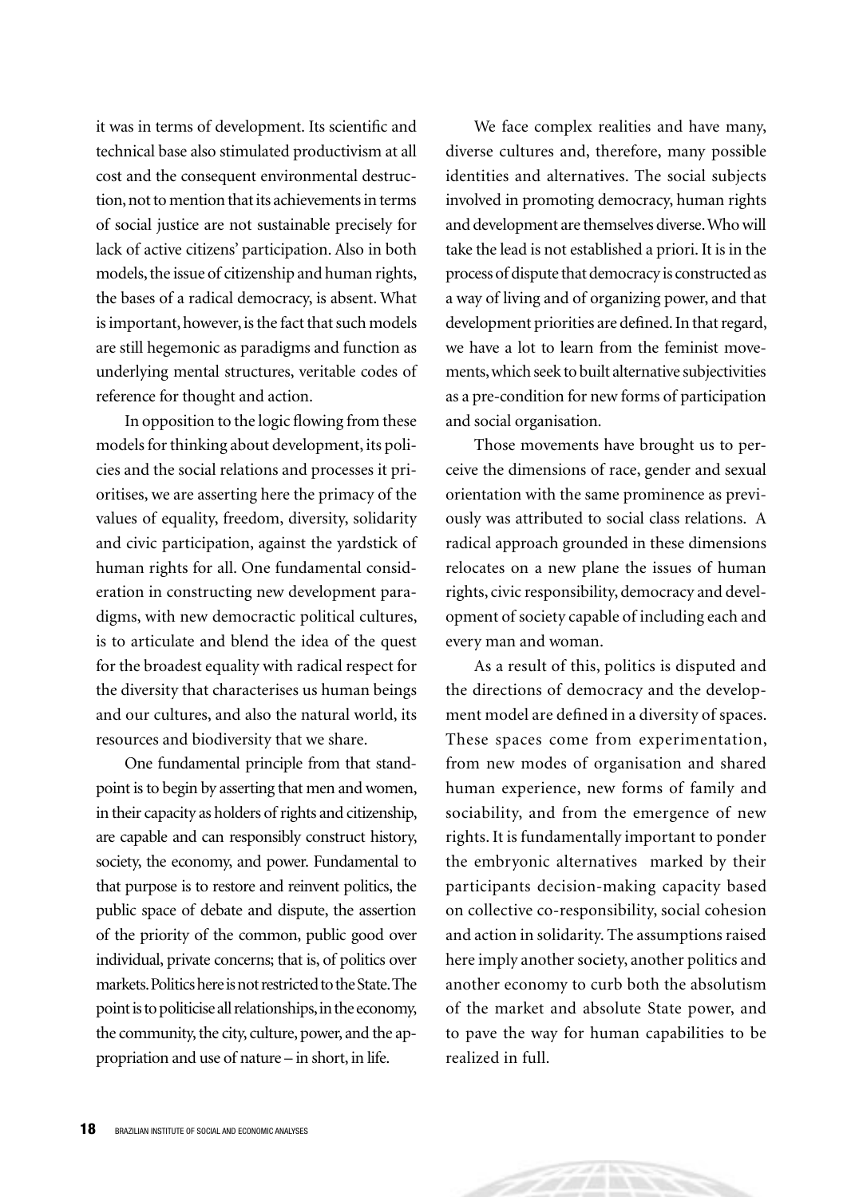it was in terms of development. Its scientific and technical base also stimulated productivism at all cost and the consequent environmental destruction, not to mention that its achievements in terms of social justice are not sustainable precisely for lack of active citizens' participation. Also in both models, the issue of citizenship and human rights, the bases of a radical democracy, is absent. What is important, however, is the fact that such models are still hegemonic as paradigms and function as underlying mental structures, veritable codes of reference for thought and action.

In opposition to the logic flowing from these models for thinking about development, its policies and the social relations and processes it prioritises, we are asserting here the primacy of the values of equality, freedom, diversity, solidarity and civic participation, against the yardstick of human rights for all. One fundamental consideration in constructing new development paradigms, with new democractic political cultures, is to articulate and blend the idea of the quest for the broadest equality with radical respect for the diversity that characterises us human beings and our cultures, and also the natural world, its resources and biodiversity that we share.

One fundamental principle from that standpoint is to begin by asserting that men and women, in their capacity as holders of rights and citizenship, are capable and can responsibly construct history, society, the economy, and power. Fundamental to that purpose is to restore and reinvent politics, the public space of debate and dispute, the assertion of the priority of the common, public good over individual, private concerns; that is, of politics over markets. Politics here is not restricted to the State. The point is to politicise all relationships, in the economy, the community, the city, culture, power, and the appropriation and use of nature – in short, in life.

We face complex realities and have many, diverse cultures and, therefore, many possible identities and alternatives. The social subjects involved in promoting democracy, human rights and development are themselves diverse. Who will take the lead is not established a priori. It is in the process of dispute that democracy is constructed as a way of living and of organizing power, and that development priorities are defined. In that regard, we have a lot to learn from the feminist movements, which seek to built alternative subjectivities as a pre-condition for new forms of participation and social organisation.

Those movements have brought us to perceive the dimensions of race, gender and sexual orientation with the same prominence as previously was attributed to social class relations. A radical approach grounded in these dimensions relocates on a new plane the issues of human rights, civic responsibility, democracy and development of society capable of including each and every man and woman.

As a result of this, politics is disputed and the directions of democracy and the development model are defined in a diversity of spaces. These spaces come from experimentation, from new modes of organisation and shared human experience, new forms of family and sociability, and from the emergence of new rights. It is fundamentally important to ponder the embryonic alternatives marked by their participants decision-making capacity based on collective co-responsibility, social cohesion and action in solidarity. The assumptions raised here imply another society, another politics and another economy to curb both the absolutism of the market and absolute State power, and to pave the way for human capabilities to be realized in full.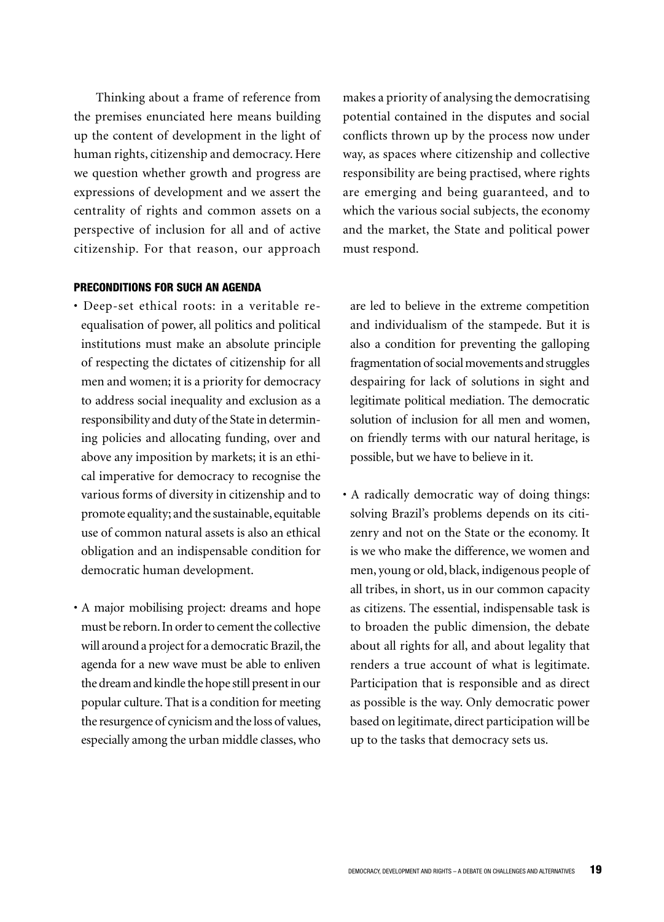Thinking about a frame of reference from the premises enunciated here means building up the content of development in the light of human rights, citizenship and democracy. Here we question whether growth and progress are expressions of development and we assert the centrality of rights and common assets on a perspective of inclusion for all and of active citizenship. For that reason, our approach makes a priority of analysing the democratising potential contained in the disputes and social conflicts thrown up by the process now under way, as spaces where citizenship and collective responsibility are being practised, where rights are emerging and being guaranteed, and to which the various social subjects, the economy and the market, the State and political power must respond.

### PRECONDITIONS FOR SUCH AN AGENDA

- Deep-set ethical roots: in a veritable re-equalisation of power, all politics and political institutions must make an absolute principle of respecting the dictates of citizenship for all men and women; it is a priority for democracy to address social inequality and exclusion as a responsibility and duty of the State in determining policies and allocating funding, over and above any imposition by markets; it is an ethical imperative for democracy to recognise the various forms of diversity in citizenship and to promote equality; and the sustainable, equitable use of common natural assets is also an ethical obligation and an indispensable condition for democratic human development.

- A major mobilising project: dreams and hope must be reborn. In order to cement the collective will around a project for a democratic Brazil, the agenda for a new wave must be able to enliven the dream and kindle the hope still present in our popular culture. That is a condition for meeting the resurgence of cynicism and the loss of values, especially among the urban middle classes, who are led to believe in the extreme competition and individualism of the stampede. But it is also a condition for preventing the galloping fragmentation of social movements and struggles despairing for lack of solutions in sight and legitimate political mediation. The democratic solution of inclusion for all men and women, on friendly terms with our natural heritage, is possible, but we have to believe in it.

- A radically democratic way of doing things: solving Brazil's problems depends on its citizenry and not on the State or the economy. It is we who make the difference, we women and men, young or old, black, indigenous people of all tribes, in short, us in our common capacity as citizens. The essential, indispensable task is to broaden the public dimension, the debate about all rights for all, and about legality that renders a true account of what is legitimate. Participation that is responsible and as direct as possible is the way. Only democratic power based on legitimate, direct participation will be up to the tasks that democracy sets us.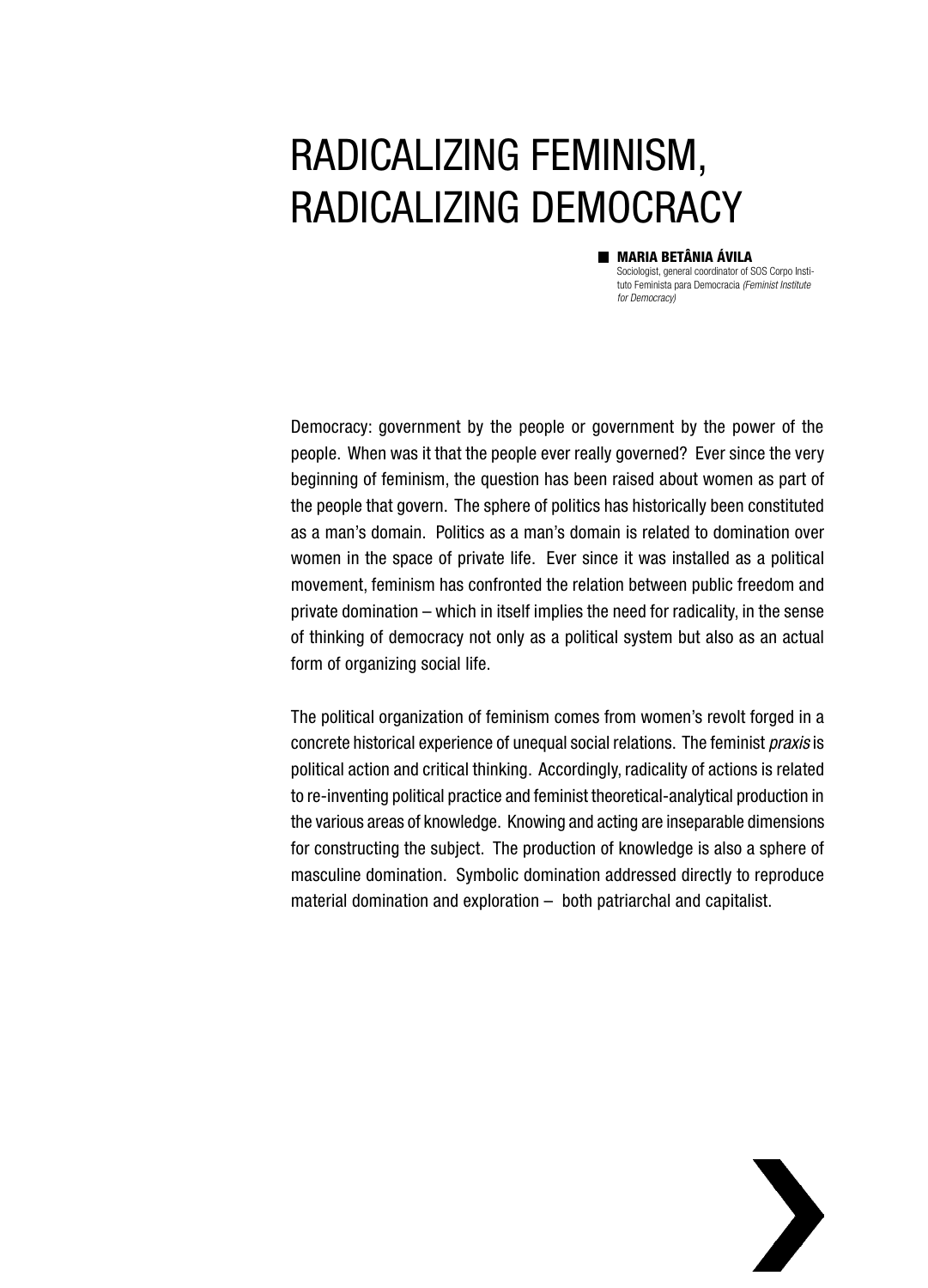# RADICALIZING FEMINISM, RADICALIZING DEMOCRACY

**MARIA BETÂNIA ÁVILA**
Sociologist, general coordinator of SOS Corpo Instituto Feminista para Democracia *(Feminist Institute for Democracy)*

Democracy: government by the people or government by the power of the people. When was it that the people ever really governed? Ever since the very beginning of feminism, the question has been raised about women as part of the people that govern. The sphere of politics has historically been constituted as a man's domain. Politics as a man's domain is related to domination over women in the space of private life. Ever since it was installed as a political movement, feminism has confronted the relation between public freedom and private domination – which in itself implies the need for radicality, in the sense of thinking of democracy not only as a political system but also as an actual form of organizing social life.

The political organization of feminism comes from women's revolt forged in a concrete historical experience of unequal social relations. The feminist *praxis* is political action and critical thinking. Accordingly, radicality of actions is related to re-inventing political practice and feminist theoretical-analytical production in the various areas of knowledge. Knowing and acting are inseparable dimensions for constructing the subject. The production of knowledge is also a sphere of masculine domination. Symbolic domination addressed directly to reproduce material domination and exploration – both patriarchal and capitalist.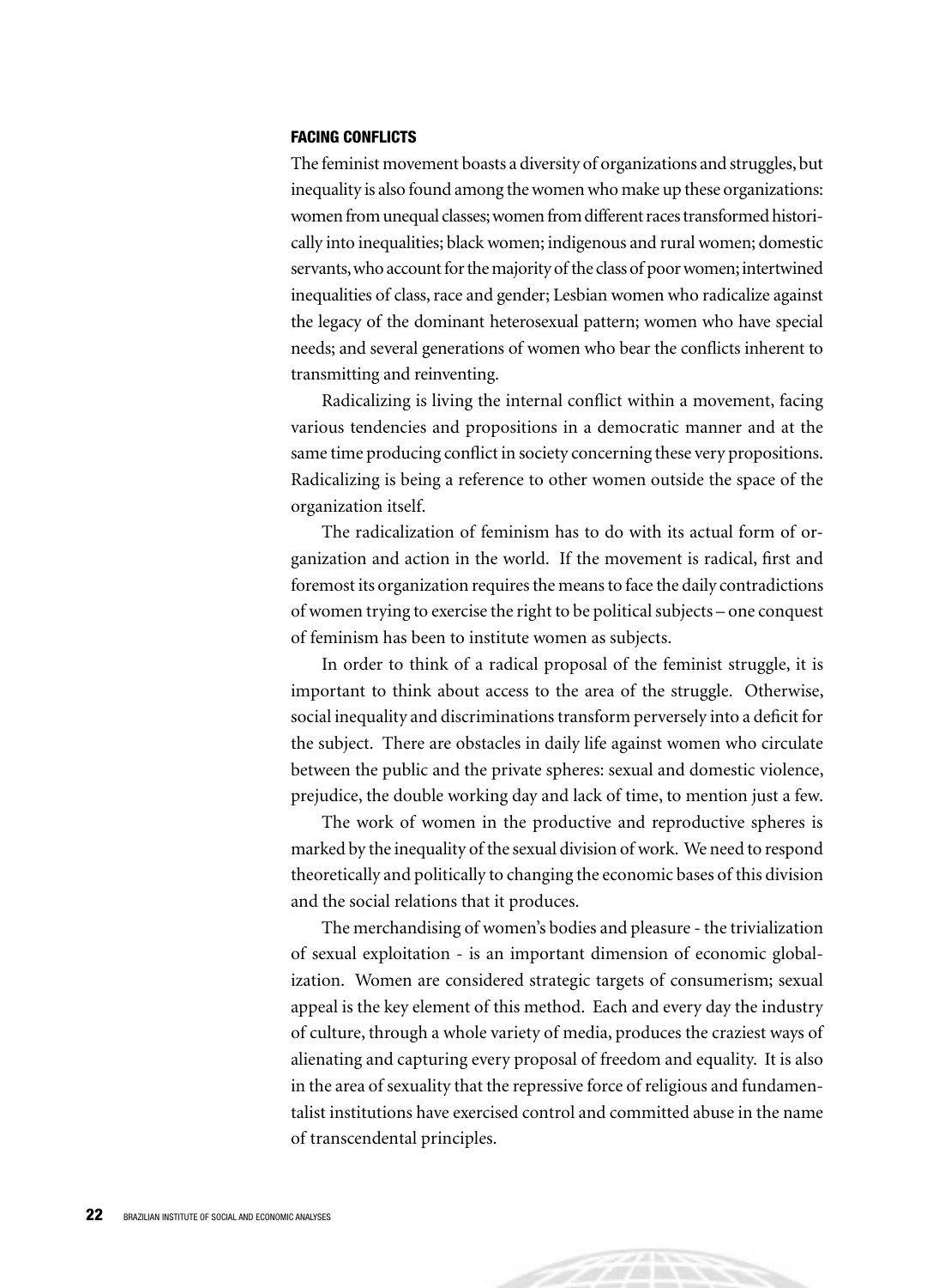#### FACING CONFLICTS

The feminist movement boasts a diversity of organizations and struggles, but inequality is also found among the women who make up these organizations: women from unequal classes; women from different races transformed historically into inequalities; black women; indigenous and rural women; domestic servants, who account for the majority of the class of poor women; intertwined inequalities of class, race and gender; Lesbian women who radicalize against the legacy of the dominant heterosexual pattern; women who have special needs; and several generations of women who bear the conflicts inherent to transmitting and reinventing.

Radicalizing is living the internal conflict within a movement, facing various tendencies and propositions in a democratic manner and at the same time producing conflict in society concerning these very propositions. Radicalizing is being a reference to other women outside the space of the organization itself.

The radicalization of feminism has to do with its actual form of organization and action in the world. If the movement is radical, first and foremost its organization requires the means to face the daily contradictions of women trying to exercise the right to be political subjects – one conquest of feminism has been to institute women as subjects.

In order to think of a radical proposal of the feminist struggle, it is important to think about access to the area of the struggle. Otherwise, social inequality and discriminations transform perversely into a deficit for the subject. There are obstacles in daily life against women who circulate between the public and the private spheres: sexual and domestic violence, prejudice, the double working day and lack of time, to mention just a few.

The work of women in the productive and reproductive spheres is marked by the inequality of the sexual division of work. We need to respond theoretically and politically to changing the economic bases of this division and the social relations that it produces.

The merchandising of women's bodies and pleasure - the trivialization of sexual exploitation - is an important dimension of economic globalization. Women are considered strategic targets of consumerism; sexual appeal is the key element of this method. Each and every day the industry of culture, through a whole variety of media, produces the craziest ways of alienating and capturing every proposal of freedom and equality. It is also in the area of sexuality that the repressive force of religious and fundamentalist institutions have exercised control and committed abuse in the name of transcendental principles.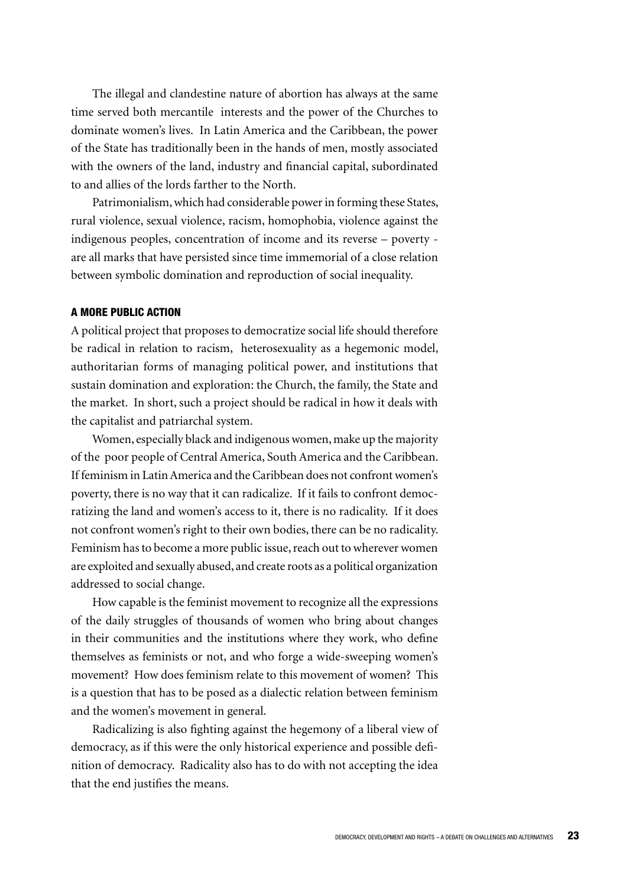The illegal and clandestine nature of abortion has always at the same time served both mercantile interests and the power of the Churches to dominate women's lives. In Latin America and the Caribbean, the power of the State has traditionally been in the hands of men, mostly associated with the owners of the land, industry and financial capital, subordinated to and allies of the lords farther to the North.

Patrimonialism, which had considerable power in forming these States, rural violence, sexual violence, racism, homophobia, violence against the indigenous peoples, concentration of income and its reverse – poverty - are all marks that have persisted since time immemorial of a close relation between symbolic domination and reproduction of social inequality.

### A MORE PUBLIC ACTION

A political project that proposes to democratize social life should therefore be radical in relation to racism, heterosexuality as a hegemonic model, authoritarian forms of managing political power, and institutions that sustain domination and exploration: the Church, the family, the State and the market. In short, such a project should be radical in how it deals with the capitalist and patriarchal system.

Women, especially black and indigenous women, make up the majority of the poor people of Central America, South America and the Caribbean. If feminism in Latin America and the Caribbean does not confront women's poverty, there is no way that it can radicalize. If it fails to confront democratizing the land and women's access to it, there is no radicality. If it does not confront women's right to their own bodies, there can be no radicality. Feminism has to become a more public issue, reach out to wherever women are exploited and sexually abused, and create roots as a political organization addressed to social change.

How capable is the feminist movement to recognize all the expressions of the daily struggles of thousands of women who bring about changes in their communities and the institutions where they work, who define themselves as feminists or not, and who forge a wide-sweeping women's movement? How does feminism relate to this movement of women? This is a question that has to be posed as a dialectic relation between feminism and the women's movement in general.

Radicalizing is also fighting against the hegemony of a liberal view of democracy, as if this were the only historical experience and possible definition of democracy. Radicality also has to do with not accepting the idea that the end justifies the means.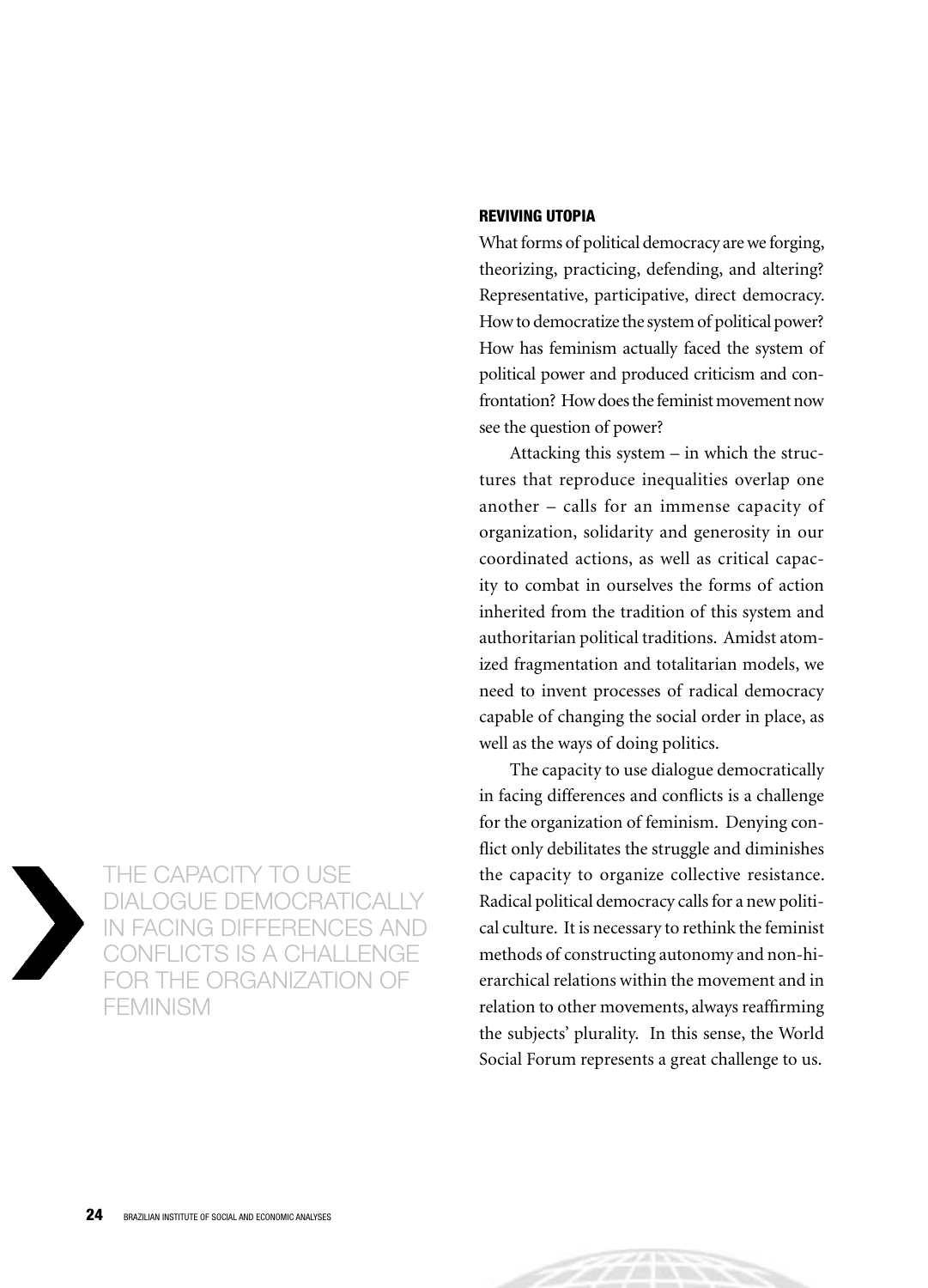## REVIVING UTOPIA

What forms of political democracy are we forging, theorizing, practicing, defending, and altering? Representative, participative, direct democracy. How to democratize the system of political power? How has feminism actually faced the system of political power and produced criticism and confrontation? How does the feminist movement now see the question of power?

Attacking this system – in which the structures that reproduce inequalities overlap one another – calls for an immense capacity of organization, solidarity and generosity in our coordinated actions, as well as critical capacity to combat in ourselves the forms of action inherited from the tradition of this system and authoritarian political traditions. Amidst atomized fragmentation and totalitarian models, we need to invent processes of radical democracy capable of changing the social order in place, as well as the ways of doing politics.

The capacity to use dialogue democratically in facing differences and conflicts is a challenge for the organization of feminism. Denying conflict only debilitates the struggle and diminishes the capacity to organize collective resistance. Radical political democracy calls for a new political culture. It is necessary to rethink the feminist methods of constructing autonomy and non-hierarchical relations within the movement and in relation to other movements, always reaffirming the subjects' plurality. In this sense, the World Social Forum represents a great challenge to us.

> THE CAPACITY TO USE DIALOGUE DEMOCRATICALLY IN FACING DIFFERENCES AND CONFLICTS IS A CHALLENGE FOR THE ORGANIZATION OF FEMINISM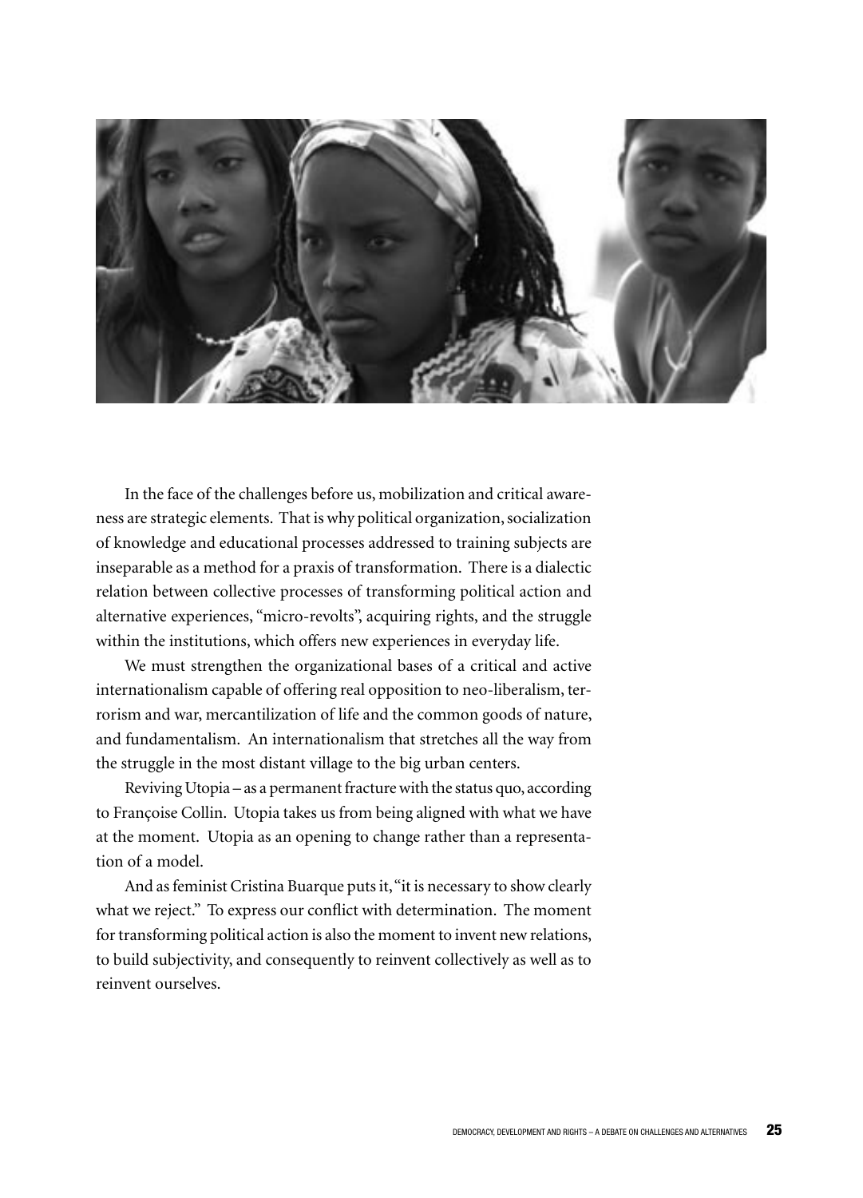In the face of the challenges before us, mobilization and critical awareness are strategic elements. That is why political organization, socialization of knowledge and educational processes addressed to training subjects are inseparable as a method for a praxis of transformation. There is a dialectic relation between collective processes of transforming political action and alternative experiences, "micro-revolts", acquiring rights, and the struggle within the institutions, which offers new experiences in everyday life.

We must strengthen the organizational bases of a critical and active internationalism capable of offering real opposition to neo-liberalism, terrorism and war, mercantilization of life and the common goods of nature, and fundamentalism. An internationalism that stretches all the way from the struggle in the most distant village to the big urban centers.

Reviving Utopia – as a permanent fracture with the status quo, according to Françoise Collin. Utopia takes us from being aligned with what we have at the moment. Utopia as an opening to change rather than a representation of a model.

And as feminist Cristina Buarque puts it, "it is necessary to show clearly what we reject." To express our conflict with determination. The moment for transforming political action is also the moment to invent new relations, to build subjectivity, and consequently to reinvent collectively as well as to reinvent ourselves.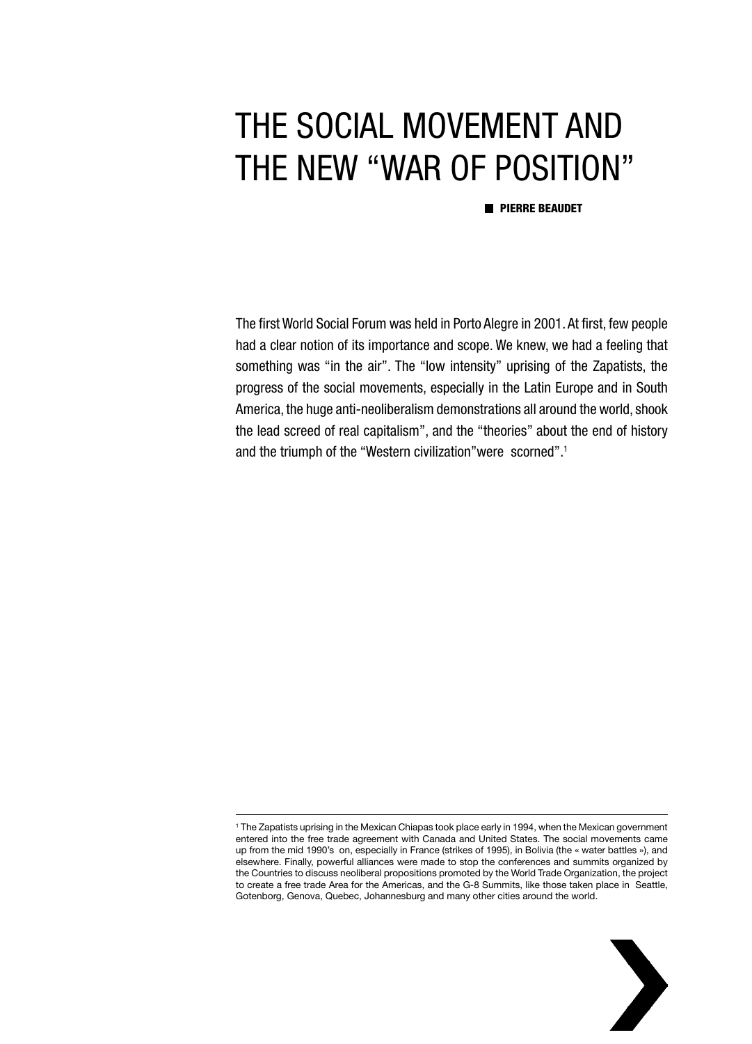# THE SOCIAL MOVEMENT AND THE NEW "WAR OF POSITION"

**PIERRE BEAUDET**

The first World Social Forum was held in Porto Alegre in 2001. At first, few people had a clear notion of its importance and scope. We knew, we had a feeling that something was "in the air". The "low intensity" uprising of the Zapatists, the progress of the social movements, especially in the Latin Europe and in South America, the huge anti-neoliberalism demonstrations all around the world, shook the lead screed of real capitalism", and the "theories" about the end of history and the triumph of the "Western civilization"were scorned".[1]

[1] The Zapatists uprising in the Mexican Chiapas took place early in 1994, when the Mexican government entered into the free trade agreement with Canada and United States. The social movements came up from the mid 1990's on, especially in France (strikes of 1995), in Bolivia (the « water battles »), and elsewhere. Finally, powerful alliances were made to stop the conferences and summits organized by the Countries to discuss neoliberal propositions promoted by the World Trade Organization, the project to create a free trade Area for the Americas, and the G-8 Summits, like those taken place in Seattle, Gotenborg, Genova, Quebec, Johannesburg and many other cities around the world.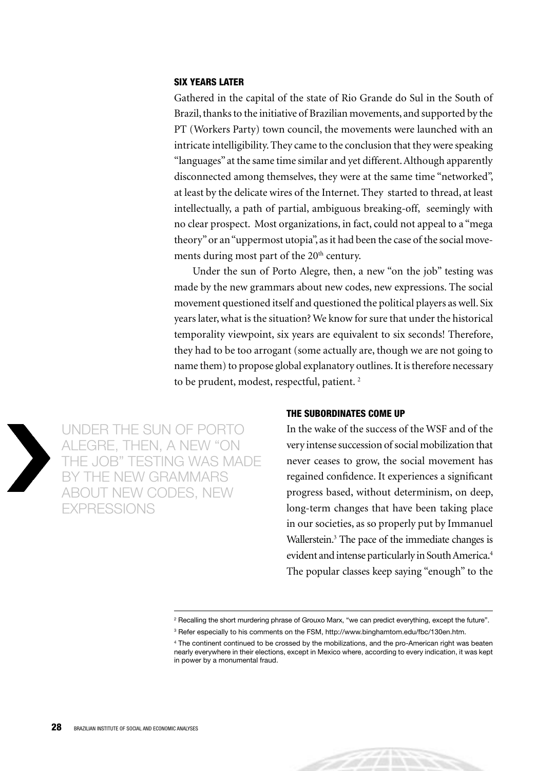## SIX YEARS LATER

Gathered in the capital of the state of Rio Grande do Sul in the South of Brazil, thanks to the initiative of Brazilian movements, and supported by the PT (Workers Party) town council, the movements were launched with an intricate intelligibility. They came to the conclusion that they were speaking "languages" at the same time similar and yet different. Although apparently disconnected among themselves, they were at the same time "networked", at least by the delicate wires of the Internet. They started to thread, at least intellectually, a path of partial, ambiguous breaking-off, seemingly with no clear prospect. Most organizations, in fact, could not appeal to a "mega theory" or an "uppermost utopia", as it had been the case of the social movements during most part of the 20th century.

Under the sun of Porto Alegre, then, a new "on the job" testing was made by the new grammars about new codes, new expressions. The social movement questioned itself and questioned the political players as well. Six years later, what is the situation? We know for sure that under the historical temporality viewpoint, six years are equivalent to six seconds! Therefore, they had to be too arrogant (some actually are, though we are not going to name them) to propose global explanatory outlines. It is therefore necessary to be prudent, modest, respectful, patient. [2]

> UNDER THE SUN OF PORTO ALEGRE, THEN, A NEW "ON THE JOB" TESTING WAS MADE BY THE NEW GRAMMARS ABOUT NEW CODES, NEW EXPRESSIONS

## THE SUBORDINATES COME UP

In the wake of the success of the WSF and of the very intense succession of social mobilization that never ceases to grow, the social movement has regained confidence. It experiences a significant progress based, without determinism, on deep, long-term changes that have been taking place in our societies, as so properly put by Immanuel Wallerstein.[3] The pace of the immediate changes is evident and intense particularly in South America.[4] The popular classes keep saying "enough" to the

---

[2] Recalling the short murdering phrase of Grouxo Marx, "we can predict everything, except the future".

[3] Refer especially to his comments on the FSM, http://www.binghamtom.edu/fbc/130en.htm.

[4] The continent continued to be crossed by the mobilizations, and the pro-American right was beaten nearly everywhere in their elections, except in Mexico where, according to every indication, it was kept in power by a monumental fraud.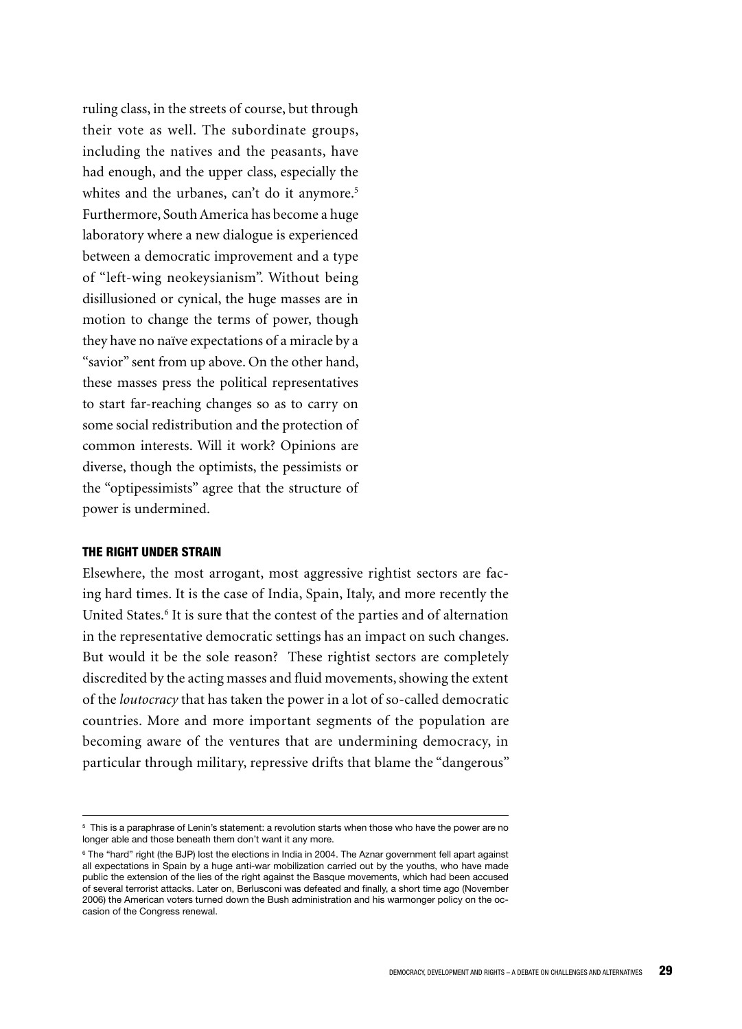ruling class, in the streets of course, but through their vote as well. The subordinate groups, including the natives and the peasants, have had enough, and the upper class, especially the whites and the urbanes, can't do it anymore.[5] Furthermore, South America has become a huge laboratory where a new dialogue is experienced between a democratic improvement and a type of "left-wing neokeysianism". Without being disillusioned or cynical, the huge masses are in motion to change the terms of power, though they have no naïve expectations of a miracle by a "savior" sent from up above. On the other hand, these masses press the political representatives to start far-reaching changes so as to carry on some social redistribution and the protection of common interests. Will it work? Opinions are diverse, though the optimists, the pessimists or the "optipessimists" agree that the structure of power is undermined.

## THE RIGHT UNDER STRAIN

Elsewhere, the most arrogant, most aggressive rightist sectors are facing hard times. It is the case of India, Spain, Italy, and more recently the United States.[6] It is sure that the contest of the parties and of alternation in the representative democratic settings has an impact on such changes. But would it be the sole reason? These rightist sectors are completely discredited by the acting masses and fluid movements, showing the extent of the *loutocracy* that has taken the power in a lot of so-called democratic countries. More and more important segments of the population are becoming aware of the ventures that are undermining democracy, in particular through military, repressive drifts that blame the "dangerous"

---

[5] This is a paraphrase of Lenin's statement: a revolution starts when those who have the power are no longer able and those beneath them don't want it any more.

[6] The "hard" right (the BJP) lost the elections in India in 2004. The Aznar government fell apart against all expectations in Spain by a huge anti-war mobilization carried out by the youths, who have made public the extension of the lies of the right against the Basque movements, which had been accused of several terrorist attacks. Later on, Berlusconi was defeated and finally, a short time ago (November 2006) the American voters turned down the Bush administration and his warmonger policy on the occasion of the Congress renewal.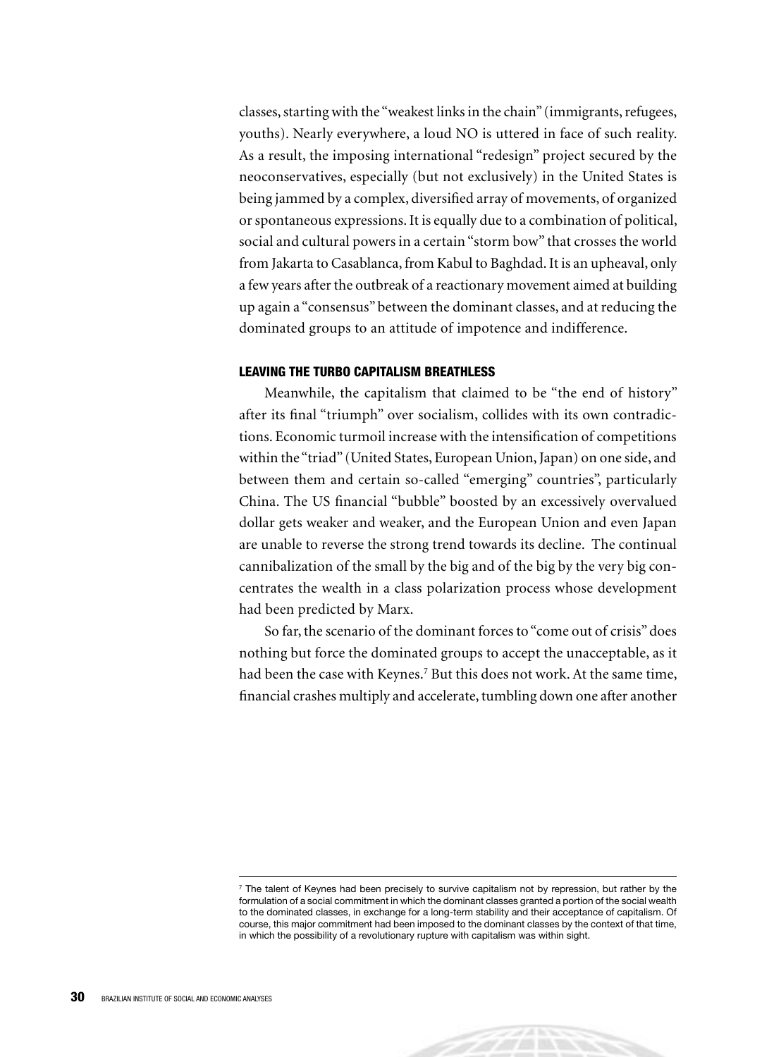classes, starting with the "weakest links in the chain" (immigrants, refugees, youths). Nearly everywhere, a loud NO is uttered in face of such reality. As a result, the imposing international "redesign" project secured by the neoconservatives, especially (but not exclusively) in the United States is being jammed by a complex, diversified array of movements, of organized or spontaneous expressions. It is equally due to a combination of political, social and cultural powers in a certain "storm bow" that crosses the world from Jakarta to Casablanca, from Kabul to Baghdad. It is an upheaval, only a few years after the outbreak of a reactionary movement aimed at building up again a "consensus" between the dominant classes, and at reducing the dominated groups to an attitude of impotence and indifference.

### LEAVING THE TURBO CAPITALISM BREATHLESS

Meanwhile, the capitalism that claimed to be "the end of history" after its final "triumph" over socialism, collides with its own contradictions. Economic turmoil increase with the intensification of competitions within the "triad" (United States, European Union, Japan) on one side, and between them and certain so-called "emerging" countries", particularly China. The US financial "bubble" boosted by an excessively overvalued dollar gets weaker and weaker, and the European Union and even Japan are unable to reverse the strong trend towards its decline. The continual cannibalization of the small by the big and of the big by the very big concentrates the wealth in a class polarization process whose development had been predicted by Marx.

So far, the scenario of the dominant forces to "come out of crisis" does nothing but force the dominated groups to accept the unacceptable, as it had been the case with Keynes.[7] But this does not work. At the same time, financial crashes multiply and accelerate, tumbling down one after another

---

[7] The talent of Keynes had been precisely to survive capitalism not by repression, but rather by the formulation of a social commitment in which the dominant classes granted a portion of the social wealth to the dominated classes, in exchange for a long-term stability and their acceptance of capitalism. Of course, this major commitment had been imposed to the dominant classes by the context of that time, in which the possibility of a revolutionary rupture with capitalism was within sight.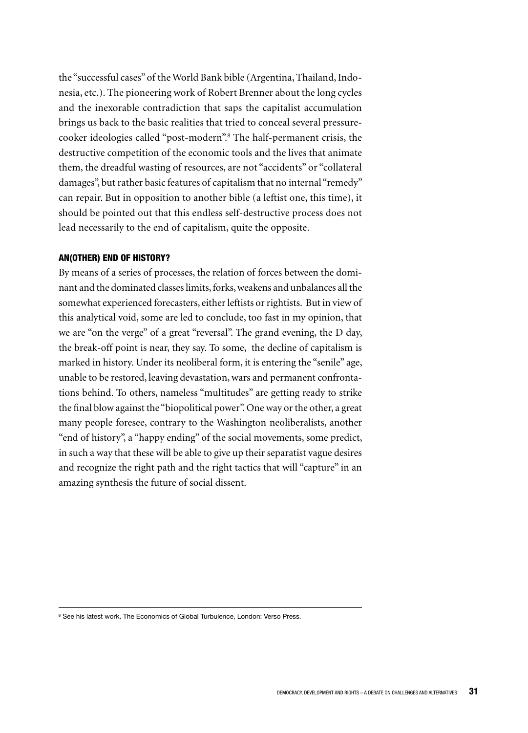the "successful cases" of the World Bank bible (Argentina, Thailand, Indonesia, etc.). The pioneering work of Robert Brenner about the long cycles and the inexorable contradiction that saps the capitalist accumulation brings us back to the basic realities that tried to conceal several pressure-cooker ideologies called "post-modern".[8] The half-permanent crisis, the destructive competition of the economic tools and the lives that animate them, the dreadful wasting of resources, are not "accidents" or "collateral damages", but rather basic features of capitalism that no internal "remedy" can repair. But in opposition to another bible (a leftist one, this time), it should be pointed out that this endless self-destructive process does not lead necessarily to the end of capitalism, quite the opposite.

### AN(OTHER) END OF HISTORY?

By means of a series of processes, the relation of forces between the dominant and the dominated classes limits, forks, weakens and unbalances all the somewhat experienced forecasters, either leftists or rightists. But in view of this analytical void, some are led to conclude, too fast in my opinion, that we are "on the verge" of a great "reversal". The grand evening, the D day, the break-off point is near, they say. To some, the decline of capitalism is marked in history. Under its neoliberal form, it is entering the "senile" age, unable to be restored, leaving devastation, wars and permanent confrontations behind. To others, nameless "multitudes" are getting ready to strike the final blow against the "biopolitical power". One way or the other, a great many people foresee, contrary to the Washington neoliberalists, another "end of history", a "happy ending" of the social movements, some predict, in such a way that these will be able to give up their separatist vague desires and recognize the right path and the right tactics that will "capture" in an amazing synthesis the future of social dissent.

---

[8] See his latest work, The Economics of Global Turbulence, London: Verso Press.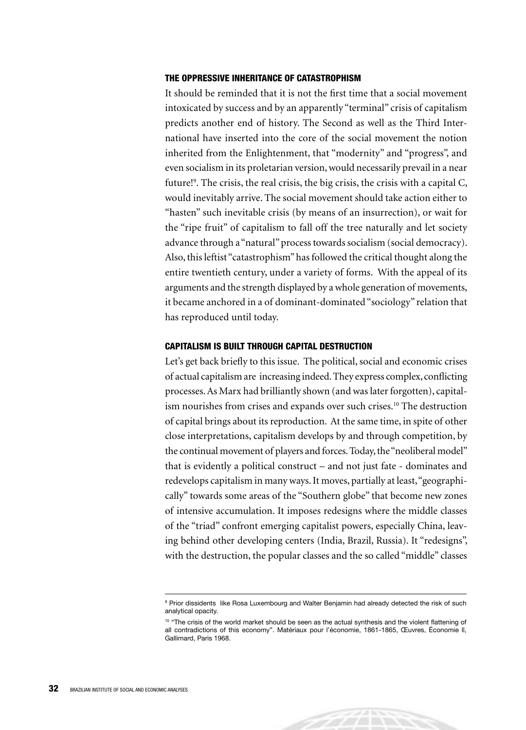### THE OPPRESSIVE INHERITANCE OF CATASTROPHISM

It should be reminded that it is not the first time that a social movement intoxicated by success and by an apparently "terminal" crisis of capitalism predicts another end of history. The Second as well as the Third International have inserted into the core of the social movement the notion inherited from the Enlightenment, that "modernity" and "progress", and even socialism in its proletarian version, would necessarily prevail in a near future![9]. The crisis, the real crisis, the big crisis, the crisis with a capital C, would inevitably arrive. The social movement should take action either to "hasten" such inevitable crisis (by means of an insurrection), or wait for the "ripe fruit" of capitalism to fall off the tree naturally and let society advance through a "natural" process towards socialism (social democracy). Also, this leftist "catastrophism" has followed the critical thought along the entire twentieth century, under a variety of forms. With the appeal of its arguments and the strength displayed by a whole generation of movements, it became anchored in a of dominant-dominated "sociology" relation that has reproduced until today.

### CAPITALISM IS BUILT THROUGH CAPITAL DESTRUCTION

Let's get back briefly to this issue. The political, social and economic crises of actual capitalism are increasing indeed. They express complex, conflicting processes. As Marx had brilliantly shown (and was later forgotten), capitalism nourishes from crises and expands over such crises.[10] The destruction of capital brings about its reproduction. At the same time, in spite of other close interpretations, capitalism develops by and through competition, by the continual movement of players and forces. Today, the "neoliberal model" that is evidently a political construct – and not just fate - dominates and redevelops capitalism in many ways. It moves, partially at least, "geographically" towards some areas of the "Southern globe" that become new zones of intensive accumulation. It imposes redesigns where the middle classes of the "triad" confront emerging capitalist powers, especially China, leaving behind other developing centers (India, Brazil, Russia). It "redesigns", with the destruction, the popular classes and the so called "middle" classes

---

[9] Prior dissidents like Rosa Luxembourg and Walter Benjamin had already detected the risk of such analytical opacity.

[10] "The crisis of the world market should be seen as the actual synthesis and the violent flattening of all contradictions of this economy". Matériaux pour l'économie, 1861-1865, Œuvres, Économie II, Gallimard, Paris 1968.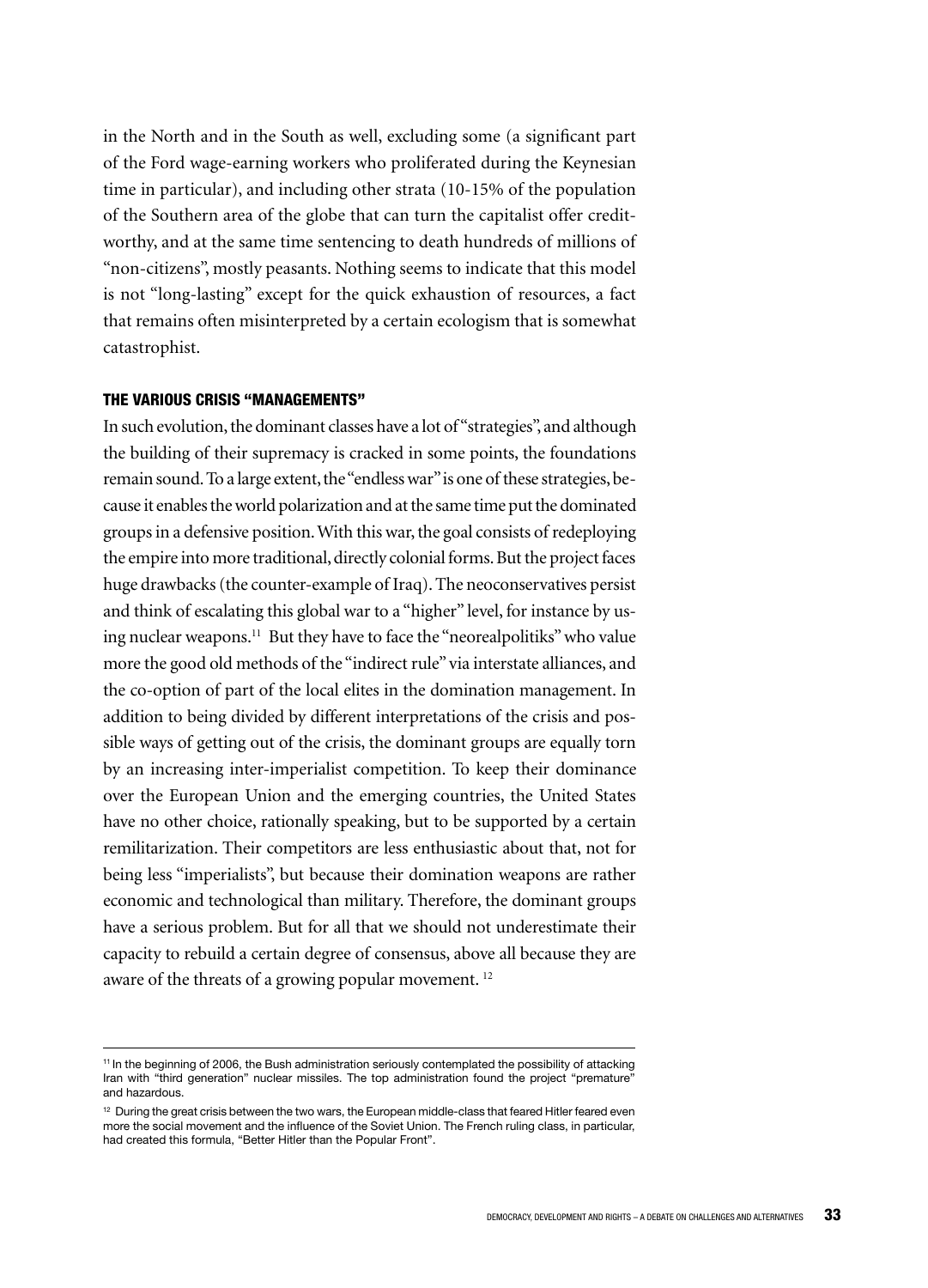in the North and in the South as well, excluding some (a significant part of the Ford wage-earning workers who proliferated during the Keynesian time in particular), and including other strata (10-15% of the population of the Southern area of the globe that can turn the capitalist offer creditworthy, and at the same time sentencing to death hundreds of millions of "non-citizens", mostly peasants. Nothing seems to indicate that this model is not "long-lasting" except for the quick exhaustion of resources, a fact that remains often misinterpreted by a certain ecologism that is somewhat catastrophist.

## THE VARIOUS CRISIS "MANAGEMENTS"

In such evolution, the dominant classes have a lot of "strategies", and although the building of their supremacy is cracked in some points, the foundations remain sound. To a large extent, the "endless war" is one of these strategies, because it enables the world polarization and at the same time put the dominated groups in a defensive position. With this war, the goal consists of redeploying the empire into more traditional, directly colonial forms. But the project faces huge drawbacks (the counter-example of Iraq). The neoconservatives persist and think of escalating this global war to a "higher" level, for instance by using nuclear weapons.[11] But they have to face the "neorealpolitiks" who value more the good old methods of the "indirect rule" via interstate alliances, and the co-option of part of the local elites in the domination management. In addition to being divided by different interpretations of the crisis and possible ways of getting out of the crisis, the dominant groups are equally torn by an increasing inter-imperialist competition. To keep their dominance over the European Union and the emerging countries, the United States have no other choice, rationally speaking, but to be supported by a certain remilitarization. Their competitors are less enthusiastic about that, not for being less "imperialists", but because their domination weapons are rather economic and technological than military. Therefore, the dominant groups have a serious problem. But for all that we should not underestimate their capacity to rebuild a certain degree of consensus, above all because they are aware of the threats of a growing popular movement.[12]

---

[11] In the beginning of 2006, the Bush administration seriously contemplated the possibility of attacking Iran with "third generation" nuclear missiles. The top administration found the project "premature" and hazardous.

[12] During the great crisis between the two wars, the European middle-class that feared Hitler feared even more the social movement and the influence of the Soviet Union. The French ruling class, in particular, had created this formula, "Better Hitler than the Popular Front".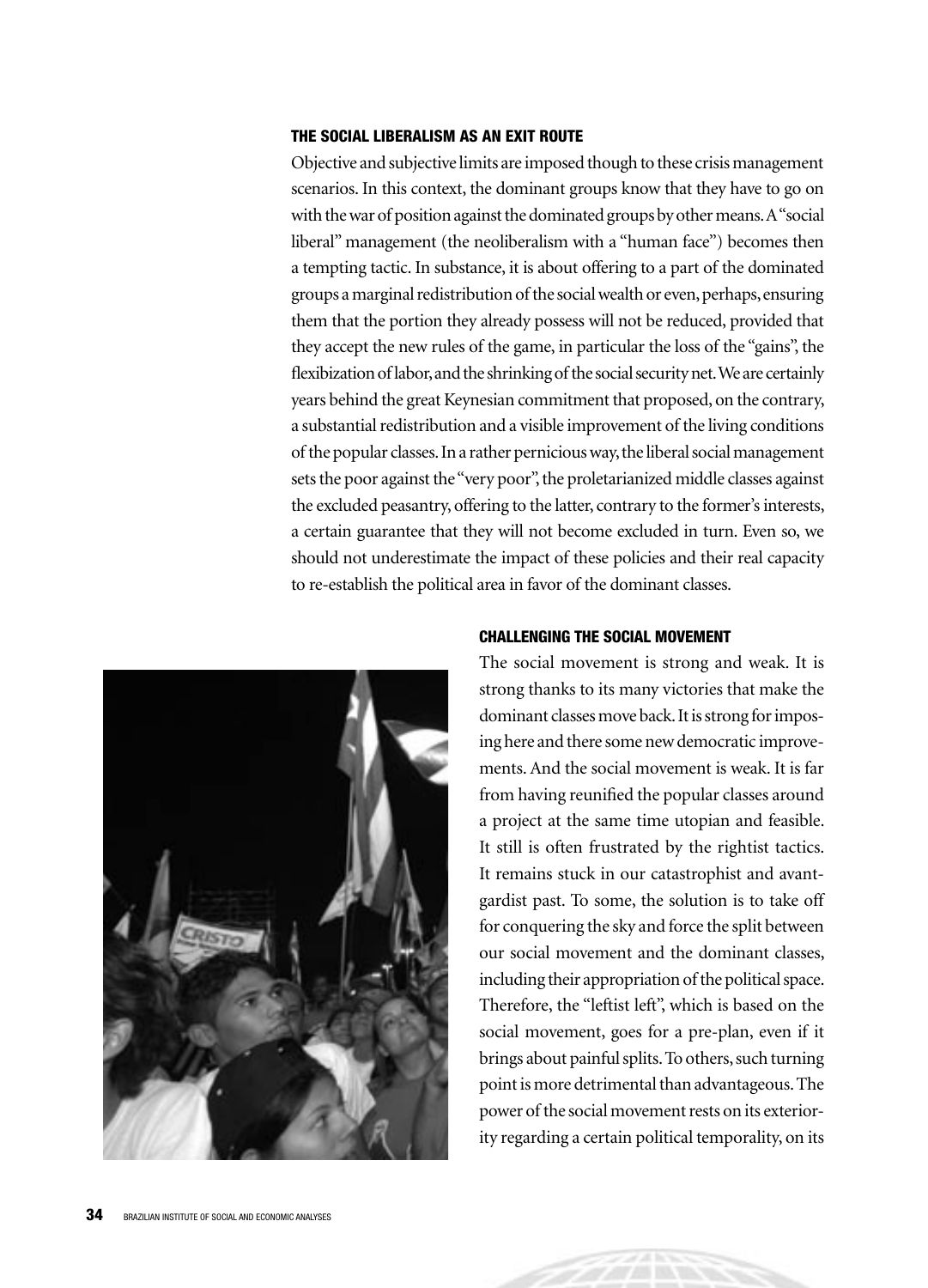### THE SOCIAL LIBERALISM AS AN EXIT ROUTE

Objective and subjective limits are imposed though to these crisis management scenarios. In this context, the dominant groups know that they have to go on with the war of position against the dominated groups by other means. A "social liberal" management (the neoliberalism with a "human face") becomes then a tempting tactic. In substance, it is about offering to a part of the dominated groups a marginal redistribution of the social wealth or even, perhaps, ensuring them that the portion they already possess will not be reduced, provided that they accept the new rules of the game, in particular the loss of the "gains", the flexibization of labor, and the shrinking of the social security net. We are certainly years behind the great Keynesian commitment that proposed, on the contrary, a substantial redistribution and a visible improvement of the living conditions of the popular classes. In a rather pernicious way, the liberal social management sets the poor against the "very poor", the proletarianized middle classes against the excluded peasantry, offering to the latter, contrary to the former's interests, a certain guarantee that they will not become excluded in turn. Even so, we should not underestimate the impact of these policies and their real capacity to re-establish the political area in favor of the dominant classes.

### CHALLENGING THE SOCIAL MOVEMENT

The social movement is strong and weak. It is strong thanks to its many victories that make the dominant classes move back. It is strong for imposing here and there some new democratic improvements. And the social movement is weak. It is far from having reunified the popular classes around a project at the same time utopian and feasible. It still is often frustrated by the rightist tactics. It remains stuck in our catastrophist and avant-gardist past. To some, the solution is to take off for conquering the sky and force the split between our social movement and the dominant classes, including their appropriation of the political space. Therefore, the "leftist left", which is based on the social movement, goes for a pre-plan, even if it brings about painful splits. To others, such turning point is more detrimental than advantageous. The power of the social movement rests on its exteriority regarding a certain political temporality, on its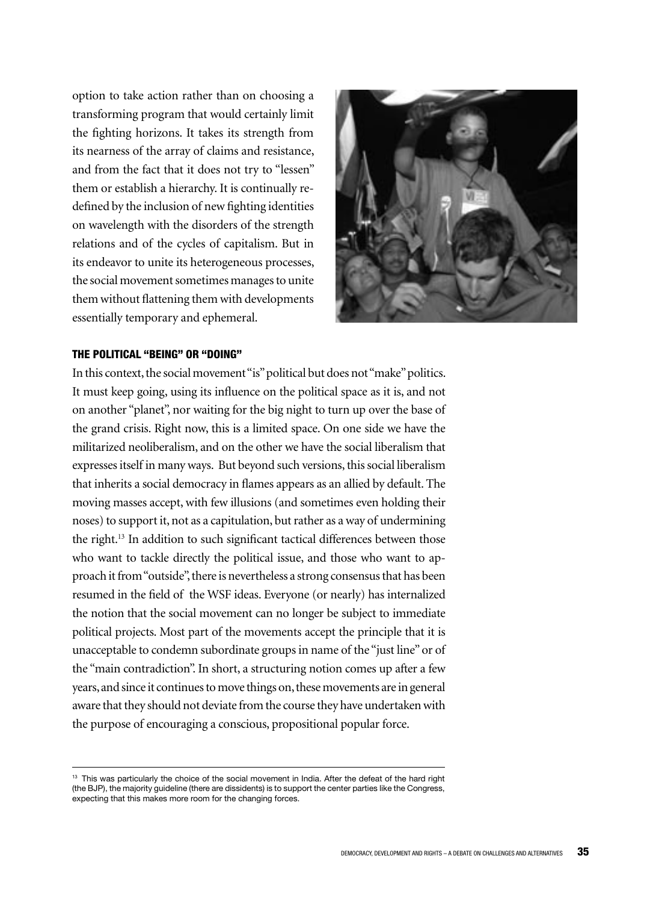option to take action rather than on choosing a transforming program that would certainly limit the fighting horizons. It takes its strength from its nearness of the array of claims and resistance, and from the fact that it does not try to "lessen" them or establish a hierarchy. It is continually re-defined by the inclusion of new fighting identities on wavelength with the disorders of the strength relations and of the cycles of capitalism. But in its endeavor to unite its heterogeneous processes, the social movement sometimes manages to unite them without flattening them with developments essentially temporary and ephemeral.

## THE POLITICAL "BEING" OR "DOING"

In this context, the social movement "is" political but does not "make" politics. It must keep going, using its influence on the political space as it is, and not on another "planet", nor waiting for the big night to turn up over the base of the grand crisis. Right now, this is a limited space. On one side we have the militarized neoliberalism, and on the other we have the social liberalism that expresses itself in many ways. But beyond such versions, this social liberalism that inherits a social democracy in flames appears as an allied by default. The moving masses accept, with few illusions (and sometimes even holding their noses) to support it, not as a capitulation, but rather as a way of undermining the right.[13] In addition to such significant tactical differences between those who want to tackle directly the political issue, and those who want to approach it from "outside", there is nevertheless a strong consensus that has been resumed in the field of the WSF ideas. Everyone (or nearly) has internalized the notion that the social movement can no longer be subject to immediate political projects. Most part of the movements accept the principle that it is unacceptable to condemn subordinate groups in name of the "just line" or of the "main contradiction". In short, a structuring notion comes up after a few years, and since it continues to move things on, these movements are in general aware that they should not deviate from the course they have undertaken with the purpose of encouraging a conscious, propositional popular force.

[13] This was particularly the choice of the social movement in India. After the defeat of the hard right (the BJP), the majority guideline (there are dissidents) is to support the center parties like the Congress, expecting that this makes more room for the changing forces.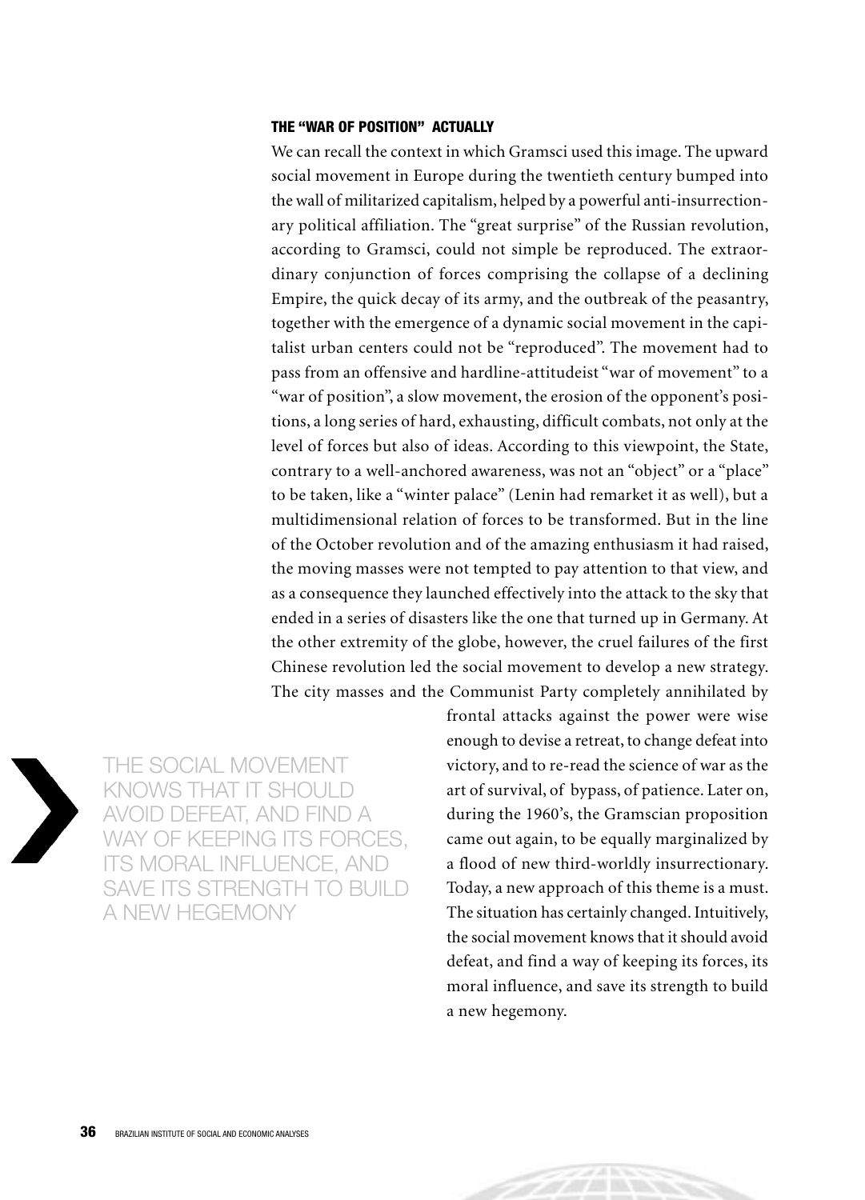### THE "WAR OF POSITION" ACTUALLY

We can recall the context in which Gramsci used this image. The upward social movement in Europe during the twentieth century bumped into the wall of militarized capitalism, helped by a powerful anti-insurrectionary political affiliation. The "great surprise" of the Russian revolution, according to Gramsci, could not simple be reproduced. The extraordinary conjunction of forces comprising the collapse of a declining Empire, the quick decay of its army, and the outbreak of the peasantry, together with the emergence of a dynamic social movement in the capitalist urban centers could not be "reproduced". The movement had to pass from an offensive and hardline-attitudeist "war of movement" to a "war of position", a slow movement, the erosion of the opponent's positions, a long series of hard, exhausting, difficult combats, not only at the level of forces but also of ideas. According to this viewpoint, the State, contrary to a well-anchored awareness, was not an "object" or a "place" to be taken, like a "winter palace" (Lenin had remarket it as well), but a multidimensional relation of forces to be transformed. But in the line of the October revolution and of the amazing enthusiasm it had raised, the moving masses were not tempted to pay attention to that view, and as a consequence they launched effectively into the attack to the sky that ended in a series of disasters like the one that turned up in Germany. At the other extremity of the globe, however, the cruel failures of the first Chinese revolution led the social movement to develop a new strategy. The city masses and the Communist Party completely annihilated by frontal attacks against the power were wise enough to devise a retreat, to change defeat into victory, and to re-read the science of war as the art of survival, of bypass, of patience. Later on, during the 1960's, the Gramscian proposition came out again, to be equally marginalized by a flood of new third-worldly insurrectionary. Today, a new approach of this theme is a must. The situation has certainly changed. Intuitively, the social movement knows that it should avoid defeat, and find a way of keeping its forces, its moral influence, and save its strength to build a new hegemony.

> THE SOCIAL MOVEMENT KNOWS THAT IT SHOULD AVOID DEFEAT, AND FIND A WAY OF KEEPING ITS FORCES, ITS MORAL INFLUENCE, AND SAVE ITS STRENGTH TO BUILD A NEW HEGEMONY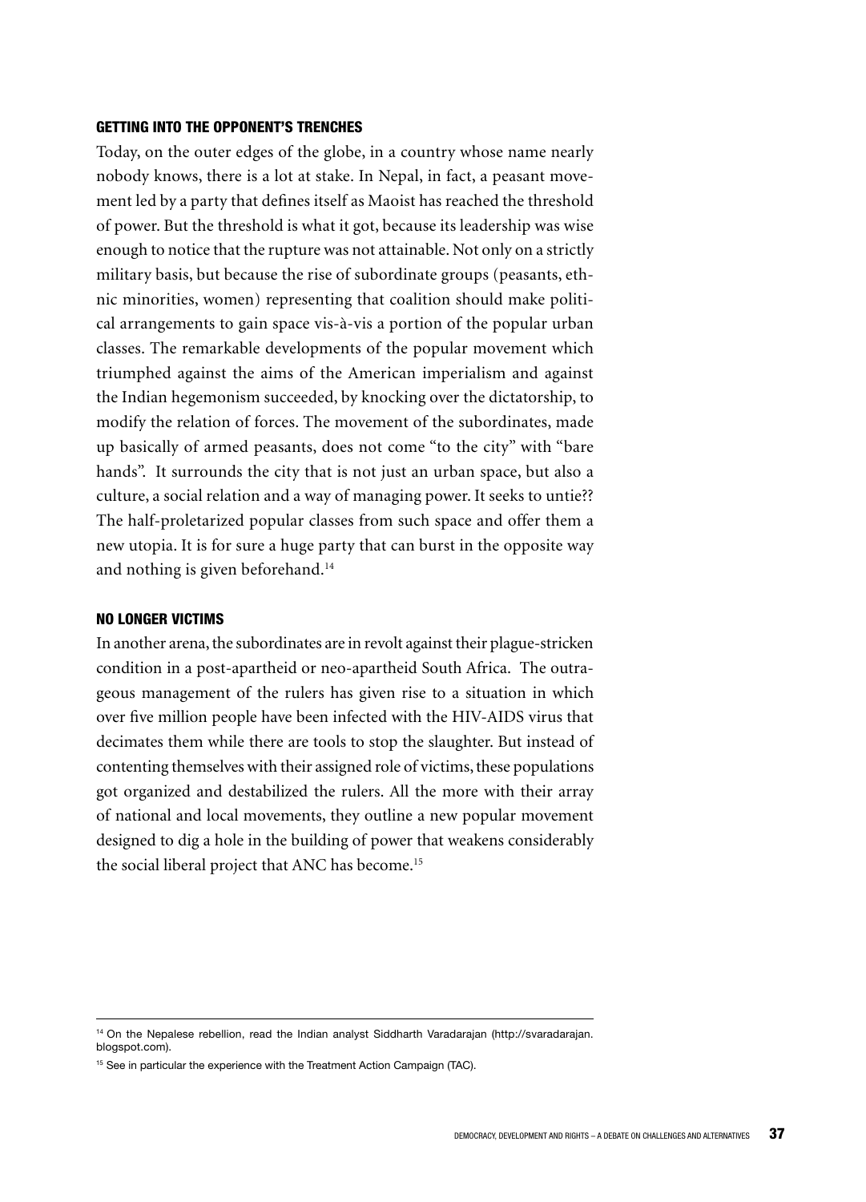### GETTING INTO THE OPPONENT'S TRENCHES

Today, on the outer edges of the globe, in a country whose name nearly nobody knows, there is a lot at stake. In Nepal, in fact, a peasant movement led by a party that defines itself as Maoist has reached the threshold of power. But the threshold is what it got, because its leadership was wise enough to notice that the rupture was not attainable. Not only on a strictly military basis, but because the rise of subordinate groups (peasants, ethnic minorities, women) representing that coalition should make political arrangements to gain space vis-à-vis a portion of the popular urban classes. The remarkable developments of the popular movement which triumphed against the aims of the American imperialism and against the Indian hegemonism succeeded, by knocking over the dictatorship, to modify the relation of forces. The movement of the subordinates, made up basically of armed peasants, does not come "to the city" with "bare hands". It surrounds the city that is not just an urban space, but also a culture, a social relation and a way of managing power. It seeks to untie?? The half-proletarized popular classes from such space and offer them a new utopia. It is for sure a huge party that can burst in the opposite way and nothing is given beforehand.[14]

### NO LONGER VICTIMS

In another arena, the subordinates are in revolt against their plague-stricken condition in a post-apartheid or neo-apartheid South Africa. The outrageous management of the rulers has given rise to a situation in which over five million people have been infected with the HIV-AIDS virus that decimates them while there are tools to stop the slaughter. But instead of contenting themselves with their assigned role of victims, these populations got organized and destabilized the rulers. All the more with their array of national and local movements, they outline a new popular movement designed to dig a hole in the building of power that weakens considerably the social liberal project that ANC has become.[15]

---

[14] On the Nepalese rebellion, read the Indian analyst Siddharth Varadarajan (http://svaradarajan.blogspot.com).

[15] See in particular the experience with the Treatment Action Campaign (TAC).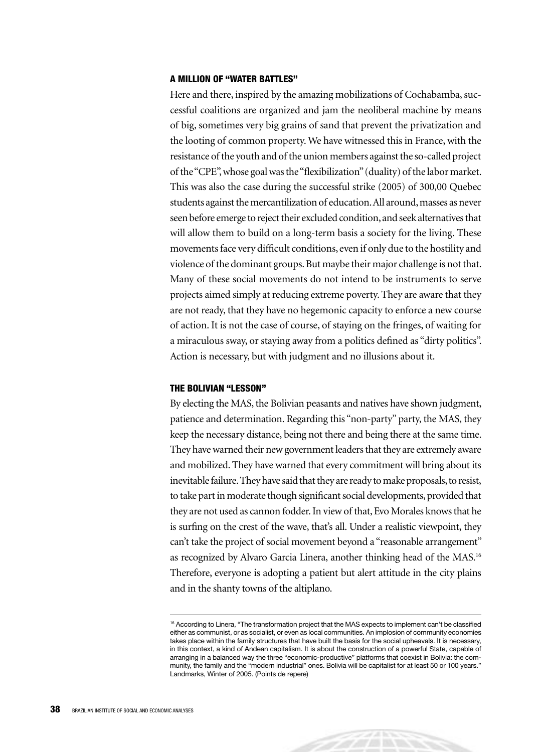## A MILLION OF "WATER BATTLES"

Here and there, inspired by the amazing mobilizations of Cochabamba, successful coalitions are organized and jam the neoliberal machine by means of big, sometimes very big grains of sand that prevent the privatization and the looting of common property. We have witnessed this in France, with the resistance of the youth and of the union members against the so-called project of the "CPE", whose goal was the "flexibilization" (duality) of the labor market. This was also the case during the successful strike (2005) of 300,00 Quebec students against the mercantilization of education. All around, masses as never seen before emerge to reject their excluded condition, and seek alternatives that will allow them to build on a long-term basis a society for the living. These movements face very difficult conditions, even if only due to the hostility and violence of the dominant groups. But maybe their major challenge is not that. Many of these social movements do not intend to be instruments to serve projects aimed simply at reducing extreme poverty. They are aware that they are not ready, that they have no hegemonic capacity to enforce a new course of action. It is not the case of course, of staying on the fringes, of waiting for a miraculous sway, or staying away from a politics defined as "dirty politics". Action is necessary, but with judgment and no illusions about it.

## THE BOLIVIAN "LESSON"

By electing the MAS, the Bolivian peasants and natives have shown judgment, patience and determination. Regarding this "non-party" party, the MAS, they keep the necessary distance, being not there and being there at the same time. They have warned their new government leaders that they are extremely aware and mobilized. They have warned that every commitment will bring about its inevitable failure. They have said that they are ready to make proposals, to resist, to take part in moderate though significant social developments, provided that they are not used as cannon fodder. In view of that, Evo Morales knows that he is surfing on the crest of the wave, that's all. Under a realistic viewpoint, they can't take the project of social movement beyond a "reasonable arrangement" as recognized by Alvaro Garcia Linera, another thinking head of the MAS.[16] Therefore, everyone is adopting a patient but alert attitude in the city plains and in the shanty towns of the altiplano.

---

[16] According to Linera, "The transformation project that the MAS expects to implement can't be classified either as communist, or as socialist, or even as local communities. An implosion of community economies takes place within the family structures that have built the basis for the social upheavals. It is necessary, in this context, a kind of Andean capitalism. It is about the construction of a powerful State, capable of arranging in a balanced way the three "economic-productive" platforms that coexist in Bolivia: the community, the family and the "modern industrial" ones. Bolivia will be capitalist for at least 50 or 100 years." Landmarks, Winter of 2005. (Points de repere)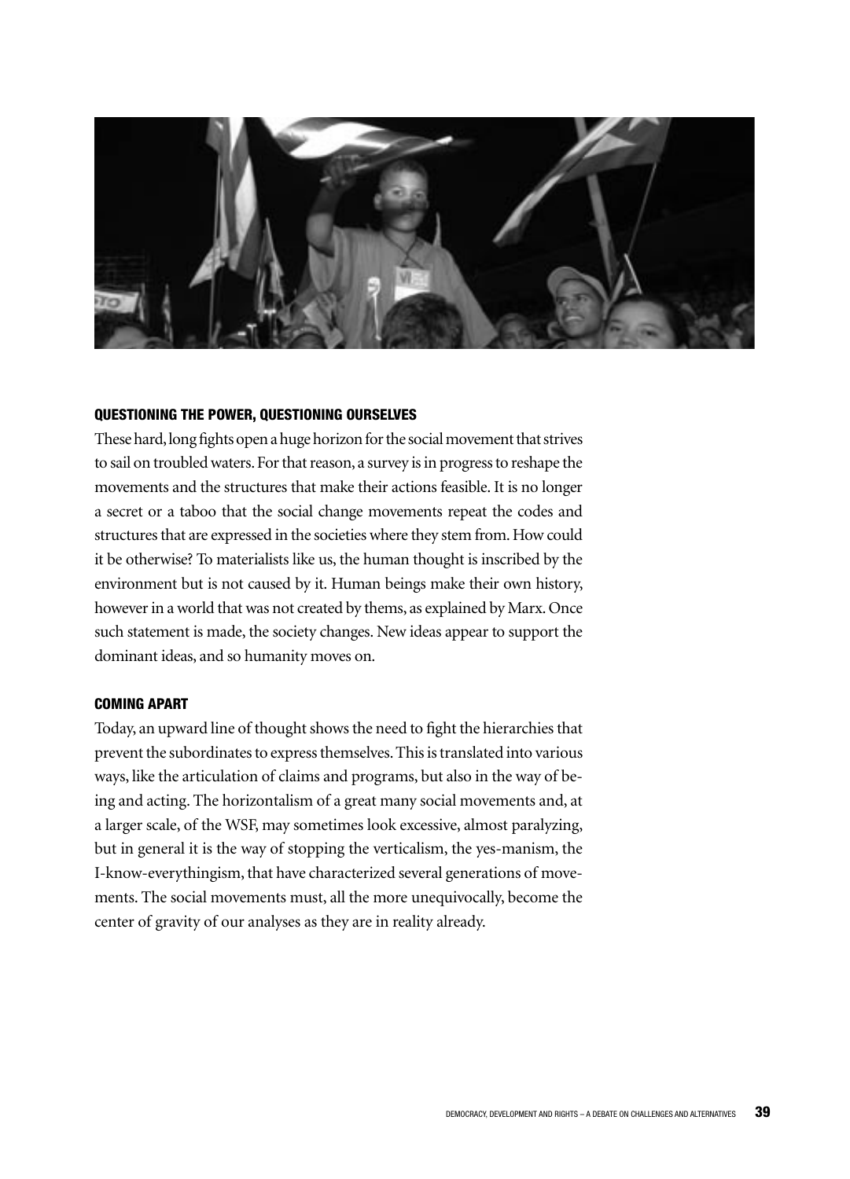## QUESTIONING THE POWER, QUESTIONING OURSELVES

These hard, long fights open a huge horizon for the social movement that strives to sail on troubled waters. For that reason, a survey is in progress to reshape the movements and the structures that make their actions feasible. It is no longer a secret or a taboo that the social change movements repeat the codes and structures that are expressed in the societies where they stem from. How could it be otherwise? To materialists like us, the human thought is inscribed by the environment but is not caused by it. Human beings make their own history, however in a world that was not created by thems, as explained by Marx. Once such statement is made, the society changes. New ideas appear to support the dominant ideas, and so humanity moves on.

## COMING APART

Today, an upward line of thought shows the need to fight the hierarchies that prevent the subordinates to express themselves. This is translated into various ways, like the articulation of claims and programs, but also in the way of being and acting. The horizontalism of a great many social movements and, at a larger scale, of the WSF, may sometimes look excessive, almost paralyzing, but in general it is the way of stopping the verticalism, the yes-manism, the I-know-everythingism, that have characterized several generations of movements. The social movements must, all the more unequivocally, become the center of gravity of our analyses as they are in reality already.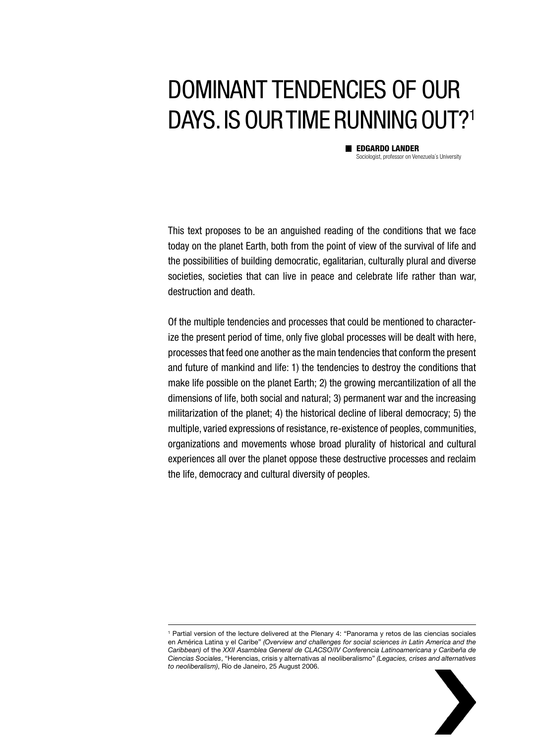# DOMINANT TENDENCIES OF OUR DAYS. IS OUR TIME RUNNING OUT?[1]

**EDGARDO LANDER**
Sociologist, professor on Venezuela´s University

This text proposes to be an anguished reading of the conditions that we face today on the planet Earth, both from the point of view of the survival of life and the possibilities of building democratic, egalitarian, culturally plural and diverse societies, societies that can live in peace and celebrate life rather than war, destruction and death.

Of the multiple tendencies and processes that could be mentioned to characterize the present period of time, only five global processes will be dealt with here, processes that feed one another as the main tendencies that conform the present and future of mankind and life: 1) the tendencies to destroy the conditions that make life possible on the planet Earth; 2) the growing mercantilization of all the dimensions of life, both social and natural; 3) permanent war and the increasing militarization of the planet; 4) the historical decline of liberal democracy; 5) the multiple, varied expressions of resistance, re-existence of peoples, communities, organizations and movements whose broad plurality of historical and cultural experiences all over the planet oppose these destructive processes and reclaim the life, democracy and cultural diversity of peoples.

[1] Partial version of the lecture delivered at the Plenary 4: "Panorama y retos de las ciencias sociales en América Latina y el Caribe" *(Overview and challenges for social sciences in Latin America and the Caribbean)* of the *XXII Asamblea General de CLACSO/IV Conferencia Latinoamericana y Caribeña de Ciencias Sociales*, "Herencias, crisis y alternativas al neoliberalismo" *(Legacies, crises and alternatives to neoliberalism)*, Río de Janeiro, 25 August 2006.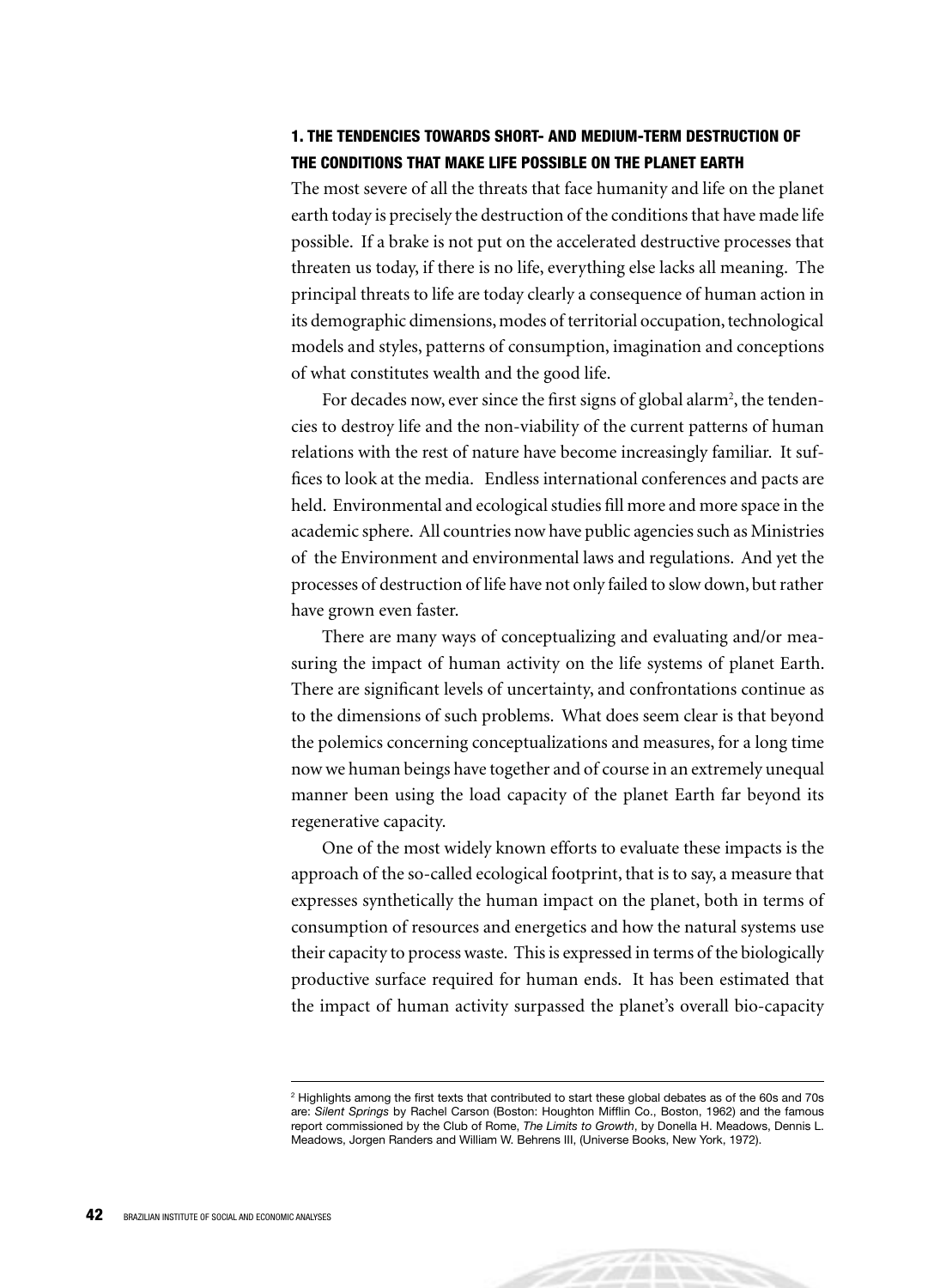## 1. THE TENDENCIES TOWARDS SHORT- AND MEDIUM-TERM DESTRUCTION OF THE CONDITIONS THAT MAKE LIFE POSSIBLE ON THE PLANET EARTH

The most severe of all the threats that face humanity and life on the planet earth today is precisely the destruction of the conditions that have made life possible. If a brake is not put on the accelerated destructive processes that threaten us today, if there is no life, everything else lacks all meaning. The principal threats to life are today clearly a consequence of human action in its demographic dimensions, modes of territorial occupation, technological models and styles, patterns of consumption, imagination and conceptions of what constitutes wealth and the good life.

For decades now, ever since the first signs of global alarm[2], the tendencies to destroy life and the non-viability of the current patterns of human relations with the rest of nature have become increasingly familiar. It suffices to look at the media. Endless international conferences and pacts are held. Environmental and ecological studies fill more and more space in the academic sphere. All countries now have public agencies such as Ministries of the Environment and environmental laws and regulations. And yet the processes of destruction of life have not only failed to slow down, but rather have grown even faster.

There are many ways of conceptualizing and evaluating and/or measuring the impact of human activity on the life systems of planet Earth. There are significant levels of uncertainty, and confrontations continue as to the dimensions of such problems. What does seem clear is that beyond the polemics concerning conceptualizations and measures, for a long time now we human beings have together and of course in an extremely unequal manner been using the load capacity of the planet Earth far beyond its regenerative capacity.

One of the most widely known efforts to evaluate these impacts is the approach of the so-called ecological footprint, that is to say, a measure that expresses synthetically the human impact on the planet, both in terms of consumption of resources and energetics and how the natural systems use their capacity to process waste. This is expressed in terms of the biologically productive surface required for human ends. It has been estimated that the impact of human activity surpassed the planet's overall bio-capacity

---

[2] Highlights among the first texts that contributed to start these global debates as of the 60s and 70s are: *Silent Springs* by Rachel Carson (Boston: Houghton Mifflin Co., Boston, 1962) and the famous report commissioned by the Club of Rome, *The Limits to Growth*, by Donella H. Meadows, Dennis L. Meadows, Jorgen Randers and William W. Behrens III, (Universe Books, New York, 1972).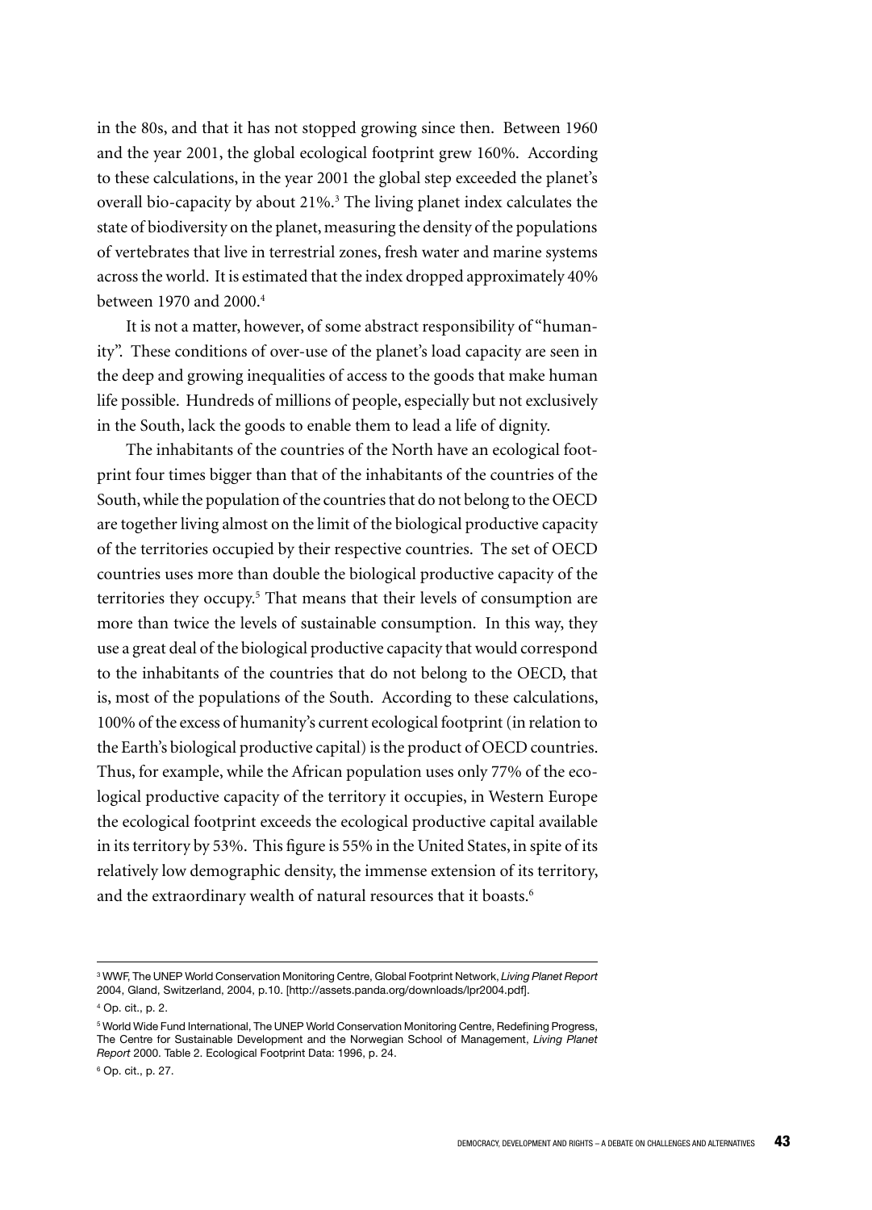in the 80s, and that it has not stopped growing since then. Between 1960 and the year 2001, the global ecological footprint grew 160%. According to these calculations, in the year 2001 the global step exceeded the planet's overall bio-capacity by about 21%.[3] The living planet index calculates the state of biodiversity on the planet, measuring the density of the populations of vertebrates that live in terrestrial zones, fresh water and marine systems across the world. It is estimated that the index dropped approximately 40% between 1970 and 2000.[4]

It is not a matter, however, of some abstract responsibility of "humanity". These conditions of over-use of the planet's load capacity are seen in the deep and growing inequalities of access to the goods that make human life possible. Hundreds of millions of people, especially but not exclusively in the South, lack the goods to enable them to lead a life of dignity.

The inhabitants of the countries of the North have an ecological footprint four times bigger than that of the inhabitants of the countries of the South, while the population of the countries that do not belong to the OECD are together living almost on the limit of the biological productive capacity of the territories occupied by their respective countries. The set of OECD countries uses more than double the biological productive capacity of the territories they occupy.[5] That means that their levels of consumption are more than twice the levels of sustainable consumption. In this way, they use a great deal of the biological productive capacity that would correspond to the inhabitants of the countries that do not belong to the OECD, that is, most of the populations of the South. According to these calculations, 100% of the excess of humanity's current ecological footprint (in relation to the Earth's biological productive capital) is the product of OECD countries. Thus, for example, while the African population uses only 77% of the ecological productive capacity of the territory it occupies, in Western Europe the ecological footprint exceeds the ecological productive capital available in its territory by 53%. This figure is 55% in the United States, in spite of its relatively low demographic density, the immense extension of its territory, and the extraordinary wealth of natural resources that it boasts.[6]

---

[3] WWF, The UNEP World Conservation Monitoring Centre, Global Footprint Network, *Living Planet Report* 2004, Gland, Switzerland, 2004, p.10. [http://assets.panda.org/downloads/lpr2004.pdf].

[4] Op. cit., p. 2.

[5] World Wide Fund International, The UNEP World Conservation Monitoring Centre, Redefining Progress, The Centre for Sustainable Development and the Norwegian School of Management, *Living Planet Report* 2000. Table 2. Ecological Footprint Data: 1996, p. 24.

[6] Op. cit., p. 27.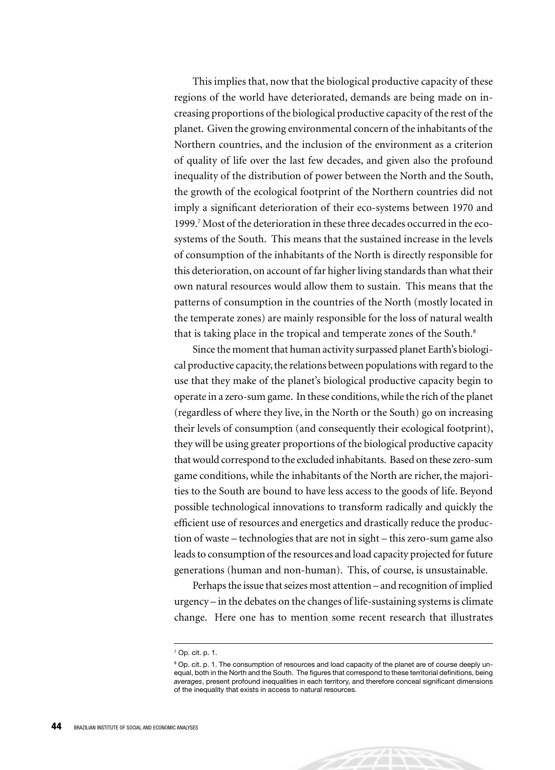This implies that, now that the biological productive capacity of these regions of the world have deteriorated, demands are being made on increasing proportions of the biological productive capacity of the rest of the planet. Given the growing environmental concern of the inhabitants of the Northern countries, and the inclusion of the environment as a criterion of quality of life over the last few decades, and given also the profound inequality of the distribution of power between the North and the South, the growth of the ecological footprint of the Northern countries did not imply a significant deterioration of their eco-systems between 1970 and 1999.[7] Most of the deterioration in these three decades occurred in the eco-systems of the South. This means that the sustained increase in the levels of consumption of the inhabitants of the North is directly responsible for this deterioration, on account of far higher living standards than what their own natural resources would allow them to sustain. This means that the patterns of consumption in the countries of the North (mostly located in the temperate zones) are mainly responsible for the loss of natural wealth that is taking place in the tropical and temperate zones of the South.[8]

Since the moment that human activity surpassed planet Earth's biological productive capacity, the relations between populations with regard to the use that they make of the planet's biological productive capacity begin to operate in a zero-sum game. In these conditions, while the rich of the planet (regardless of where they live, in the North or the South) go on increasing their levels of consumption (and consequently their ecological footprint), they will be using greater proportions of the biological productive capacity that would correspond to the excluded inhabitants. Based on these zero-sum game conditions, while the inhabitants of the North are richer, the majorities to the South are bound to have less access to the goods of life. Beyond possible technological innovations to transform radically and quickly the efficient use of resources and energetics and drastically reduce the production of waste – technologies that are not in sight – this zero-sum game also leads to consumption of the resources and load capacity projected for future generations (human and non-human). This, of course, is unsustainable.

Perhaps the issue that seizes most attention – and recognition of implied urgency – in the debates on the changes of life-sustaining systems is climate change. Here one has to mention some recent research that illustrates

---

[7] Op. cit. p. 1.

[8] Op. cit. p. 1. The consumption of resources and load capacity of the planet are of course deeply unequal, both in the North and the South. The figures that correspond to these territorial definitions, being *averages*, present profound inequalities in each territory, and therefore conceal significant dimensions of the inequality that exists in access to natural resources.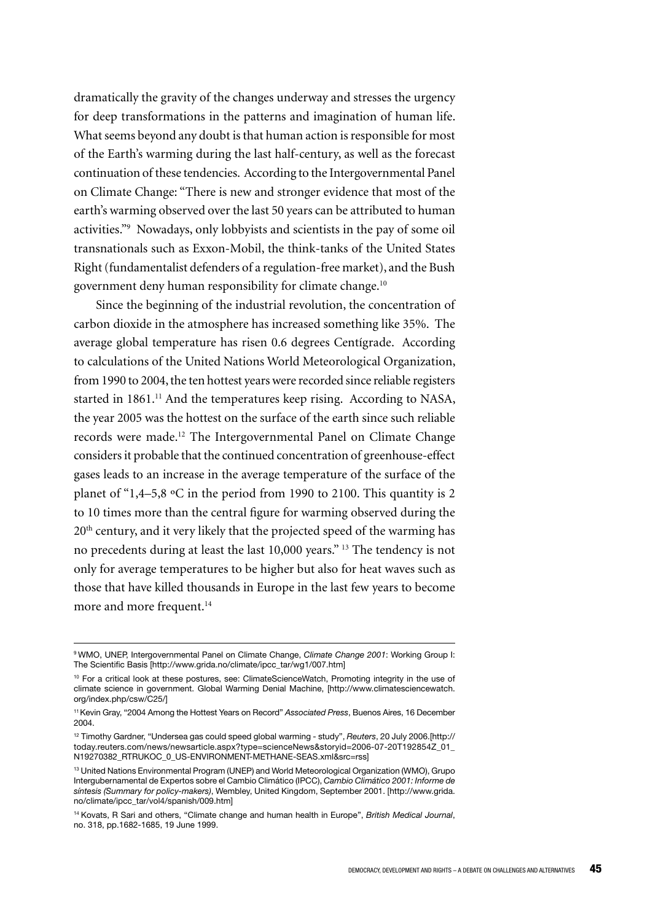dramatically the gravity of the changes underway and stresses the urgency for deep transformations in the patterns and imagination of human life. What seems beyond any doubt is that human action is responsible for most of the Earth's warming during the last half-century, as well as the forecast continuation of these tendencies. According to the Intergovernmental Panel on Climate Change: "There is new and stronger evidence that most of the earth's warming observed over the last 50 years can be attributed to human activities."[9] Nowadays, only lobbyists and scientists in the pay of some oil transnationals such as Exxon-Mobil, the think-tanks of the United States Right (fundamentalist defenders of a regulation-free market), and the Bush government deny human responsibility for climate change.[10]

Since the beginning of the industrial revolution, the concentration of carbon dioxide in the atmosphere has increased something like 35%. The average global temperature has risen 0.6 degrees Centígrade. According to calculations of the United Nations World Meteorological Organization, from 1990 to 2004, the ten hottest years were recorded since reliable registers started in 1861.[11] And the temperatures keep rising. According to NASA, the year 2005 was the hottest on the surface of the earth since such reliable records were made.[12] The Intergovernmental Panel on Climate Change considers it probable that the continued concentration of greenhouse-effect gases leads to an increase in the average temperature of the surface of the planet of "1,4–5,8 ºC in the period from 1990 to 2100. This quantity is 2 to 10 times more than the central figure for warming observed during the 20th century, and it very likely that the projected speed of the warming has no precedents during at least the last 10,000 years." [13] The tendency is not only for average temperatures to be higher but also for heat waves such as those that have killed thousands in Europe in the last few years to become more and more frequent.[14]

---

[9] WMO, UNEP, Intergovernmental Panel on Climate Change, *Climate Change 2001*: Working Group I: The Scientific Basis [http://www.grida.no/climate/ipcc_tar/wg1/007.htm]

[10] For a critical look at these postures, see: ClimateScienceWatch, Promoting integrity in the use of climate science in government. Global Warming Denial Machine, [http://www.climatesciencewatch.org/index.php/csw/C25/]

[11] Kevin Gray, "2004 Among the Hottest Years on Record" *Associated Press*, Buenos Aires, 16 December 2004.

[12] Timothy Gardner, "Undersea gas could speed global warming - study", *Reuters*, 20 July 2006.[http://today.reuters.com/news/newsarticle.aspx?type=scienceNews&storyid=2006-07-20T192854Z_01_N19270382_RTRUKOC_0_US-ENVIRONMENT-METHANE-SEAS.xml&src=rss]

[13] United Nations Environmental Program (UNEP) and World Meteorological Organization (WMO), Grupo Intergubernamental de Expertos sobre el Cambio Climático (IPCC), *Cambio Climático 2001: Informe de síntesis (Summary for policy-makers)*, Wembley, United Kingdom, September 2001. [http://www.grida.no/climate/ipcc_tar/vol4/spanish/009.htm]

[14] Kovats, R Sari and others, "Climate change and human health in Europe", *British Medical Journal*, no. 318, pp.1682-1685, 19 June 1999.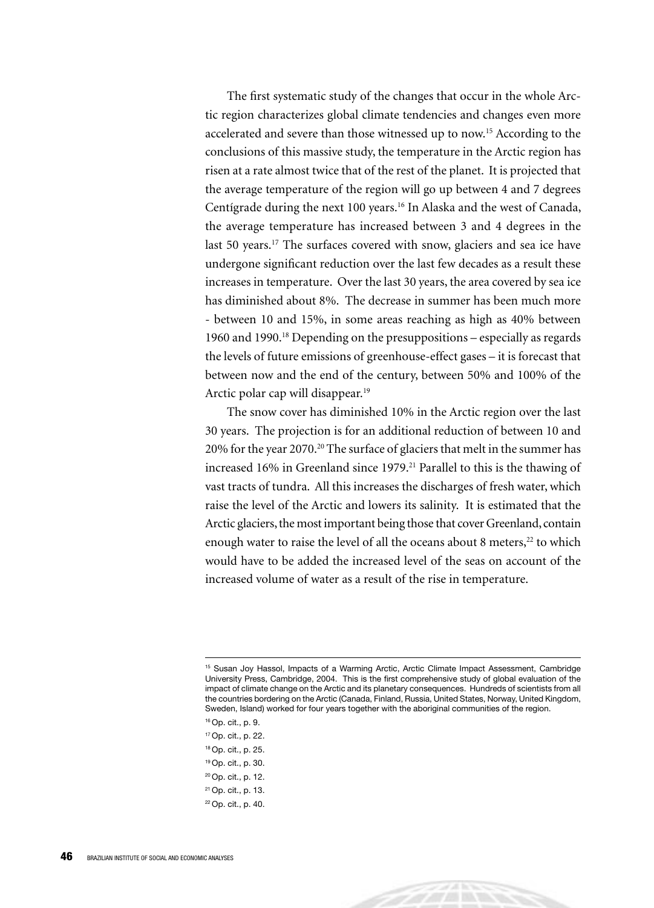The first systematic study of the changes that occur in the whole Arctic region characterizes global climate tendencies and changes even more accelerated and severe than those witnessed up to now.[15] According to the conclusions of this massive study, the temperature in the Arctic region has risen at a rate almost twice that of the rest of the planet. It is projected that the average temperature of the region will go up between 4 and 7 degrees Centígrade during the next 100 years.[16] In Alaska and the west of Canada, the average temperature has increased between 3 and 4 degrees in the last 50 years.[17] The surfaces covered with snow, glaciers and sea ice have undergone significant reduction over the last few decades as a result these increases in temperature. Over the last 30 years, the area covered by sea ice has diminished about 8%. The decrease in summer has been much more - between 10 and 15%, in some areas reaching as high as 40% between 1960 and 1990.[18] Depending on the presuppositions – especially as regards the levels of future emissions of greenhouse-effect gases – it is forecast that between now and the end of the century, between 50% and 100% of the Arctic polar cap will disappear.[19]

The snow cover has diminished 10% in the Arctic region over the last 30 years. The projection is for an additional reduction of between 10 and 20% for the year 2070.[20] The surface of glaciers that melt in the summer has increased 16% in Greenland since 1979.[21] Parallel to this is the thawing of vast tracts of tundra. All this increases the discharges of fresh water, which raise the level of the Arctic and lowers its salinity. It is estimated that the Arctic glaciers, the most important being those that cover Greenland, contain enough water to raise the level of all the oceans about 8 meters,[22] to which would have to be added the increased level of the seas on account of the increased volume of water as a result of the rise in temperature.

---

[15] Susan Joy Hassol, Impacts of a Warming Arctic, Arctic Climate Impact Assessment, Cambridge University Press, Cambridge, 2004. This is the first comprehensive study of global evaluation of the impact of climate change on the Arctic and its planetary consequences. Hundreds of scientists from all the countries bordering on the Arctic (Canada, Finland, Russia, United States, Norway, United Kingdom, Sweden, Island) worked for four years together with the aboriginal communities of the region.

[16] Op. cit., p. 9.

[17] Op. cit., p. 22.

[18] Op. cit., p. 25.

[19] Op. cit., p. 30.

[20] Op. cit., p. 12.

[21] Op. cit., p. 13.

[22] Op. cit., p. 40.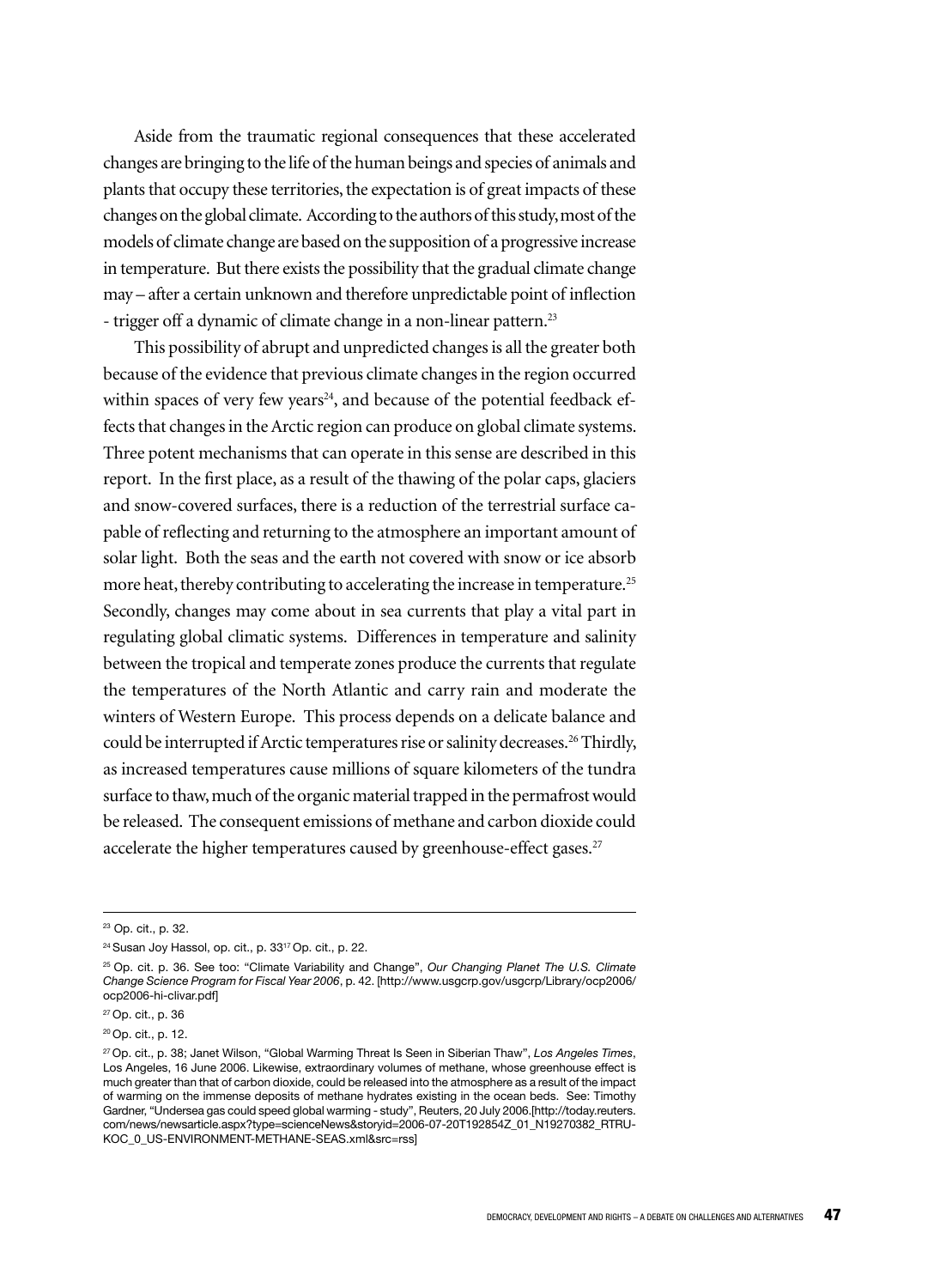Aside from the traumatic regional consequences that these accelerated changes are bringing to the life of the human beings and species of animals and plants that occupy these territories, the expectation is of great impacts of these changes on the global climate. According to the authors of this study, most of the models of climate change are based on the supposition of a progressive increase in temperature. But there exists the possibility that the gradual climate change may – after a certain unknown and therefore unpredictable point of inflection - trigger off a dynamic of climate change in a non-linear pattern.[23]

This possibility of abrupt and unpredicted changes is all the greater both because of the evidence that previous climate changes in the region occurred within spaces of very few years[24], and because of the potential feedback effects that changes in the Arctic region can produce on global climate systems. Three potent mechanisms that can operate in this sense are described in this report. In the first place, as a result of the thawing of the polar caps, glaciers and snow-covered surfaces, there is a reduction of the terrestrial surface capable of reflecting and returning to the atmosphere an important amount of solar light. Both the seas and the earth not covered with snow or ice absorb more heat, thereby contributing to accelerating the increase in temperature.[25] Secondly, changes may come about in sea currents that play a vital part in regulating global climatic systems. Differences in temperature and salinity between the tropical and temperate zones produce the currents that regulate the temperatures of the North Atlantic and carry rain and moderate the winters of Western Europe. This process depends on a delicate balance and could be interrupted if Arctic temperatures rise or salinity decreases.[26] Thirdly, as increased temperatures cause millions of square kilometers of the tundra surface to thaw, much of the organic material trapped in the permafrost would be released. The consequent emissions of methane and carbon dioxide could accelerate the higher temperatures caused by greenhouse-effect gases.[27]

---

[23] Op. cit., p. 32.

[24] Susan Joy Hassol, op. cit., p. 33[17] Op. cit., p. 22.

[25] Op. cit. p. 36. See too: "Climate Variability and Change", *Our Changing Planet The U.S. Climate Change Science Program for Fiscal Year 2006*, p. 42. [http://www.usgcrp.gov/usgcrp/Library/ocp2006/ocp2006-hi-clivar.pdf]

[27] Op. cit., p. 36

[20] Op. cit., p. 12.

[27] Op. cit., p. 38; Janet Wilson, "Global Warming Threat Is Seen in Siberian Thaw", *Los Angeles Times*, Los Angeles, 16 June 2006. Likewise, extraordinary volumes of methane, whose greenhouse effect is much greater than that of carbon dioxide, could be released into the atmosphere as a result of the impact of warming on the immense deposits of methane hydrates existing in the ocean beds. See: Timothy Gardner, "Undersea gas could speed global warming - study", Reuters, 20 July 2006.[http://today.reuters.com/news/newsarticle.aspx?type=scienceNews&storyid=2006-07-20T192854Z_01_N19270382_RTRUKOC_0_US-ENVIRONMENT-METHANE-SEAS.xml&src=rss]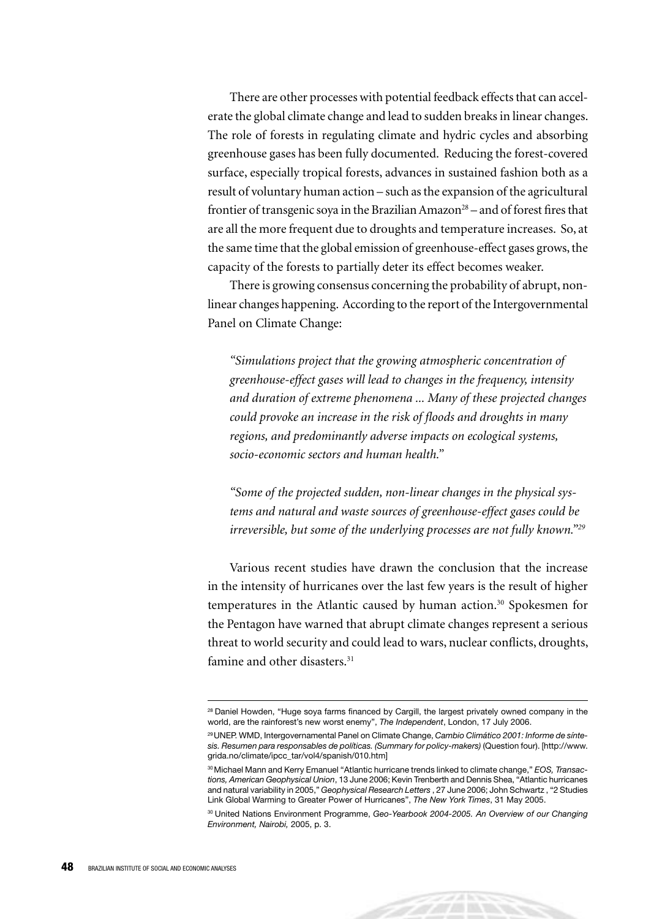There are other processes with potential feedback effects that can accelerate the global climate change and lead to sudden breaks in linear changes. The role of forests in regulating climate and hydric cycles and absorbing greenhouse gases has been fully documented. Reducing the forest-covered surface, especially tropical forests, advances in sustained fashion both as a result of voluntary human action – such as the expansion of the agricultural frontier of transgenic soya in the Brazilian Amazon[28] – and of forest fires that are all the more frequent due to droughts and temperature increases. So, at the same time that the global emission of greenhouse-effect gases grows, the capacity of the forests to partially deter its effect becomes weaker.

There is growing consensus concerning the probability of abrupt, non-linear changes happening. According to the report of the Intergovernmental Panel on Climate Change:

> *"Simulations project that the growing atmospheric concentration of greenhouse-effect gases will lead to changes in the frequency, intensity and duration of extreme phenomena ... Many of these projected changes could provoke an increase in the risk of floods and droughts in many regions, and predominantly adverse impacts on ecological systems, socio-economic sectors and human health."*
>
> *"Some of the projected sudden, non-linear changes in the physical systems and natural and waste sources of greenhouse-effect gases could be irreversible, but some of the underlying processes are not fully known."*[29]

Various recent studies have drawn the conclusion that the increase in the intensity of hurricanes over the last few years is the result of higher temperatures in the Atlantic caused by human action.[30] Spokesmen for the Pentagon have warned that abrupt climate changes represent a serious threat to world security and could lead to wars, nuclear conflicts, droughts, famine and other disasters.[31]

---

[28] Daniel Howden, "Huge soya farms financed by Cargill, the largest privately owned company in the world, are the rainforest's new worst enemy", *The Independent*, London, 17 July 2006.

[29] UNEP. WMD, Intergovernamental Panel on Climate Change, *Cambio Climático 2001: Informe de síntesis. Resumen para responsables de políticas. (Summary for policy-makers)* (Question four). [http://www.grida.no/climate/ipcc_tar/vol4/spanish/010.htm]

[30] Michael Mann and Kerry Emanuel "Atlantic hurricane trends linked to climate change," *EOS, Transactions, American Geophysical Union*, 13 June 2006; Kevin Trenberth and Dennis Shea, "Atlantic hurricanes and natural variability in 2005," *Geophysical Research Letters* , 27 June 2006; John Schwartz , "2 Studies Link Global Warming to Greater Power of Hurricanes", *The New York Times*, 31 May 2005.

[30] United Nations Environment Programme, *Geo-Yearbook 2004-2005. An Overview of our Changing Environment, Nairobi,* 2005, p. 3.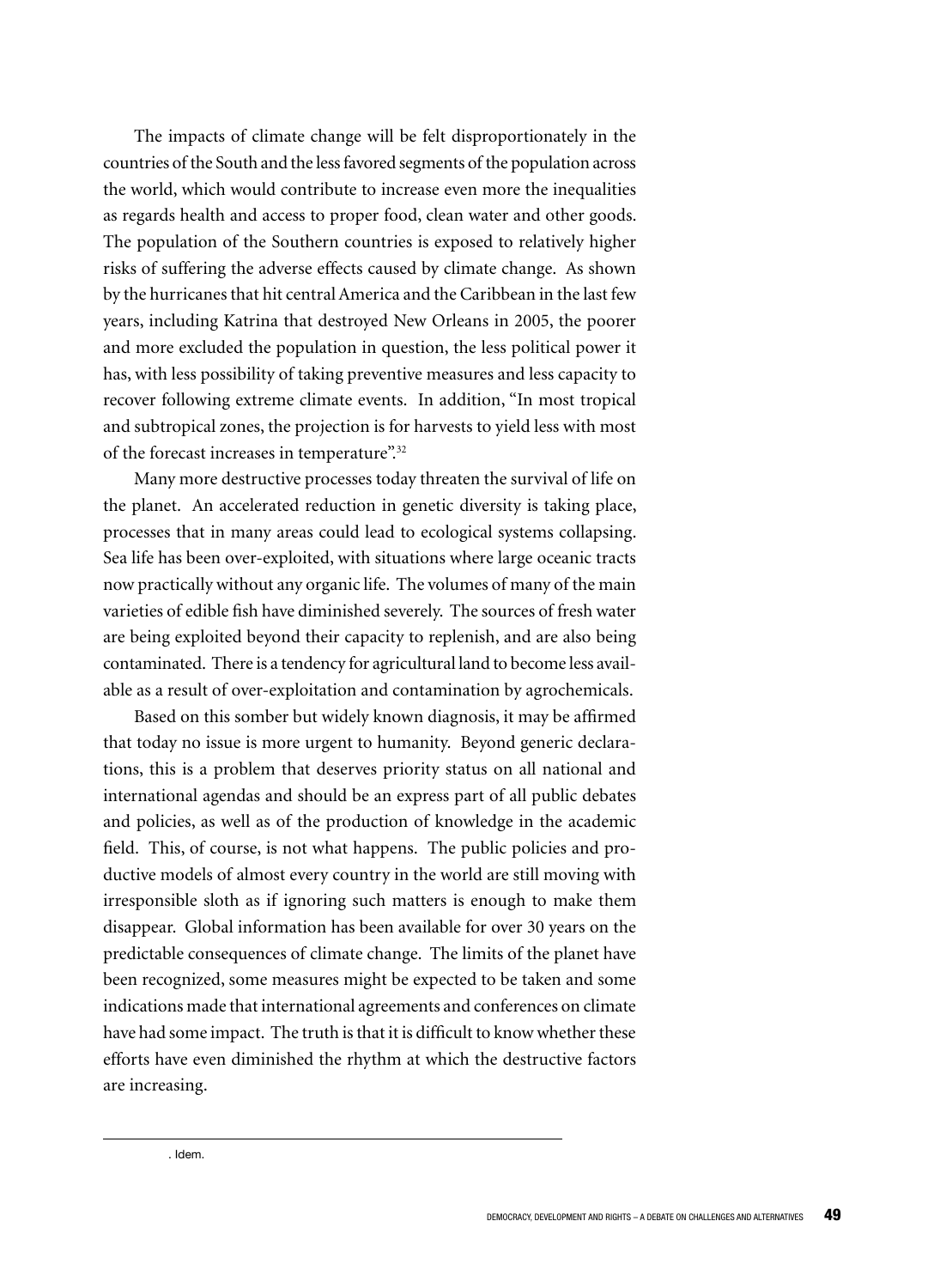The impacts of climate change will be felt disproportionately in the countries of the South and the less favored segments of the population across the world, which would contribute to increase even more the inequalities as regards health and access to proper food, clean water and other goods. The population of the Southern countries is exposed to relatively higher risks of suffering the adverse effects caused by climate change. As shown by the hurricanes that hit central America and the Caribbean in the last few years, including Katrina that destroyed New Orleans in 2005, the poorer and more excluded the population in question, the less political power it has, with less possibility of taking preventive measures and less capacity to recover following extreme climate events. In addition, "In most tropical and subtropical zones, the projection is for harvests to yield less with most of the forecast increases in temperature".[32]

Many more destructive processes today threaten the survival of life on the planet. An accelerated reduction in genetic diversity is taking place, processes that in many areas could lead to ecological systems collapsing. Sea life has been over-exploited, with situations where large oceanic tracts now practically without any organic life. The volumes of many of the main varieties of edible fish have diminished severely. The sources of fresh water are being exploited beyond their capacity to replenish, and are also being contaminated. There is a tendency for agricultural land to become less available as a result of over-exploitation and contamination by agrochemicals.

Based on this somber but widely known diagnosis, it may be affirmed that today no issue is more urgent to humanity. Beyond generic declarations, this is a problem that deserves priority status on all national and international agendas and should be an express part of all public debates and policies, as well as of the production of knowledge in the academic field. This, of course, is not what happens. The public policies and productive models of almost every country in the world are still moving with irresponsible sloth as if ignoring such matters is enough to make them disappear. Global information has been available for over 30 years on the predictable consequences of climate change. The limits of the planet have been recognized, some measures might be expected to be taken and some indications made that international agreements and conferences on climate have had some impact. The truth is that it is difficult to know whether these efforts have even diminished the rhythm at which the destructive factors are increasing.

---

. Idem.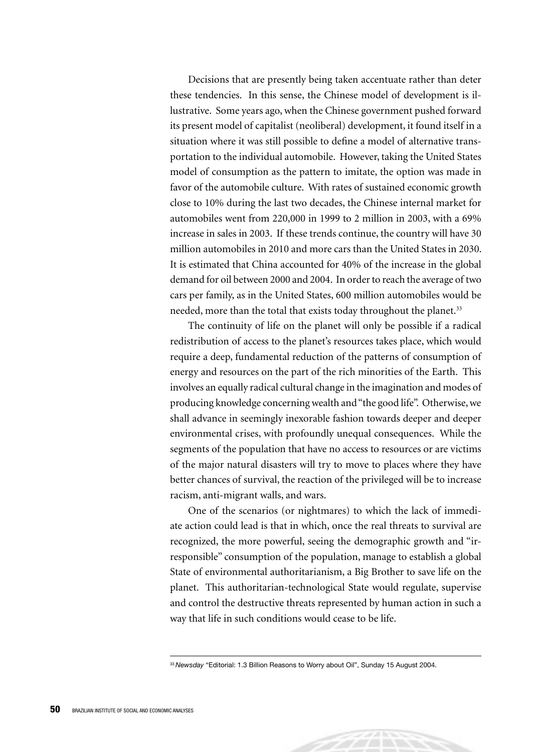Decisions that are presently being taken accentuate rather than deter these tendencies. In this sense, the Chinese model of development is illustrative. Some years ago, when the Chinese government pushed forward its present model of capitalist (neoliberal) development, it found itself in a situation where it was still possible to define a model of alternative transportation to the individual automobile. However, taking the United States model of consumption as the pattern to imitate, the option was made in favor of the automobile culture. With rates of sustained economic growth close to 10% during the last two decades, the Chinese internal market for automobiles went from 220,000 in 1999 to 2 million in 2003, with a 69% increase in sales in 2003. If these trends continue, the country will have 30 million automobiles in 2010 and more cars than the United States in 2030. It is estimated that China accounted for 40% of the increase in the global demand for oil between 2000 and 2004. In order to reach the average of two cars per family, as in the United States, 600 million automobiles would be needed, more than the total that exists today throughout the planet.[33]

The continuity of life on the planet will only be possible if a radical redistribution of access to the planet's resources takes place, which would require a deep, fundamental reduction of the patterns of consumption of energy and resources on the part of the rich minorities of the Earth. This involves an equally radical cultural change in the imagination and modes of producing knowledge concerning wealth and "the good life". Otherwise, we shall advance in seemingly inexorable fashion towards deeper and deeper environmental crises, with profoundly unequal consequences. While the segments of the population that have no access to resources or are victims of the major natural disasters will try to move to places where they have better chances of survival, the reaction of the privileged will be to increase racism, anti-migrant walls, and wars.

One of the scenarios (or nightmares) to which the lack of immediate action could lead is that in which, once the real threats to survival are recognized, the more powerful, seeing the demographic growth and "irresponsible" consumption of the population, manage to establish a global State of environmental authoritarianism, a Big Brother to save life on the planet. This authoritarian-technological State would regulate, supervise and control the destructive threats represented by human action in such a way that life in such conditions would cease to be life.

[33] *Newsday* "Editorial: 1.3 Billion Reasons to Worry about Oil", Sunday 15 August 2004.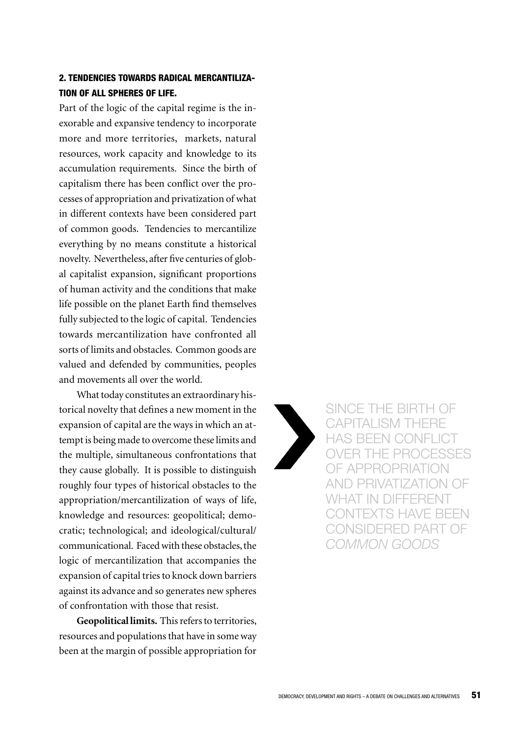### 2. TENDENCIES TOWARDS RADICAL MERCANTILIZATION OF ALL SPHERES OF LIFE.

Part of the logic of the capital regime is the inexorable and expansive tendency to incorporate more and more territories, markets, natural resources, work capacity and knowledge to its accumulation requirements. Since the birth of capitalism there has been conflict over the processes of appropriation and privatization of what in different contexts have been considered part of common goods. Tendencies to mercantilize everything by no means constitute a historical novelty. Nevertheless, after five centuries of global capitalist expansion, significant proportions of human activity and the conditions that make life possible on the planet Earth find themselves fully subjected to the logic of capital. Tendencies towards mercantilization have confronted all sorts of limits and obstacles. Common goods are valued and defended by communities, peoples and movements all over the world.

What today constitutes an extraordinary historical novelty that defines a new moment in the expansion of capital are the ways in which an attempt is being made to overcome these limits and the multiple, simultaneous confrontations that they cause globally. It is possible to distinguish roughly four types of historical obstacles to the appropriation/mercantilization of ways of life, knowledge and resources: geopolitical; democratic; technological; and ideological/cultural/communicational. Faced with these obstacles, the logic of mercantilization that accompanies the expansion of capital tries to knock down barriers against its advance and so generates new spheres of confrontation with those that resist.

> SINCE THE BIRTH OF CAPITALISM THERE HAS BEEN CONFLICT OVER THE PROCESSES OF APPROPRIATION AND PRIVATIZATION OF WHAT IN DIFFERENT CONTEXTS HAVE BEEN CONSIDERED PART OF *COMMON GOODS*

**Geopolitical limits.** This refers to territories, resources and populations that have in some way been at the margin of possible appropriation for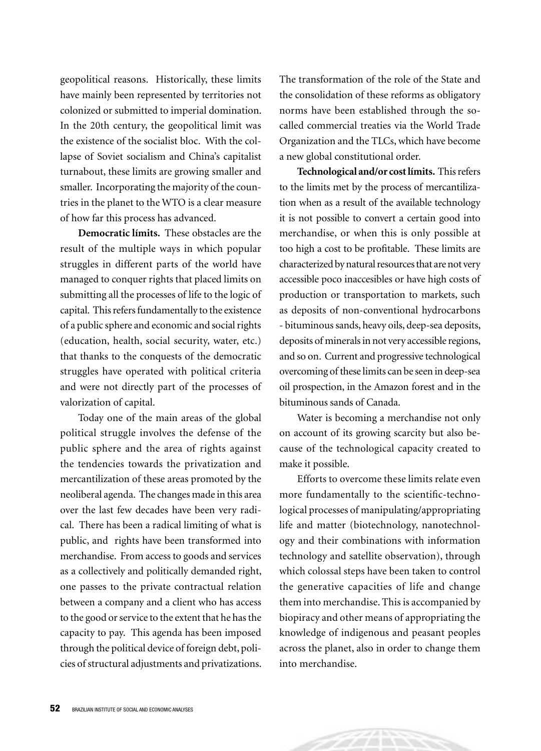geopolitical reasons. Historically, these limits have mainly been represented by territories not colonized or submitted to imperial domination. In the 20th century, the geopolitical limit was the existence of the socialist bloc. With the collapse of Soviet socialism and China's capitalist turnabout, these limits are growing smaller and smaller. Incorporating the majority of the countries in the planet to the WTO is a clear measure of how far this process has advanced.

**Democratic límits.** These obstacles are the result of the multiple ways in which popular struggles in different parts of the world have managed to conquer rights that placed limits on submitting all the processes of life to the logic of capital. This refers fundamentally to the existence of a public sphere and economic and social rights (education, health, social security, water, etc.) that thanks to the conquests of the democratic struggles have operated with political criteria and were not directly part of the processes of valorization of capital.

Today one of the main areas of the global political struggle involves the defense of the public sphere and the area of rights against the tendencies towards the privatization and mercantilization of these areas promoted by the neoliberal agenda. The changes made in this area over the last few decades have been very radical. There has been a radical limiting of what is public, and rights have been transformed into merchandise. From access to goods and services as a collectively and politically demanded right, one passes to the private contractual relation between a company and a client who has access to the good or service to the extent that he has the capacity to pay. This agenda has been imposed through the political device of foreign debt, policies of structural adjustments and privatizations. The transformation of the role of the State and the consolidation of these reforms as obligatory norms have been established through the so-called commercial treaties via the World Trade Organization and the TLCs, which have become a new global constitutional order.

**Technological and/or cost límits.** This refers to the limits met by the process of mercantilization when as a result of the available technology it is not possible to convert a certain good into merchandise, or when this is only possible at too high a cost to be profitable. These limits are characterized by natural resources that are not very accessible poco inaccesibles or have high costs of production or transportation to markets, such as deposits of non-conventional hydrocarbons - bituminous sands, heavy oils, deep-sea deposits, deposits of minerals in not very accessible regions, and so on. Current and progressive technological overcoming of these limits can be seen in deep-sea oil prospection, in the Amazon forest and in the bituminous sands of Canada.

Water is becoming a merchandise not only on account of its growing scarcity but also because of the technological capacity created to make it possible.

Efforts to overcome these limits relate even more fundamentally to the scientific-technological processes of manipulating/appropriating life and matter (biotechnology, nanotechnology and their combinations with information technology and satellite observation), through which colossal steps have been taken to control the generative capacities of life and change them into merchandise. This is accompanied by biopiracy and other means of appropriating the knowledge of indigenous and peasant peoples across the planet, also in order to change them into merchandise.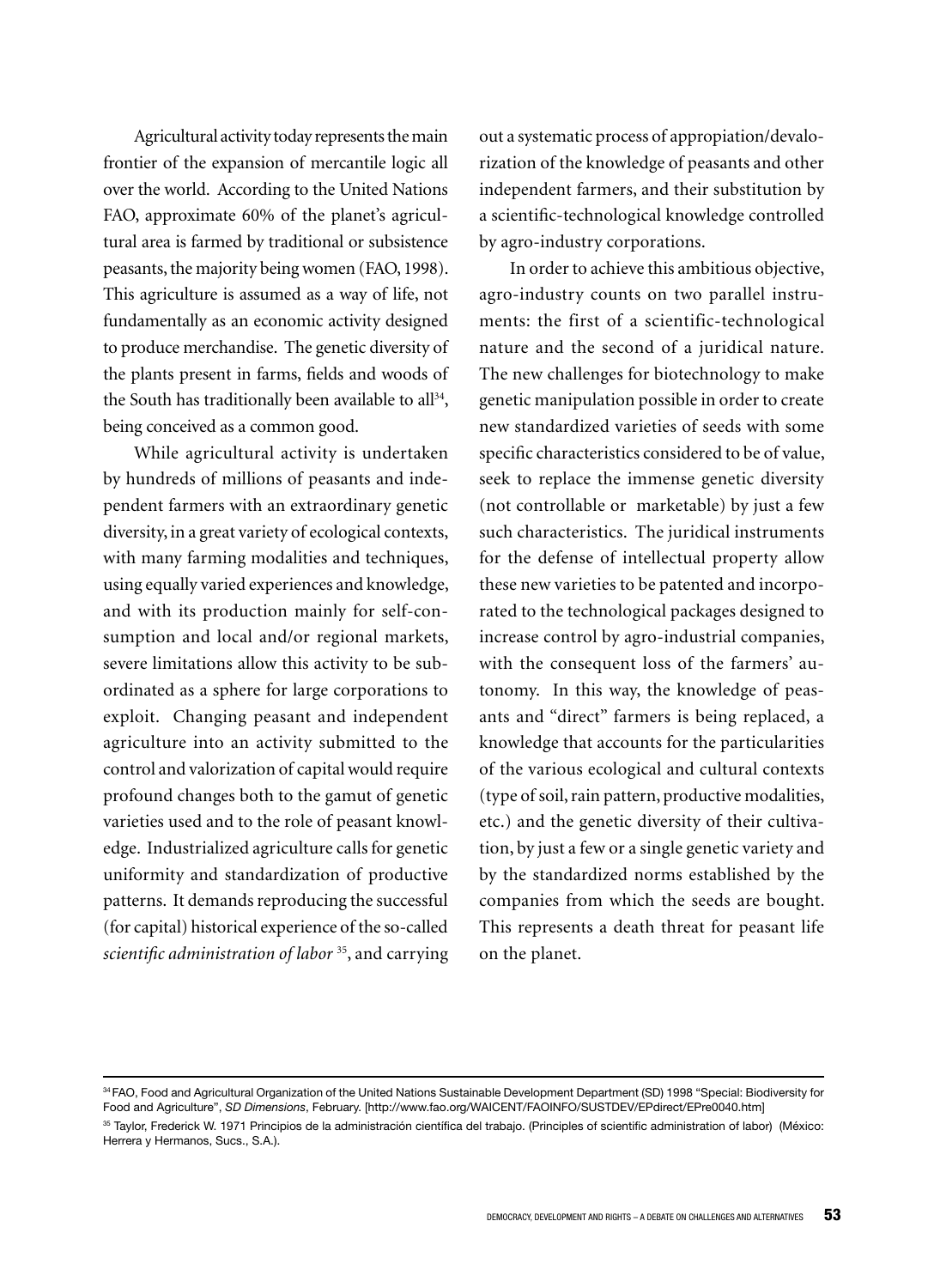Agricultural activity today represents the main frontier of the expansion of mercantile logic all over the world. According to the United Nations FAO, approximate 60% of the planet's agricultural area is farmed by traditional or subsistence peasants, the majority being women (FAO, 1998). This agriculture is assumed as a way of life, not fundamentally as an economic activity designed to produce merchandise. The genetic diversity of the plants present in farms, fields and woods of the South has traditionally been available to all[34], being conceived as a common good.

While agricultural activity is undertaken by hundreds of millions of peasants and independent farmers with an extraordinary genetic diversity, in a great variety of ecological contexts, with many farming modalities and techniques, using equally varied experiences and knowledge, and with its production mainly for self-consumption and local and/or regional markets, severe limitations allow this activity to be subordinated as a sphere for large corporations to exploit. Changing peasant and independent agriculture into an activity submitted to the control and valorization of capital would require profound changes both to the gamut of genetic varieties used and to the role of peasant knowledge. Industrialized agriculture calls for genetic uniformity and standardization of productive patterns. It demands reproducing the successful (for capital) historical experience of the so-called *scientific administration of labor* [35], and carrying out a systematic process of appropiation/devalorization of the knowledge of peasants and other independent farmers, and their substitution by a scientific-technological knowledge controlled by agro-industry corporations.

In order to achieve this ambitious objective, agro-industry counts on two parallel instruments: the first of a scientific-technological nature and the second of a juridical nature. The new challenges for biotechnology to make genetic manipulation possible in order to create new standardized varieties of seeds with some specific characteristics considered to be of value, seek to replace the immense genetic diversity (not controllable or marketable) by just a few such characteristics. The juridical instruments for the defense of intellectual property allow these new varieties to be patented and incorporated to the technological packages designed to increase control by agro-industrial companies, with the consequent loss of the farmers' autonomy. In this way, the knowledge of peasants and "direct" farmers is being replaced, a knowledge that accounts for the particularities of the various ecological and cultural contexts (type of soil, rain pattern, productive modalities, etc.) and the genetic diversity of their cultivation, by just a few or a single genetic variety and by the standardized norms established by the companies from which the seeds are bought. This represents a death threat for peasant life on the planet.

---

[34] FAO, Food and Agricultural Organization of the United Nations Sustainable Development Department (SD) 1998 "Special: Biodiversity for Food and Agriculture", *SD Dimensions*, February. [http://www.fao.org/WAICENT/FAOINFO/SUSTDEV/EPdirect/EPre0040.htm]

[35] Taylor, Frederick W. 1971 Principios de la administración científica del trabajo. (Principles of scientific administration of labor) (México: Herrera y Hermanos, Sucs., S.A.).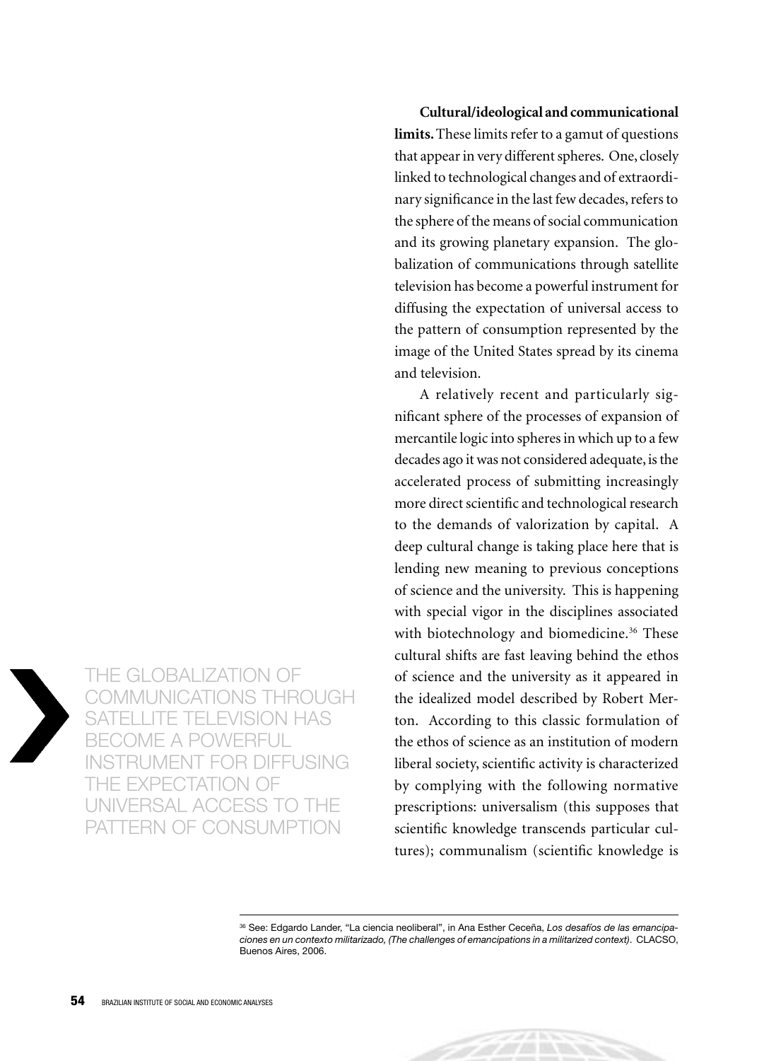**Cultural/ideological and communicational limits.** These limits refer to a gamut of questions that appear in very different spheres. One, closely linked to technological changes and of extraordinary significance in the last few decades, refers to the sphere of the means of social communication and its growing planetary expansion. The globalization of communications through satellite television has become a powerful instrument for diffusing the expectation of universal access to the pattern of consumption represented by the image of the United States spread by its cinema and television.

> THE GLOBALIZATION OF COMMUNICATIONS THROUGH SATELLITE TELEVISION HAS BECOME A POWERFUL INSTRUMENT FOR DIFFUSING THE EXPECTATION OF UNIVERSAL ACCESS TO THE PATTERN OF CONSUMPTION

A relatively recent and particularly significant sphere of the processes of expansion of mercantile logic into spheres in which up to a few decades ago it was not considered adequate, is the accelerated process of submitting increasingly more direct scientific and technological research to the demands of valorization by capital. A deep cultural change is taking place here that is lending new meaning to previous conceptions of science and the university. This is happening with special vigor in the disciplines associated with biotechnology and biomedicine.[36] These cultural shifts are fast leaving behind the ethos of science and the university as it appeared in the idealized model described by Robert Merton. According to this classic formulation of the ethos of science as an institution of modern liberal society, scientific activity is characterized by complying with the following normative prescriptions: universalism (this supposes that scientific knowledge transcends particular cultures); communalism (scientific knowledge is

---

[36] See: Edgardo Lander, "La ciencia neoliberal", in Ana Esther Ceceña, *Los desafíos de las emancipaciones en un contexto militarizado, (The challenges of emancipations in a militarized context)*. CLACSO, Buenos Aires, 2006.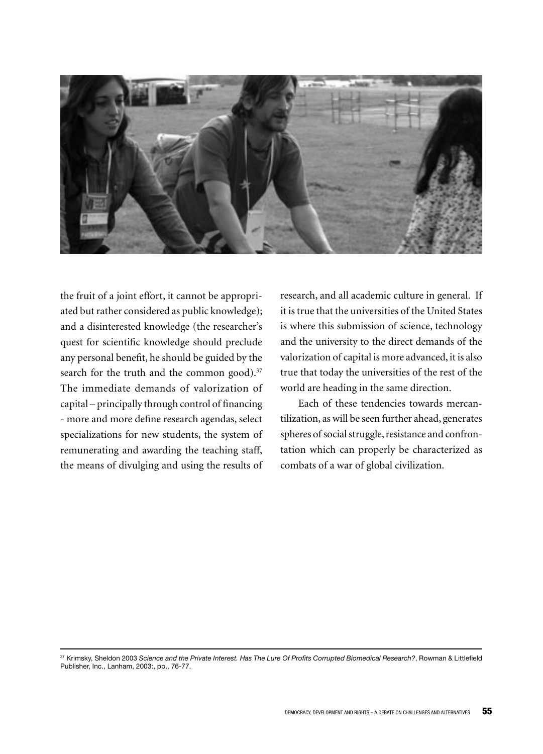the fruit of a joint effort, it cannot be appropriated but rather considered as public knowledge); and a disinterested knowledge (the researcher's quest for scientific knowledge should preclude any personal benefit, he should be guided by the search for the truth and the common good).[37] The immediate demands of valorization of capital – principally through control of financing - more and more define research agendas, select specializations for new students, the system of remunerating and awarding the teaching staff, the means of divulging and using the results of research, and all academic culture in general. If it is true that the universities of the United States is where this submission of science, technology and the university to the direct demands of the valorization of capital is more advanced, it is also true that today the universities of the rest of the world are heading in the same direction.

Each of these tendencies towards mercantilization, as will be seen further ahead, generates spheres of social struggle, resistance and confrontation which can properly be characterized as combats of a war of global civilization.

---

[37] Krimsky, Sheldon 2003 *Science and the Private Interest. Has The Lure Of Profits Corrupted Biomedical Research?*, Rowman & Littlefield Publisher, Inc., Lanham, 2003:, pp., 76-77.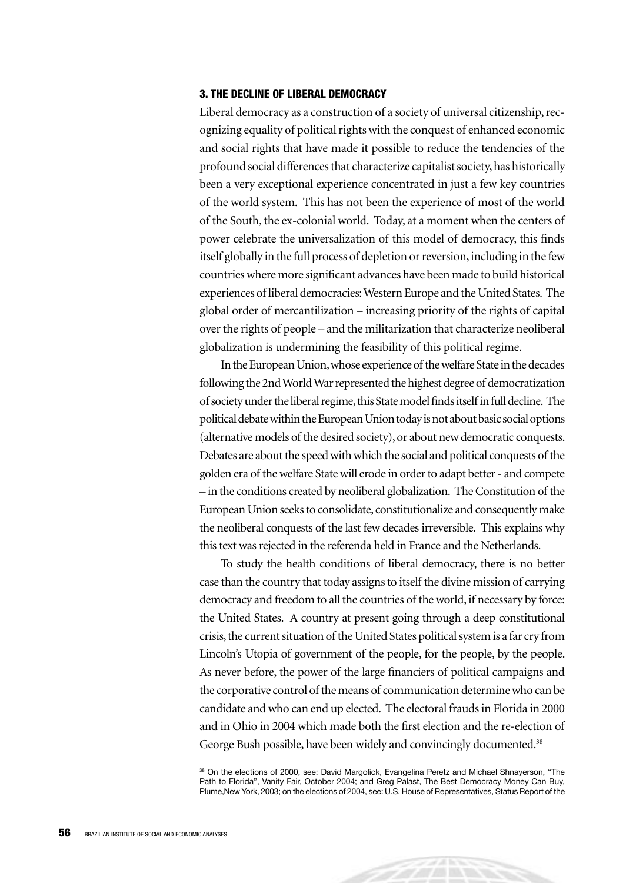### 3. THE DECLINE OF LIBERAL DEMOCRACY

Liberal democracy as a construction of a society of universal citizenship, recognizing equality of political rights with the conquest of enhanced economic and social rights that have made it possible to reduce the tendencies of the profound social differences that characterize capitalist society, has historically been a very exceptional experience concentrated in just a few key countries of the world system. This has not been the experience of most of the world of the South, the ex-colonial world. Today, at a moment when the centers of power celebrate the universalization of this model of democracy, this finds itself globally in the full process of depletion or reversion, including in the few countries where more significant advances have been made to build historical experiences of liberal democracies: Western Europe and the United States. The global order of mercantilization – increasing priority of the rights of capital over the rights of people – and the militarization that characterize neoliberal globalization is undermining the feasibility of this political regime.

In the European Union, whose experience of the welfare State in the decades following the 2nd World War represented the highest degree of democratization of society under the liberal regime, this State model finds itself in full decline. The political debate within the European Union today is not about basic social options (alternative models of the desired society), or about new democratic conquests. Debates are about the speed with which the social and political conquests of the golden era of the welfare State will erode in order to adapt better - and compete – in the conditions created by neoliberal globalization. The Constitution of the European Union seeks to consolidate, constitutionalize and consequently make the neoliberal conquests of the last few decades irreversible. This explains why this text was rejected in the referenda held in France and the Netherlands.

To study the health conditions of liberal democracy, there is no better case than the country that today assigns to itself the divine mission of carrying democracy and freedom to all the countries of the world, if necessary by force: the United States. A country at present going through a deep constitutional crisis, the current situation of the United States political system is a far cry from Lincoln's Utopia of government of the people, for the people, by the people. As never before, the power of the large financiers of political campaigns and the corporative control of the means of communication determine who can be candidate and who can end up elected. The electoral frauds in Florida in 2000 and in Ohio in 2004 which made both the first election and the re-election of George Bush possible, have been widely and convincingly documented.[38]

[38] On the elections of 2000, see: David Margolick, Evangelina Peretz and Michael Shnayerson, "The Path to Florida", Vanity Fair, October 2004; and Greg Palast, The Best Democracy Money Can Buy, Plume,New York, 2003; on the elections of 2004, see: U.S. House of Representatives, Status Report of the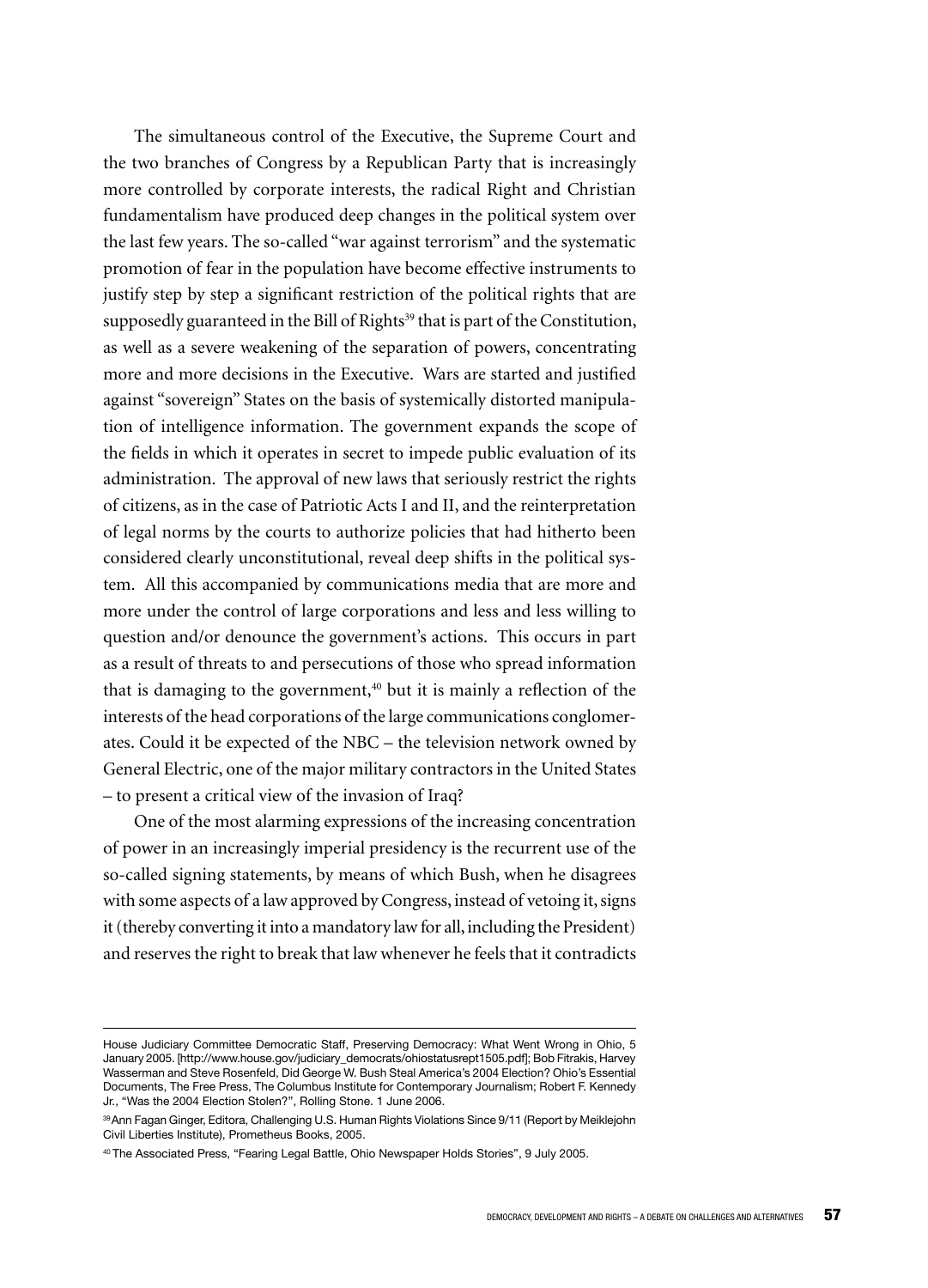The simultaneous control of the Executive, the Supreme Court and the two branches of Congress by a Republican Party that is increasingly more controlled by corporate interests, the radical Right and Christian fundamentalism have produced deep changes in the political system over the last few years. The so-called "war against terrorism" and the systematic promotion of fear in the population have become effective instruments to justify step by step a significant restriction of the political rights that are supposedly guaranteed in the Bill of Rights[39] that is part of the Constitution, as well as a severe weakening of the separation of powers, concentrating more and more decisions in the Executive. Wars are started and justified against "sovereign" States on the basis of systemically distorted manipulation of intelligence information. The government expands the scope of the fields in which it operates in secret to impede public evaluation of its administration. The approval of new laws that seriously restrict the rights of citizens, as in the case of Patriotic Acts I and II, and the reinterpretation of legal norms by the courts to authorize policies that had hitherto been considered clearly unconstitutional, reveal deep shifts in the political system. All this accompanied by communications media that are more and more under the control of large corporations and less and less willing to question and/or denounce the government's actions. This occurs in part as a result of threats to and persecutions of those who spread information that is damaging to the government,[40] but it is mainly a reflection of the interests of the head corporations of the large communications conglomerates. Could it be expected of the NBC – the television network owned by General Electric, one of the major military contractors in the United States – to present a critical view of the invasion of Iraq?

One of the most alarming expressions of the increasing concentration of power in an increasingly imperial presidency is the recurrent use of the so-called signing statements, by means of which Bush, when he disagrees with some aspects of a law approved by Congress, instead of vetoing it, signs it (thereby converting it into a mandatory law for all, including the President) and reserves the right to break that law whenever he feels that it contradicts

---

House Judiciary Committee Democratic Staff, Preserving Democracy: What Went Wrong in Ohio, 5 January 2005. [http://www.house.gov/judiciary_democrats/ohiostatusrept1505.pdf]; Bob Fitrakis, Harvey Wasserman and Steve Rosenfeld, Did George W. Bush Steal America's 2004 Election? Ohio's Essential Documents, The Free Press, The Columbus Institute for Contemporary Journalism; Robert F. Kennedy Jr., "Was the 2004 Election Stolen?", Rolling Stone. 1 June 2006.

[39] Ann Fagan Ginger, Editora, Challenging U.S. Human Rights Violations Since 9/11 (Report by Meiklejohn Civil Liberties Institute), Prometheus Books, 2005.

[40] The Associated Press, "Fearing Legal Battle, Ohio Newspaper Holds Stories", 9 July 2005.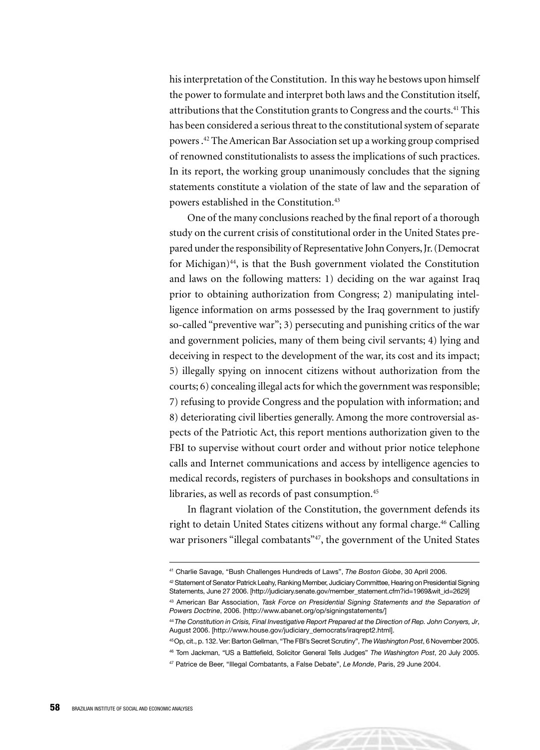his interpretation of the Constitution. In this way he bestows upon himself the power to formulate and interpret both laws and the Constitution itself, attributions that the Constitution grants to Congress and the courts.[41] This has been considered a serious threat to the constitutional system of separate powers .[42] The American Bar Association set up a working group comprised of renowned constitutionalists to assess the implications of such practices. In its report, the working group unanimously concludes that the signing statements constitute a violation of the state of law and the separation of powers established in the Constitution.[43]

One of the many conclusions reached by the final report of a thorough study on the current crisis of constitutional order in the United States prepared under the responsibility of Representative John Conyers, Jr. (Democrat for Michigan)[44], is that the Bush government violated the Constitution and laws on the following matters: 1) deciding on the war against Iraq prior to obtaining authorization from Congress; 2) manipulating intelligence information on arms possessed by the Iraq government to justify so-called "preventive war"; 3) persecuting and punishing critics of the war and government policies, many of them being civil servants; 4) lying and deceiving in respect to the development of the war, its cost and its impact; 5) illegally spying on innocent citizens without authorization from the courts; 6) concealing illegal acts for which the government was responsible; 7) refusing to provide Congress and the population with information; and 8) deteriorating civil liberties generally. Among the more controversial aspects of the Patriotic Act, this report mentions authorization given to the FBI to supervise without court order and without prior notice telephone calls and Internet communications and access by intelligence agencies to medical records, registers of purchases in bookshops and consultations in libraries, as well as records of past consumption.[45]

In flagrant violation of the Constitution, the government defends its right to detain United States citizens without any formal charge.[46] Calling war prisoners "illegal combatants"[47], the government of the United States

---

[41] Charlie Savage, "Bush Challenges Hundreds of Laws", *The Boston Globe*, 30 April 2006.

[42] Statement of Senator Patrick Leahy, Ranking Member, Judiciary Committee, Hearing on Presidential Signing Statements, June 27 2006. [http://judiciary.senate.gov/member_statement.cfm?id=1969&wit_id=2629]

[43] American Bar Association, *Task Force on Presidential Signing Statements and the Separation of Powers Doctrine*, 2006. [http://www.abanet.org/op/signingstatements/]

[44] *The Constitution in Crisis, Final Investigative Report Prepared at the Direction of Rep. John Conyers, Jr*, August 2006. [http://www.house.gov/judiciary_democrats/iraqrept2.html].

[45] Op, cit., p. 132. Ver: Barton Gellman, "The FBI's Secret Scrutiny", *The Washington Post*, 6 November 2005.

[46] Tom Jackman, "US a Battlefield, Solicitor General Tells Judges" *The Washington Post*, 20 July 2005.

[47] Patrice de Beer, "Illegal Combatants, a False Debate", *Le Monde*, Paris, 29 June 2004.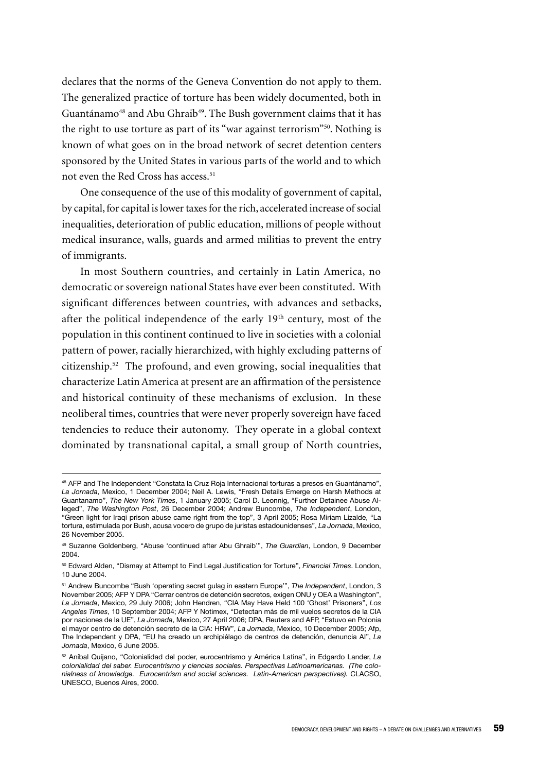declares that the norms of the Geneva Convention do not apply to them. The generalized practice of torture has been widely documented, both in Guantánamo[48] and Abu Ghraib[49]. The Bush government claims that it has the right to use torture as part of its "war against terrorism"[50]. Nothing is known of what goes on in the broad network of secret detention centers sponsored by the United States in various parts of the world and to which not even the Red Cross has access.[51]

One consequence of the use of this modality of government of capital, by capital, for capital is lower taxes for the rich, accelerated increase of social inequalities, deterioration of public education, millions of people without medical insurance, walls, guards and armed militias to prevent the entry of immigrants.

In most Southern countries, and certainly in Latin America, no democratic or sovereign national States have ever been constituted. With significant differences between countries, with advances and setbacks, after the political independence of the early 19th century, most of the population in this continent continued to live in societies with a colonial pattern of power, racially hierarchized, with highly excluding patterns of citizenship.[52] The profound, and even growing, social inequalities that characterize Latin America at present are an affirmation of the persistence and historical continuity of these mechanisms of exclusion. In these neoliberal times, countries that were never properly sovereign have faced tendencies to reduce their autonomy. They operate in a global context dominated by transnational capital, a small group of North countries,

---

[48] AFP and The Independent "Constata la Cruz Roja Internacional torturas a presos en Guantánamo", *La Jornada*, Mexico, 1 December 2004; Neil A. Lewis, "Fresh Details Emerge on Harsh Methods at Guantanamo", *The New York Times*, 1 January 2005; Carol D. Leonnig, "Further Detainee Abuse Alleged", *The Washington Post*, 26 December 2004; Andrew Buncombe, *The Independent*, London, "Green light for Iraqi prison abuse came right from the top", 3 April 2005; Rosa Miriam Lizalde, "La tortura, estimulada por Bush, acusa vocero de grupo de juristas estadounidenses", *La Jornada*, Mexico, 26 November 2005.

[49] Suzanne Goldenberg, "Abuse 'continued after Abu Ghraib'", *The Guardian*, London, 9 December 2004.

[50] Edward Alden, "Dismay at Attempt to Find Legal Justification for Torture", *Financial Times*. London, 10 June 2004.

[51] Andrew Buncombe "Bush 'operating secret gulag in eastern Europe'", *The Independent*, London, 3 November 2005; AFP Y DPA "Cerrar centros de detención secretos, exigen ONU y OEA a Washington", *La Jornada*, Mexico, 29 July 2006; John Hendren, "CIA May Have Held 100 'Ghost' Prisoners", *Los Angeles Times*, 10 September 2004; AFP Y Notimex, "Detectan más de mil vuelos secretos de la CIA por naciones de la UE", *La Jornada*, Mexico, 27 April 2006; DPA, Reuters and AFP, "Estuvo en Polonia el mayor centro de detención secreto de la CIA: HRW", *La Jornada*, Mexico, 10 December 2005; Afp, The Independent y DPA, "EU ha creado un archipiélago de centros de detención, denuncia AI", *La Jornada*, Mexico, 6 June 2005.

[52] Aníbal Quijano, "Colonialidad del poder, eurocentrismo y América Latina", in Edgardo Lander, *La colonialidad del saber. Eurocentrismo y ciencias sociales. Perspectivas Latinoamericanas. (The colonialness of knowledge. Eurocentrism and social sciences. Latin-American perspectives).* CLACSO, UNESCO, Buenos Aires, 2000.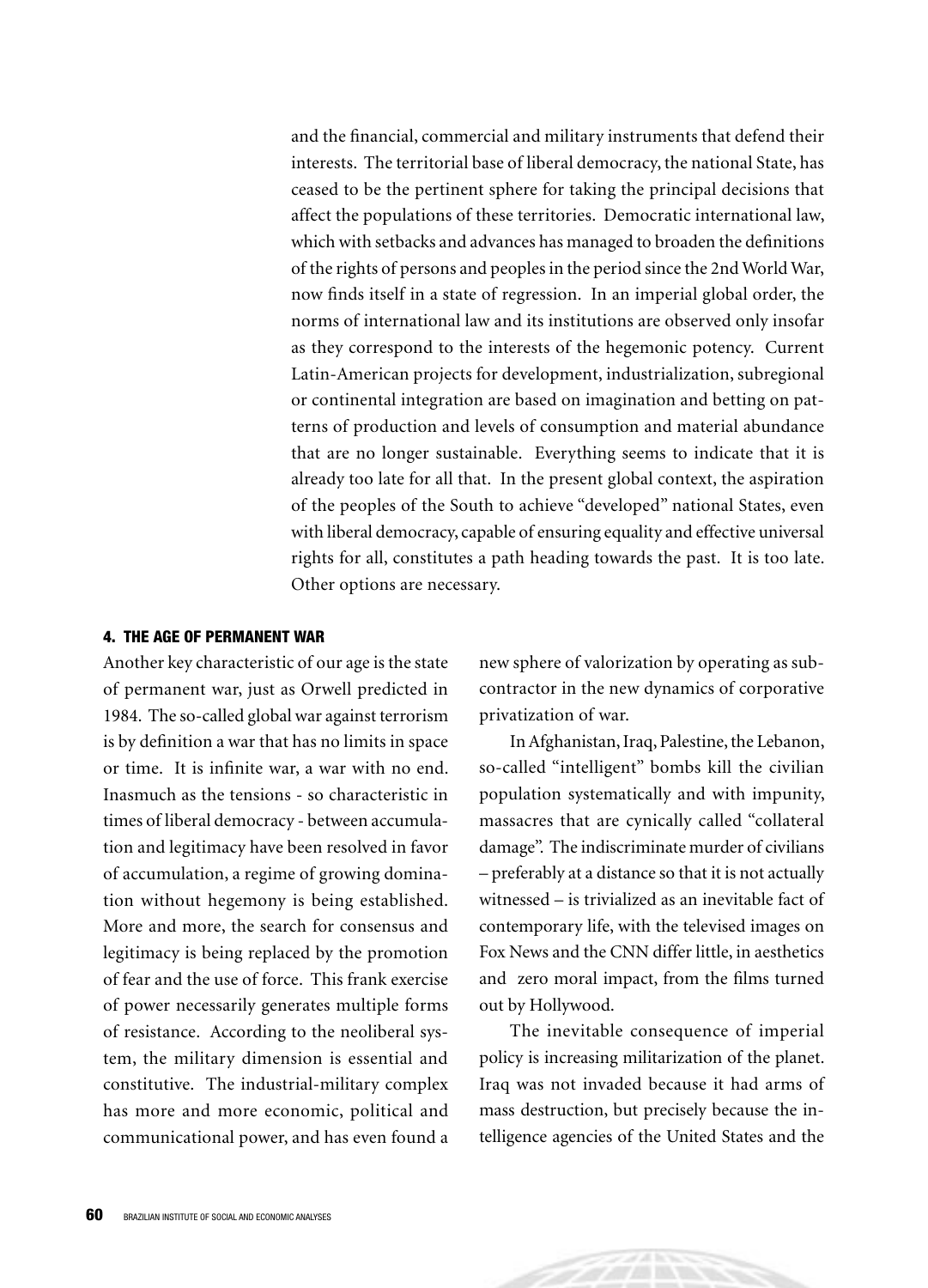and the financial, commercial and military instruments that defend their interests. The territorial base of liberal democracy, the national State, has ceased to be the pertinent sphere for taking the principal decisions that affect the populations of these territories. Democratic international law, which with setbacks and advances has managed to broaden the definitions of the rights of persons and peoples in the period since the 2nd World War, now finds itself in a state of regression. In an imperial global order, the norms of international law and its institutions are observed only insofar as they correspond to the interests of the hegemonic potency. Current Latin-American projects for development, industrialization, subregional or continental integration are based on imagination and betting on patterns of production and levels of consumption and material abundance that are no longer sustainable. Everything seems to indicate that it is already too late for all that. In the present global context, the aspiration of the peoples of the South to achieve "developed" national States, even with liberal democracy, capable of ensuring equality and effective universal rights for all, constitutes a path heading towards the past. It is too late. Other options are necessary.

#### 4. THE AGE OF PERMANENT WAR

Another key characteristic of our age is the state of permanent war, just as Orwell predicted in 1984. The so-called global war against terrorism is by definition a war that has no limits in space or time. It is infinite war, a war with no end. Inasmuch as the tensions - so characteristic in times of liberal democracy - between accumulation and legitimacy have been resolved in favor of accumulation, a regime of growing domination without hegemony is being established. More and more, the search for consensus and legitimacy is being replaced by the promotion of fear and the use of force. This frank exercise of power necessarily generates multiple forms of resistance. According to the neoliberal system, the military dimension is essential and constitutive. The industrial-military complex has more and more economic, political and communicational power, and has even found a new sphere of valorization by operating as subcontractor in the new dynamics of corporative privatization of war.

In Afghanistan, Iraq, Palestine, the Lebanon, so-called "intelligent" bombs kill the civilian population systematically and with impunity, massacres that are cynically called "collateral damage". The indiscriminate murder of civilians – preferably at a distance so that it is not actually witnessed – is trivialized as an inevitable fact of contemporary life, with the televised images on Fox News and the CNN differ little, in aesthetics and zero moral impact, from the films turned out by Hollywood.

The inevitable consequence of imperial policy is increasing militarization of the planet. Iraq was not invaded because it had arms of mass destruction, but precisely because the intelligence agencies of the United States and the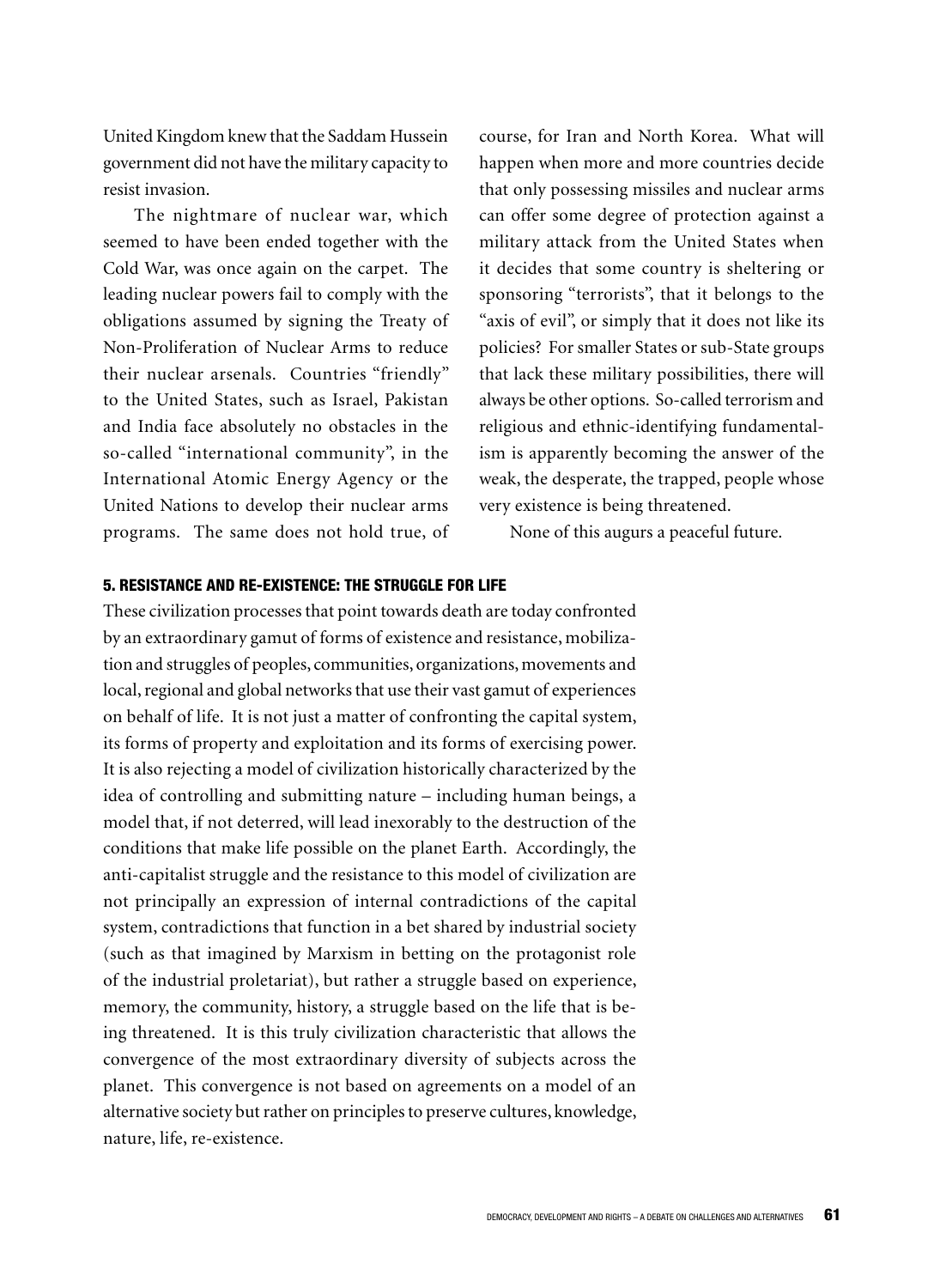United Kingdom knew that the Saddam Hussein government did not have the military capacity to resist invasion.

The nightmare of nuclear war, which seemed to have been ended together with the Cold War, was once again on the carpet. The leading nuclear powers fail to comply with the obligations assumed by signing the Treaty of Non-Proliferation of Nuclear Arms to reduce their nuclear arsenals. Countries "friendly" to the United States, such as Israel, Pakistan and India face absolutely no obstacles in the so-called "international community", in the International Atomic Energy Agency or the United Nations to develop their nuclear arms programs. The same does not hold true, of course, for Iran and North Korea. What will happen when more and more countries decide that only possessing missiles and nuclear arms can offer some degree of protection against a military attack from the United States when it decides that some country is sheltering or sponsoring "terrorists", that it belongs to the "axis of evil", or simply that it does not like its policies? For smaller States or sub-State groups that lack these military possibilities, there will always be other options. So-called terrorism and religious and ethnic-identifying fundamentalism is apparently becoming the answer of the weak, the desperate, the trapped, people whose very existence is being threatened.

None of this augurs a peaceful future.

## 5. RESISTANCE AND RE-EXISTENCE: THE STRUGGLE FOR LIFE

These civilization processes that point towards death are today confronted by an extraordinary gamut of forms of existence and resistance, mobilization and struggles of peoples, communities, organizations, movements and local, regional and global networks that use their vast gamut of experiences on behalf of life. It is not just a matter of confronting the capital system, its forms of property and exploitation and its forms of exercising power. It is also rejecting a model of civilization historically characterized by the idea of controlling and submitting nature – including human beings, a model that, if not deterred, will lead inexorably to the destruction of the conditions that make life possible on the planet Earth. Accordingly, the anti-capitalist struggle and the resistance to this model of civilization are not principally an expression of internal contradictions of the capital system, contradictions that function in a bet shared by industrial society (such as that imagined by Marxism in betting on the protagonist role of the industrial proletariat), but rather a struggle based on experience, memory, the community, history, a struggle based on the life that is being threatened. It is this truly civilization characteristic that allows the convergence of the most extraordinary diversity of subjects across the planet. This convergence is not based on agreements on a model of an alternative society but rather on principles to preserve cultures, knowledge, nature, life, re-existence.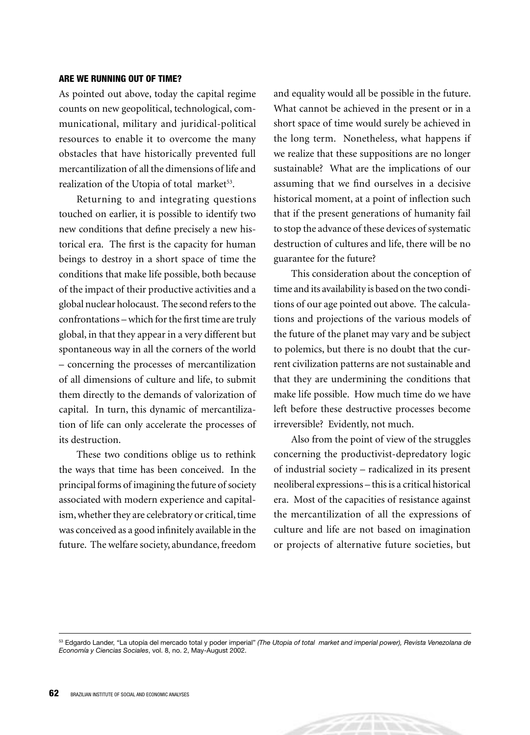## ARE WE RUNNING OUT OF TIME?

As pointed out above, today the capital regime counts on new geopolitical, technological, communicational, military and juridical-political resources to enable it to overcome the many obstacles that have historically prevented full mercantilization of all the dimensions of life and realization of the Utopia of total market[53].

Returning to and integrating questions touched on earlier, it is possible to identify two new conditions that define precisely a new historical era. The first is the capacity for human beings to destroy in a short space of time the conditions that make life possible, both because of the impact of their productive activities and a global nuclear holocaust. The second refers to the confrontations – which for the first time are truly global, in that they appear in a very different but spontaneous way in all the corners of the world – concerning the processes of mercantilization of all dimensions of culture and life, to submit them directly to the demands of valorization of capital. In turn, this dynamic of mercantilization of life can only accelerate the processes of its destruction.

These two conditions oblige us to rethink the ways that time has been conceived. In the principal forms of imagining the future of society associated with modern experience and capitalism, whether they are celebratory or critical, time was conceived as a good infinitely available in the future. The welfare society, abundance, freedom and equality would all be possible in the future. What cannot be achieved in the present or in a short space of time would surely be achieved in the long term. Nonetheless, what happens if we realize that these suppositions are no longer sustainable? What are the implications of our assuming that we find ourselves in a decisive historical moment, at a point of inflection such that if the present generations of humanity fail to stop the advance of these devices of systematic destruction of cultures and life, there will be no guarantee for the future?

This consideration about the conception of time and its availability is based on the two conditions of our age pointed out above. The calculations and projections of the various models of the future of the planet may vary and be subject to polemics, but there is no doubt that the current civilization patterns are not sustainable and that they are undermining the conditions that make life possible. How much time do we have left before these destructive processes become irreversible? Evidently, not much.

Also from the point of view of the struggles concerning the productivist-depredatory logic of industrial society – radicalized in its present neoliberal expressions – this is a critical historical era. Most of the capacities of resistance against the mercantilization of all the expressions of culture and life are not based on imagination or projects of alternative future societies, but

---

[53] Edgardo Lander, "La utopía del mercado total y poder imperial" *(The Utopia of total market and imperial power), Revista Venezolana de Economía y Ciencias Sociales*, vol. 8, no. 2, May-August 2002.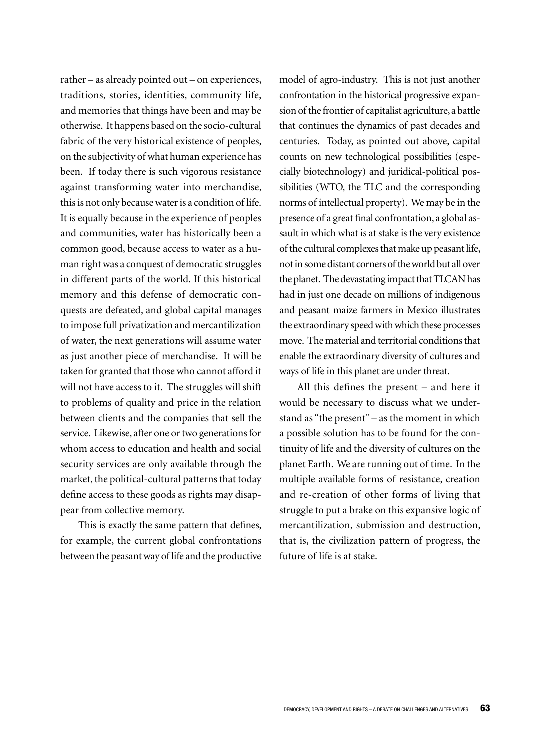rather – as already pointed out – on experiences, traditions, stories, identities, community life, and memories that things have been and may be otherwise. It happens based on the socio-cultural fabric of the very historical existence of peoples, on the subjectivity of what human experience has been. If today there is such vigorous resistance against transforming water into merchandise, this is not only because water is a condition of life. It is equally because in the experience of peoples and communities, water has historically been a common good, because access to water as a human right was a conquest of democratic struggles in different parts of the world. If this historical memory and this defense of democratic conquests are defeated, and global capital manages to impose full privatization and mercantilization of water, the next generations will assume water as just another piece of merchandise. It will be taken for granted that those who cannot afford it will not have access to it. The struggles will shift to problems of quality and price in the relation between clients and the companies that sell the service. Likewise, after one or two generations for whom access to education and health and social security services are only available through the market, the political-cultural patterns that today define access to these goods as rights may disappear from collective memory.

This is exactly the same pattern that defines, for example, the current global confrontations between the peasant way of life and the productive model of agro-industry. This is not just another confrontation in the historical progressive expansion of the frontier of capitalist agriculture, a battle that continues the dynamics of past decades and centuries. Today, as pointed out above, capital counts on new technological possibilities (especially biotechnology) and juridical-political possibilities (WTO, the TLC and the corresponding norms of intellectual property). We may be in the presence of a great final confrontation, a global assault in which what is at stake is the very existence of the cultural complexes that make up peasant life, not in some distant corners of the world but all over the planet. The devastating impact that TLCAN has had in just one decade on millions of indigenous and peasant maize farmers in Mexico illustrates the extraordinary speed with which these processes move. The material and territorial conditions that enable the extraordinary diversity of cultures and ways of life in this planet are under threat.

All this defines the present – and here it would be necessary to discuss what we understand as "the present" – as the moment in which a possible solution has to be found for the continuity of life and the diversity of cultures on the planet Earth. We are running out of time. In the multiple available forms of resistance, creation and re-creation of other forms of living that struggle to put a brake on this expansive logic of mercantilization, submission and destruction, that is, the civilization pattern of progress, the future of life is at stake.